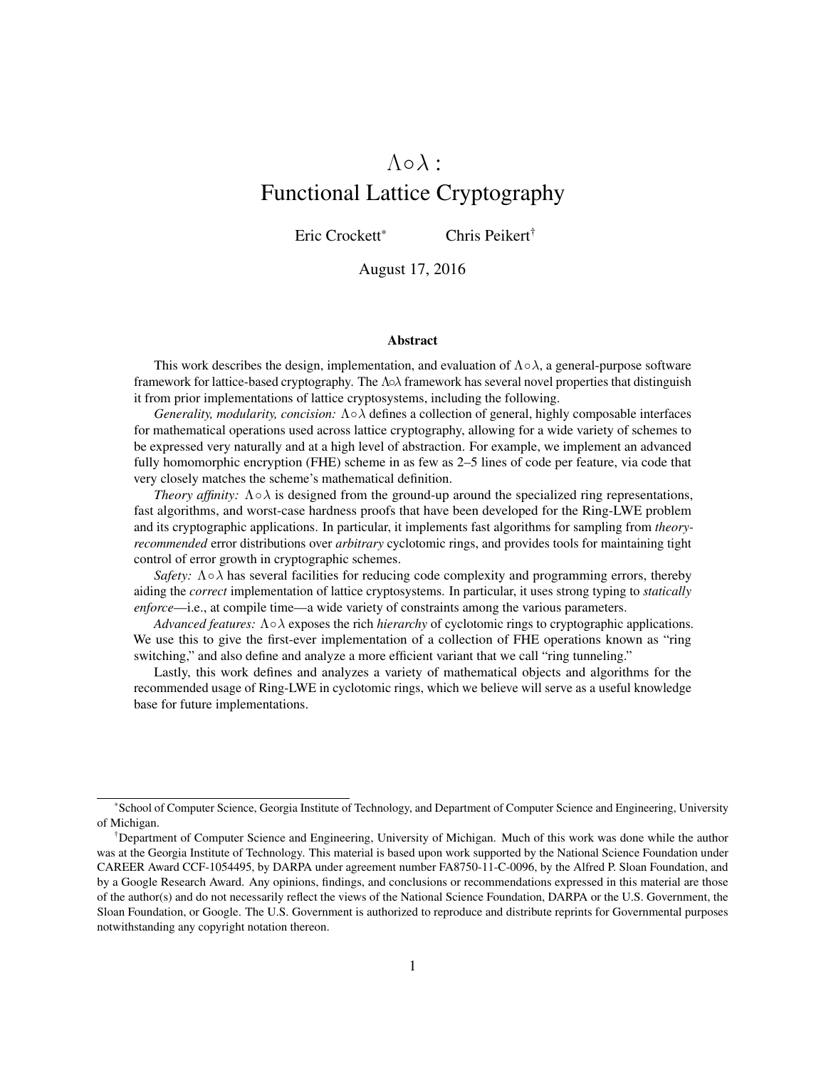# $\Lambda \circ \lambda$ : Functional Lattice Cryptography

Eric Crockett[*] Chris Peikert[†]

August 17, 2016

## Abstract

This work describes the design, implementation, and evaluation of $\Lambda \circ \lambda$, a general-purpose software framework for lattice-based cryptography. The $\Lambda \circ \lambda$ framework has several novel properties that distinguish it from prior implementations of lattice cryptosystems, including the following.

*Generality, modularity, concision:* $\Lambda \circ \lambda$ defines a collection of general, highly composable interfaces for mathematical operations used across lattice cryptography, allowing for a wide variety of schemes to be expressed very naturally and at a high level of abstraction. For example, we implement an advanced fully homomorphic encryption (FHE) scheme in as few as 2–5 lines of code per feature, via code that very closely matches the scheme's mathematical definition.

*Theory affinity:* $\Lambda \circ \lambda$ is designed from the ground-up around the specialized ring representations, fast algorithms, and worst-case hardness proofs that have been developed for the Ring-LWE problem and its cryptographic applications. In particular, it implements fast algorithms for sampling from *theory-recommended* error distributions over *arbitrary* cyclotomic rings, and provides tools for maintaining tight control of error growth in cryptographic schemes.

*Safety:* $\Lambda \circ \lambda$ has several facilities for reducing code complexity and programming errors, thereby aiding the *correct* implementation of lattice cryptosystems. In particular, it uses strong typing to *statically enforce*—i.e., at compile time—a wide variety of constraints among the various parameters.

*Advanced features:* $\Lambda \circ \lambda$ exposes the rich *hierarchy* of cyclotomic rings to cryptographic applications. We use this to give the first-ever implementation of a collection of FHE operations known as "ring switching," and also define and analyze a more efficient variant that we call "ring tunneling."

Lastly, this work defines and analyzes a variety of mathematical objects and algorithms for the recommended usage of Ring-LWE in cyclotomic rings, which we believe will serve as a useful knowledge base for future implementations.

---

[*] School of Computer Science, Georgia Institute of Technology, and Department of Computer Science and Engineering, University of Michigan.

[†] Department of Computer Science and Engineering, University of Michigan. Much of this work was done while the author was at the Georgia Institute of Technology. This material is based upon work supported by the National Science Foundation under CAREER Award CCF-1054495, by DARPA under agreement number FA8750-11-C-0096, by the Alfred P. Sloan Foundation, and by a Google Research Award. Any opinions, findings, and conclusions or recommendations expressed in this material are those of the author(s) and do not necessarily reflect the views of the National Science Foundation, DARPA or the U.S. Government, the Sloan Foundation, or Google. The U.S. Government is authorized to reproduce and distribute reprints for Governmental purposes notwithstanding any copyright notation thereon.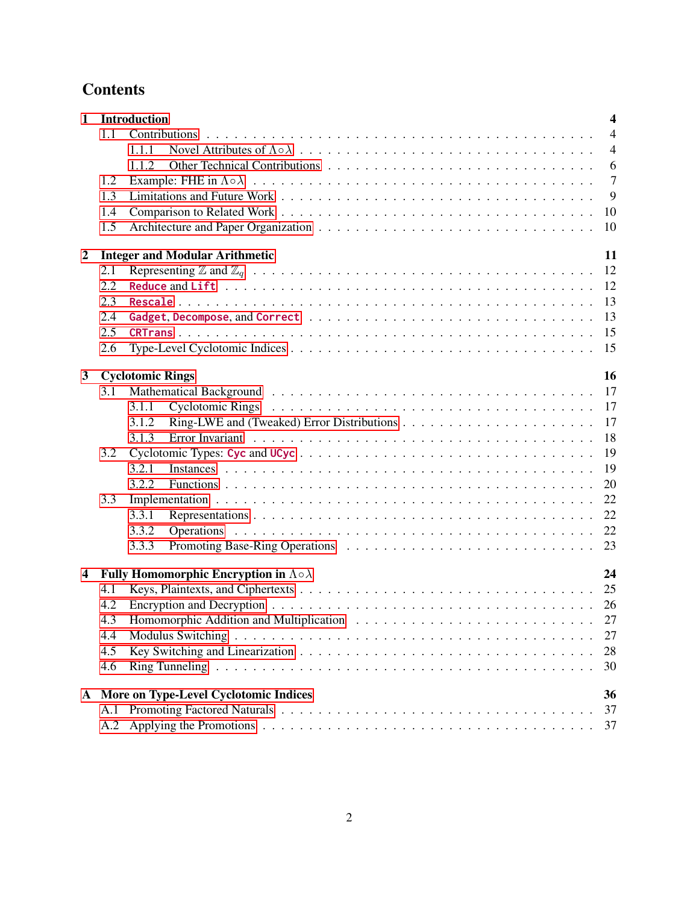# Contents

**1 Introduction** — **4**
- 1.1 Contributions — 4
  - 1.1.1 Novel Attributes of $\Lambda \circ \lambda$ — 4
  - 1.1.2 Other Technical Contributions — 6
- 1.2 Example: FHE in $\Lambda \circ \lambda$ — 7
- 1.3 Limitations and Future Work — 9
- 1.4 Comparison to Related Work — 10
- 1.5 Architecture and Paper Organization — 10

**2 Integer and Modular Arithmetic** — **11**
- 2.1 Representing $\mathbb{Z}$ and $\mathbb{Z}_q$ — 12
- 2.2 `Reduce` and `Lift` — 12
- 2.3 `Rescale` — 13
- 2.4 `Gadget`, `Decompose`, and `Correct` — 13
- 2.5 `CRTrans` — 15
- 2.6 Type-Level Cyclotomic Indices — 15

**3 Cyclotomic Rings** — **16**
- 3.1 Mathematical Background — 17
  - 3.1.1 Cyclotomic Rings — 17
  - 3.1.2 Ring-LWE and (Tweaked) Error Distributions — 17
  - 3.1.3 Error Invariant — 18
- 3.2 Cyclotomic Types: `Cyc` and `UCyc` — 19
  - 3.2.1 Instances — 19
  - 3.2.2 Functions — 20
- 3.3 Implementation — 22
  - 3.3.1 Representations — 22
  - 3.3.2 Operations — 22
  - 3.3.3 Promoting Base-Ring Operations — 23

**4 Fully Homomorphic Encryption in $\Lambda \circ \lambda$** — **24**
- 4.1 Keys, Plaintexts, and Ciphertexts — 25
- 4.2 Encryption and Decryption — 26
- 4.3 Homomorphic Addition and Multiplication — 27
- 4.4 Modulus Switching — 27
- 4.5 Key Switching and Linearization — 28
- 4.6 Ring Tunneling — 30

**A More on Type-Level Cyclotomic Indices** — **36**
- A.1 Promoting Factored Naturals — 37
- A.2 Applying the Promotions — 37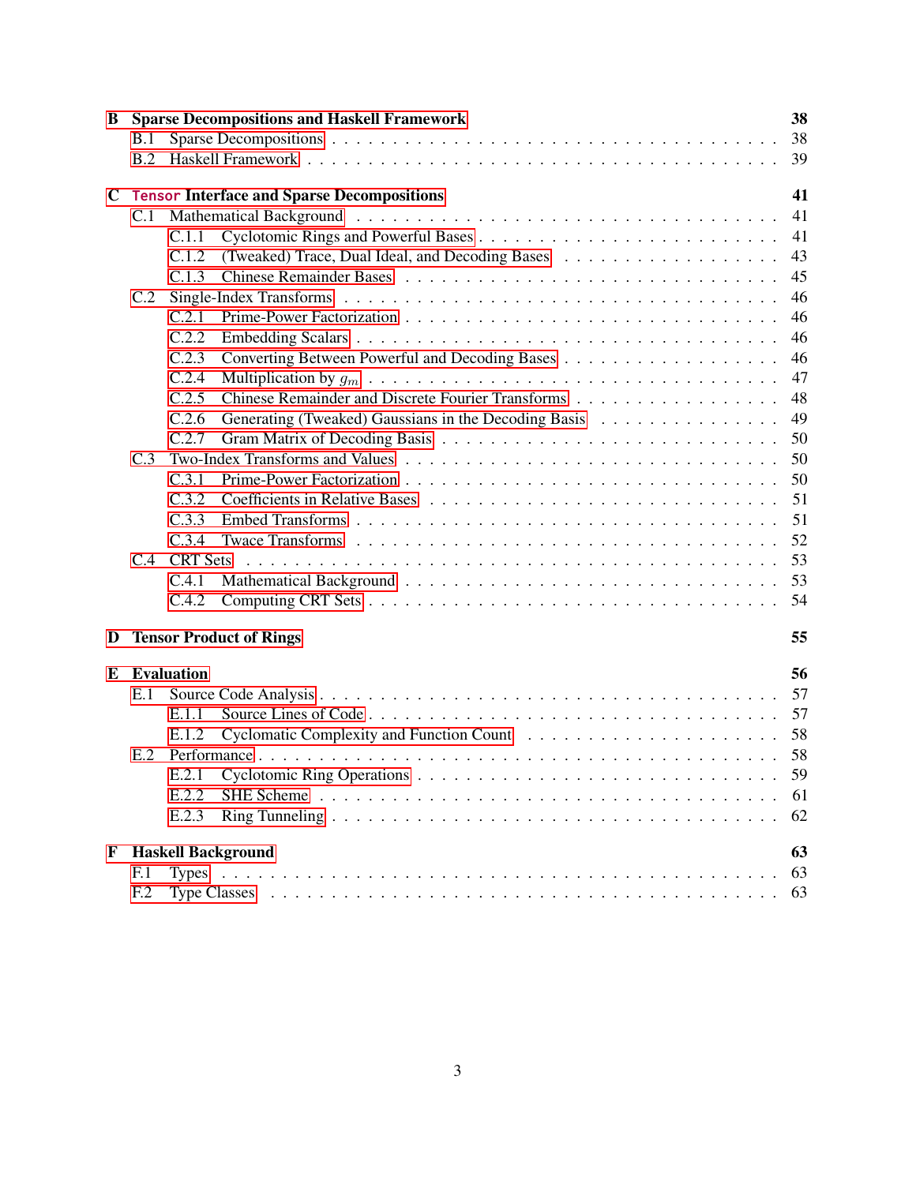**B Sparse Decompositions and Haskell Framework** — 38

- B.1 Sparse Decompositions — 38
- B.2 Haskell Framework — 39

**C `Tensor` Interface and Sparse Decompositions** — 41

- C.1 Mathematical Background — 41
  - C.1.1 Cyclotomic Rings and Powerful Bases — 41
  - C.1.2 (Tweaked) Trace, Dual Ideal, and Decoding Bases — 43
  - C.1.3 Chinese Remainder Bases — 45
- C.2 Single-Index Transforms — 46
  - C.2.1 Prime-Power Factorization — 46
  - C.2.2 Embedding Scalars — 46
  - C.2.3 Converting Between Powerful and Decoding Bases — 46
  - C.2.4 Multiplication by $g_m$ — 47
  - C.2.5 Chinese Remainder and Discrete Fourier Transforms — 48
  - C.2.6 Generating (Tweaked) Gaussians in the Decoding Basis — 49
  - C.2.7 Gram Matrix of Decoding Basis — 50
- C.3 Two-Index Transforms and Values — 50
  - C.3.1 Prime-Power Factorization — 50
  - C.3.2 Coefficients in Relative Bases — 51
  - C.3.3 Embed Transforms — 51
  - C.3.4 Twace Transforms — 52
- C.4 CRT Sets — 53
  - C.4.1 Mathematical Background — 53
  - C.4.2 Computing CRT Sets — 54

**D Tensor Product of Rings** — 55

**E Evaluation** — 56

- E.1 Source Code Analysis — 57
  - E.1.1 Source Lines of Code — 57
  - E.1.2 Cyclomatic Complexity and Function Count — 58
- E.2 Performance — 58
  - E.2.1 Cyclotomic Ring Operations — 59
  - E.2.2 SHE Scheme — 61
  - E.2.3 Ring Tunneling — 62

**F Haskell Background** — 63

- F.1 Types — 63
- F.2 Type Classes — 63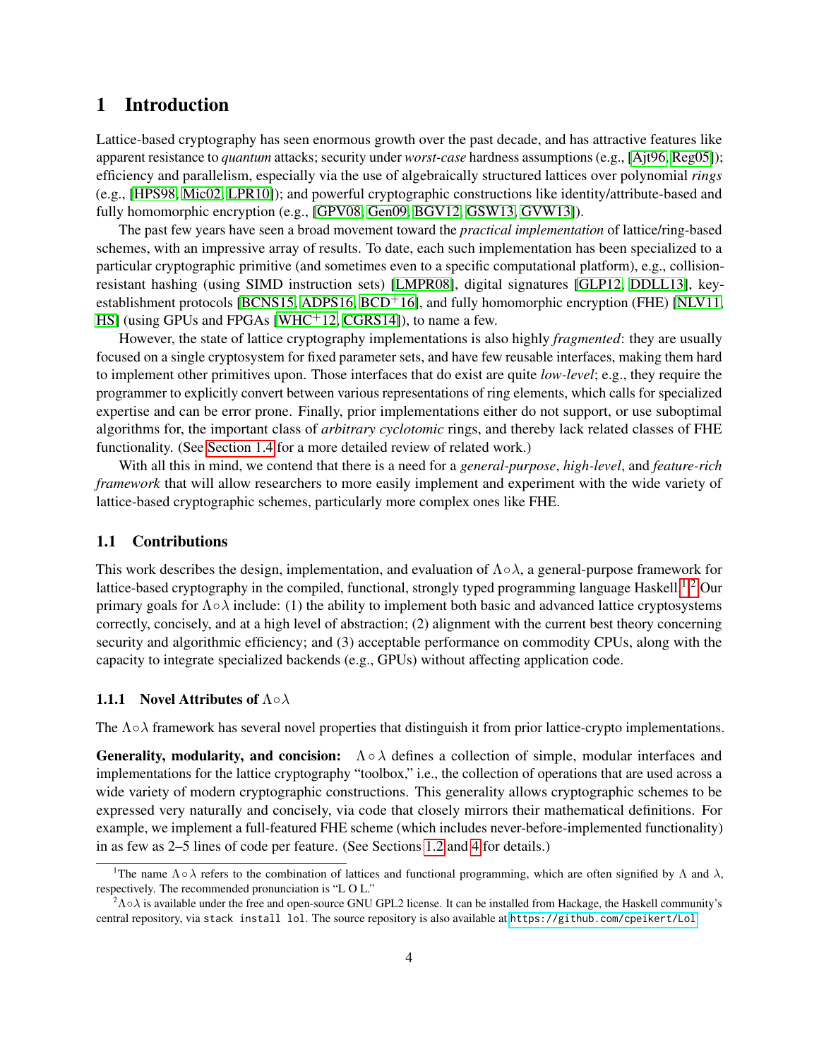# 1 Introduction

Lattice-based cryptography has seen enormous growth over the past decade, and has attractive features like apparent resistance to *quantum* attacks; security under *worst-case* hardness assumptions (e.g., [Ajt96, Reg05]); efficiency and parallelism, especially via the use of algebraically structured lattices over polynomial *rings* (e.g., [HPS98, Mic02, LPR10]); and powerful cryptographic constructions like identity/attribute-based and fully homomorphic encryption (e.g., [GPV08, Gen09, BGV12, GSW13, GVW13]).

The past few years have seen a broad movement toward the *practical implementation* of lattice/ring-based schemes, with an impressive array of results. To date, each such implementation has been specialized to a particular cryptographic primitive (and sometimes even to a specific computational platform), e.g., collision-resistant hashing (using SIMD instruction sets) [LMPR08], digital signatures [GLP12, DDLL13], key-establishment protocols [BCNS15, ADPS16, BCD+16], and fully homomorphic encryption (FHE) [NLV11, HS] (using GPUs and FPGAs [WHC+12, CGRS14]), to name a few.

However, the state of lattice cryptography implementations is also highly *fragmented*: they are usually focused on a single cryptosystem for fixed parameter sets, and have few reusable interfaces, making them hard to implement other primitives upon. Those interfaces that do exist are quite *low-level*; e.g., they require the programmer to explicitly convert between various representations of ring elements, which calls for specialized expertise and can be error prone. Finally, prior implementations either do not support, or use suboptimal algorithms for, the important class of *arbitrary cyclotomic* rings, and thereby lack related classes of FHE functionality. (See Section 1.4 for a more detailed review of related work.)

With all this in mind, we contend that there is a need for a *general-purpose*, *high-level*, and *feature-rich framework* that will allow researchers to more easily implement and experiment with the wide variety of lattice-based cryptographic schemes, particularly more complex ones like FHE.

## 1.1 Contributions

This work describes the design, implementation, and evaluation of $\Lambda\circ\lambda$, a general-purpose framework for lattice-based cryptography in the compiled, functional, strongly typed programming language Haskell.[1] [2] Our primary goals for $\Lambda\circ\lambda$ include: (1) the ability to implement both basic and advanced lattice cryptosystems correctly, concisely, and at a high level of abstraction; (2) alignment with the current best theory concerning security and algorithmic efficiency; and (3) acceptable performance on commodity CPUs, along with the capacity to integrate specialized backends (e.g., GPUs) without affecting application code.

### 1.1.1 Novel Attributes of $\Lambda\circ\lambda$

The $\Lambda\circ\lambda$ framework has several novel properties that distinguish it from prior lattice-crypto implementations.

**Generality, modularity, and concision:** $\Lambda\circ\lambda$ defines a collection of simple, modular interfaces and implementations for the lattice cryptography "toolbox," i.e., the collection of operations that are used across a wide variety of modern cryptographic constructions. This generality allows cryptographic schemes to be expressed very naturally and concisely, via code that closely mirrors their mathematical definitions. For example, we implement a full-featured FHE scheme (which includes never-before-implemented functionality) in as few as 2–5 lines of code per feature. (See Sections 1.2 and 4 for details.)

[1] The name $\Lambda\circ\lambda$ refers to the combination of lattices and functional programming, which are often signified by $\Lambda$ and $\lambda$, respectively. The recommended pronunciation is "L O L."

[2] $\Lambda\circ\lambda$ is available under the free and open-source GNU GPL2 license. It can be installed from Hackage, the Haskell community's central repository, via `stack install lol`. The source repository is also available at https://github.com/cpeikert/Lol.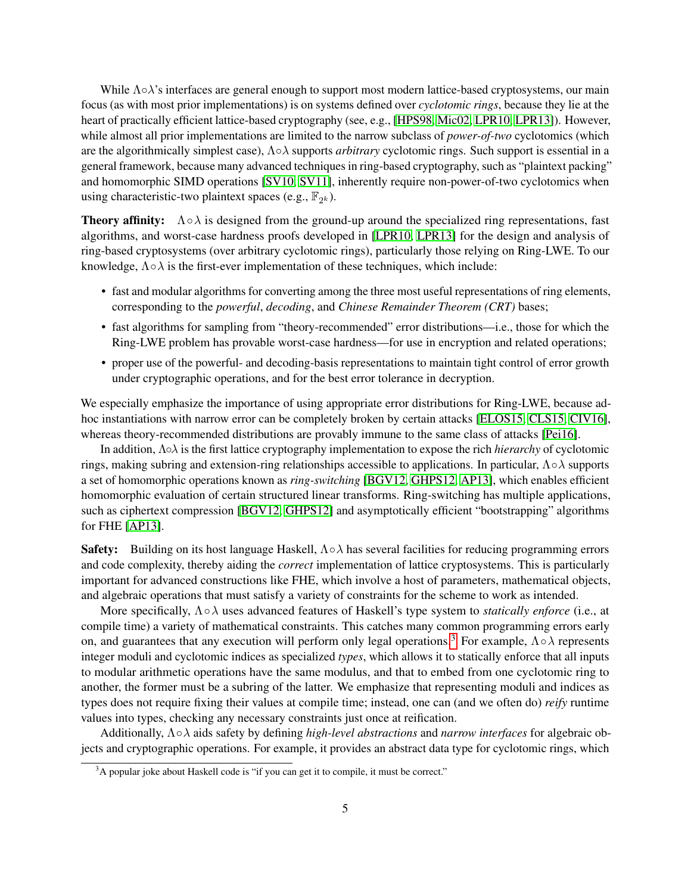While $\Lambda\circ\lambda$'s interfaces are general enough to support most modern lattice-based cryptosystems, our main focus (as with most prior implementations) is on systems defined over *cyclotomic rings*, because they lie at the heart of practically efficient lattice-based cryptography (see, e.g., [HPS98, Mic02, LPR10, LPR13]). However, while almost all prior implementations are limited to the narrow subclass of *power-of-two* cyclotomics (which are the algorithmically simplest case), $\Lambda\circ\lambda$ supports *arbitrary* cyclotomic rings. Such support is essential in a general framework, because many advanced techniques in ring-based cryptography, such as "plaintext packing" and homomorphic SIMD operations [SV10, SV11], inherently require non-power-of-two cyclotomics when using characteristic-two plaintext spaces (e.g., $\mathbb{F}_{2^k}$).

**Theory affinity:** $\Lambda\circ\lambda$ is designed from the ground-up around the specialized ring representations, fast algorithms, and worst-case hardness proofs developed in [LPR10, LPR13] for the design and analysis of ring-based cryptosystems (over arbitrary cyclotomic rings), particularly those relying on Ring-LWE. To our knowledge, $\Lambda\circ\lambda$ is the first-ever implementation of these techniques, which include:

- fast and modular algorithms for converting among the three most useful representations of ring elements, corresponding to the *powerful*, *decoding*, and *Chinese Remainder Theorem (CRT)* bases;
- fast algorithms for sampling from "theory-recommended" error distributions—i.e., those for which the Ring-LWE problem has provable worst-case hardness—for use in encryption and related operations;
- proper use of the powerful- and decoding-basis representations to maintain tight control of error growth under cryptographic operations, and for the best error tolerance in decryption.

We especially emphasize the importance of using appropriate error distributions for Ring-LWE, because ad-hoc instantiations with narrow error can be completely broken by certain attacks [ELOS15, CLS15, CIV16], whereas theory-recommended distributions are provably immune to the same class of attacks [Pei16].

In addition, $\Lambda\circ\lambda$ is the first lattice cryptography implementation to expose the rich *hierarchy* of cyclotomic rings, making subring and extension-ring relationships accessible to applications. In particular, $\Lambda\circ\lambda$ supports a set of homomorphic operations known as *ring-switching* [BGV12, GHPS12, AP13], which enables efficient homomorphic evaluation of certain structured linear transforms. Ring-switching has multiple applications, such as ciphertext compression [BGV12, GHPS12] and asymptotically efficient "bootstrapping" algorithms for FHE [AP13].

**Safety:** Building on its host language Haskell, $\Lambda\circ\lambda$ has several facilities for reducing programming errors and code complexity, thereby aiding the *correct* implementation of lattice cryptosystems. This is particularly important for advanced constructions like FHE, which involve a host of parameters, mathematical objects, and algebraic operations that must satisfy a variety of constraints for the scheme to work as intended.

More specifically, $\Lambda\circ\lambda$ uses advanced features of Haskell's type system to *statically enforce* (i.e., at compile time) a variety of mathematical constraints. This catches many common programming errors early on, and guarantees that any execution will perform only legal operations.[3] For example, $\Lambda\circ\lambda$ represents integer moduli and cyclotomic indices as specialized *types*, which allows it to statically enforce that all inputs to modular arithmetic operations have the same modulus, and that to embed from one cyclotomic ring to another, the former must be a subring of the latter. We emphasize that representing moduli and indices as types does not require fixing their values at compile time; instead, one can (and we often do) *reify* runtime values into types, checking any necessary constraints just once at reification.

Additionally, $\Lambda\circ\lambda$ aids safety by defining *high-level abstractions* and *narrow interfaces* for algebraic objects and cryptographic operations. For example, it provides an abstract data type for cyclotomic rings, which

[3] A popular joke about Haskell code is "if you can get it to compile, it must be correct."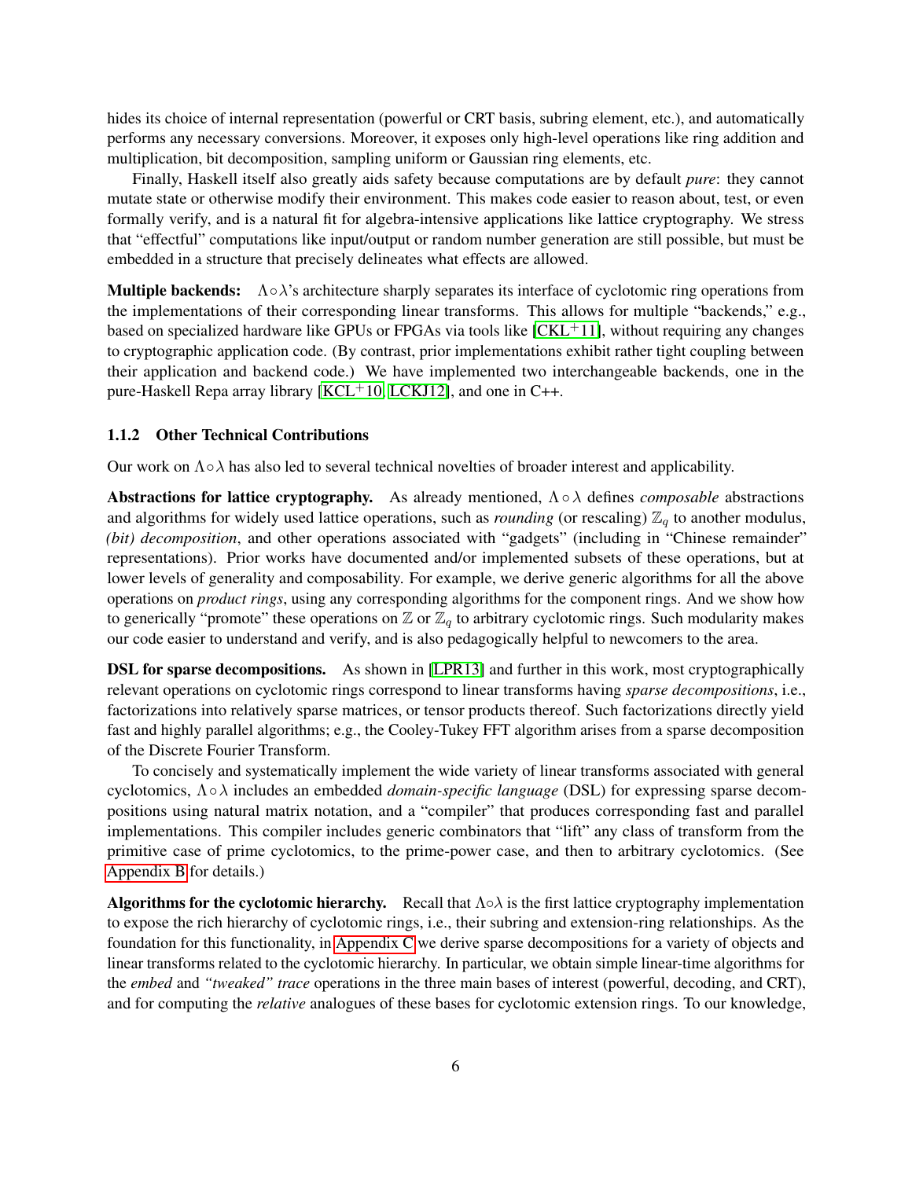hides its choice of internal representation (powerful or CRT basis, subring element, etc.), and automatically performs any necessary conversions. Moreover, it exposes only high-level operations like ring addition and multiplication, bit decomposition, sampling uniform or Gaussian ring elements, etc.

Finally, Haskell itself also greatly aids safety because computations are by default *pure*: they cannot mutate state or otherwise modify their environment. This makes code easier to reason about, test, or even formally verify, and is a natural fit for algebra-intensive applications like lattice cryptography. We stress that "effectful" computations like input/output or random number generation are still possible, but must be embedded in a structure that precisely delineates what effects are allowed.

**Multiple backends:** $\Lambda\circ\lambda$'s architecture sharply separates its interface of cyclotomic ring operations from the implementations of their corresponding linear transforms. This allows for multiple "backends," e.g., based on specialized hardware like GPUs or FPGAs via tools like [CKL+11], without requiring any changes to cryptographic application code. (By contrast, prior implementations exhibit rather tight coupling between their application and backend code.) We have implemented two interchangeable backends, one in the pure-Haskell Repa array library [KCL+10, LCKJ12], and one in C++.

### 1.1.2 Other Technical Contributions

Our work on $\Lambda\circ\lambda$ has also led to several technical novelties of broader interest and applicability.

**Abstractions for lattice cryptography.** As already mentioned, $\Lambda\circ\lambda$ defines *composable* abstractions and algorithms for widely used lattice operations, such as *rounding* (or rescaling) $\mathbb{Z}_q$ to another modulus, *(bit) decomposition*, and other operations associated with "gadgets" (including in "Chinese remainder" representations). Prior works have documented and/or implemented subsets of these operations, but at lower levels of generality and composability. For example, we derive generic algorithms for all the above operations on *product rings*, using any corresponding algorithms for the component rings. And we show how to generically "promote" these operations on $\mathbb{Z}$ or $\mathbb{Z}_q$ to arbitrary cyclotomic rings. Such modularity makes our code easier to understand and verify, and is also pedagogically helpful to newcomers to the area.

**DSL for sparse decompositions.** As shown in [LPR13] and further in this work, most cryptographically relevant operations on cyclotomic rings correspond to linear transforms having *sparse decompositions*, i.e., factorizations into relatively sparse matrices, or tensor products thereof. Such factorizations directly yield fast and highly parallel algorithms; e.g., the Cooley-Tukey FFT algorithm arises from a sparse decomposition of the Discrete Fourier Transform.

To concisely and systematically implement the wide variety of linear transforms associated with general cyclotomics, $\Lambda\circ\lambda$ includes an embedded *domain-specific language* (DSL) for expressing sparse decompositions using natural matrix notation, and a "compiler" that produces corresponding fast and parallel implementations. This compiler includes generic combinators that "lift" any class of transform from the primitive case of prime cyclotomics, to the prime-power case, and then to arbitrary cyclotomics. (See Appendix B for details.)

**Algorithms for the cyclotomic hierarchy.** Recall that $\Lambda\circ\lambda$ is the first lattice cryptography implementation to expose the rich hierarchy of cyclotomic rings, i.e., their subring and extension-ring relationships. As the foundation for this functionality, in Appendix C we derive sparse decompositions for a variety of objects and linear transforms related to the cyclotomic hierarchy. In particular, we obtain simple linear-time algorithms for the *embed* and *"tweaked" trace* operations in the three main bases of interest (powerful, decoding, and CRT), and for computing the *relative* analogues of these bases for cyclotomic extension rings. To our knowledge,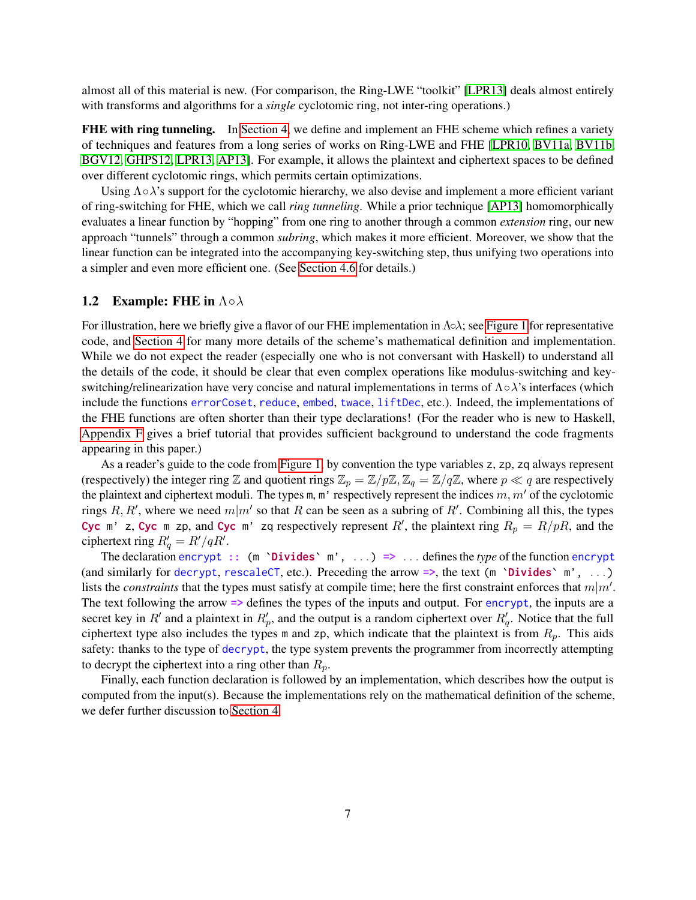almost all of this material is new. (For comparison, the Ring-LWE "toolkit" [LPR13] deals almost entirely with transforms and algorithms for a *single* cyclotomic ring, not inter-ring operations.)

**FHE with ring tunneling.** In Section 4, we define and implement an FHE scheme which refines a variety of techniques and features from a long series of works on Ring-LWE and FHE [LPR10, BV11a, BV11b, BGV12, GHPS12, LPR13, AP13]. For example, it allows the plaintext and ciphertext spaces to be defined over different cyclotomic rings, which permits certain optimizations.

Using $\Lambda \circ \lambda$'s support for the cyclotomic hierarchy, we also devise and implement a more efficient variant of ring-switching for FHE, which we call *ring tunneling*. While a prior technique [AP13] homomorphically evaluates a linear function by "hopping" from one ring to another through a common *extension* ring, our new approach "tunnels" through a common *subring*, which makes it more efficient. Moreover, we show that the linear function can be integrated into the accompanying key-switching step, thus unifying two operations into a simpler and even more efficient one. (See Section 4.6 for details.)

## 1.2 Example: FHE in $\Lambda \circ \lambda$

For illustration, here we briefly give a flavor of our FHE implementation in $\Lambda \circ \lambda$; see Figure 1 for representative code, and Section 4 for many more details of the scheme's mathematical definition and implementation. While we do not expect the reader (especially one who is not conversant with Haskell) to understand all the details of the code, it should be clear that even complex operations like modulus-switching and key-switching/relinearization have very concise and natural implementations in terms of $\Lambda \circ \lambda$'s interfaces (which include the functions `errorCoset`, `reduce`, `embed`, `twace`, `liftDec`, etc.). Indeed, the implementations of the FHE functions are often shorter than their type declarations! (For the reader who is new to Haskell, Appendix F gives a brief tutorial that provides sufficient background to understand the code fragments appearing in this paper.)

As a reader's guide to the code from Figure 1, by convention the type variables `z`, `zp`, `zq` always represent (respectively) the integer ring $\mathbb{Z}$ and quotient rings $\mathbb{Z}_p = \mathbb{Z}/p\mathbb{Z}, \mathbb{Z}_q = \mathbb{Z}/q\mathbb{Z}$, where $p \ll q$ are respectively the plaintext and ciphertext moduli. The types `m`, `m'` respectively represent the indices $m, m'$ of the cyclotomic rings $R, R'$, where we need $m|m'$ so that $R$ can be seen as a subring of $R'$. Combining all this, the types `Cyc m' z`, `Cyc m zp`, and `Cyc m' zq` respectively represent $R'$, the plaintext ring $R_p = R/pR$, and the ciphertext ring $R'_q = R'/qR'$.

The declaration `encrypt :: (m `Divides` m', ...) => ...` defines the *type* of the function `encrypt` (and similarly for `decrypt`, `rescaleCT`, etc.). Preceding the arrow `=>`, the text `(m `Divides` m', ...)` lists the *constraints* that the types must satisfy at compile time; here the first constraint enforces that $m|m'$. The text following the arrow `=>` defines the types of the inputs and output. For `encrypt`, the inputs are a secret key in $R'$ and a plaintext in $R'_p$, and the output is a random ciphertext over $R'_q$. Notice that the full ciphertext type also includes the types `m` and `zp`, which indicate that the plaintext is from $R_p$. This aids safety: thanks to the type of `decrypt`, the type system prevents the programmer from incorrectly attempting to decrypt the ciphertext into a ring other than $R_p$.

Finally, each function declaration is followed by an implementation, which describes how the output is computed from the input(s). Because the implementations rely on the mathematical definition of the scheme, we defer further discussion to Section 4.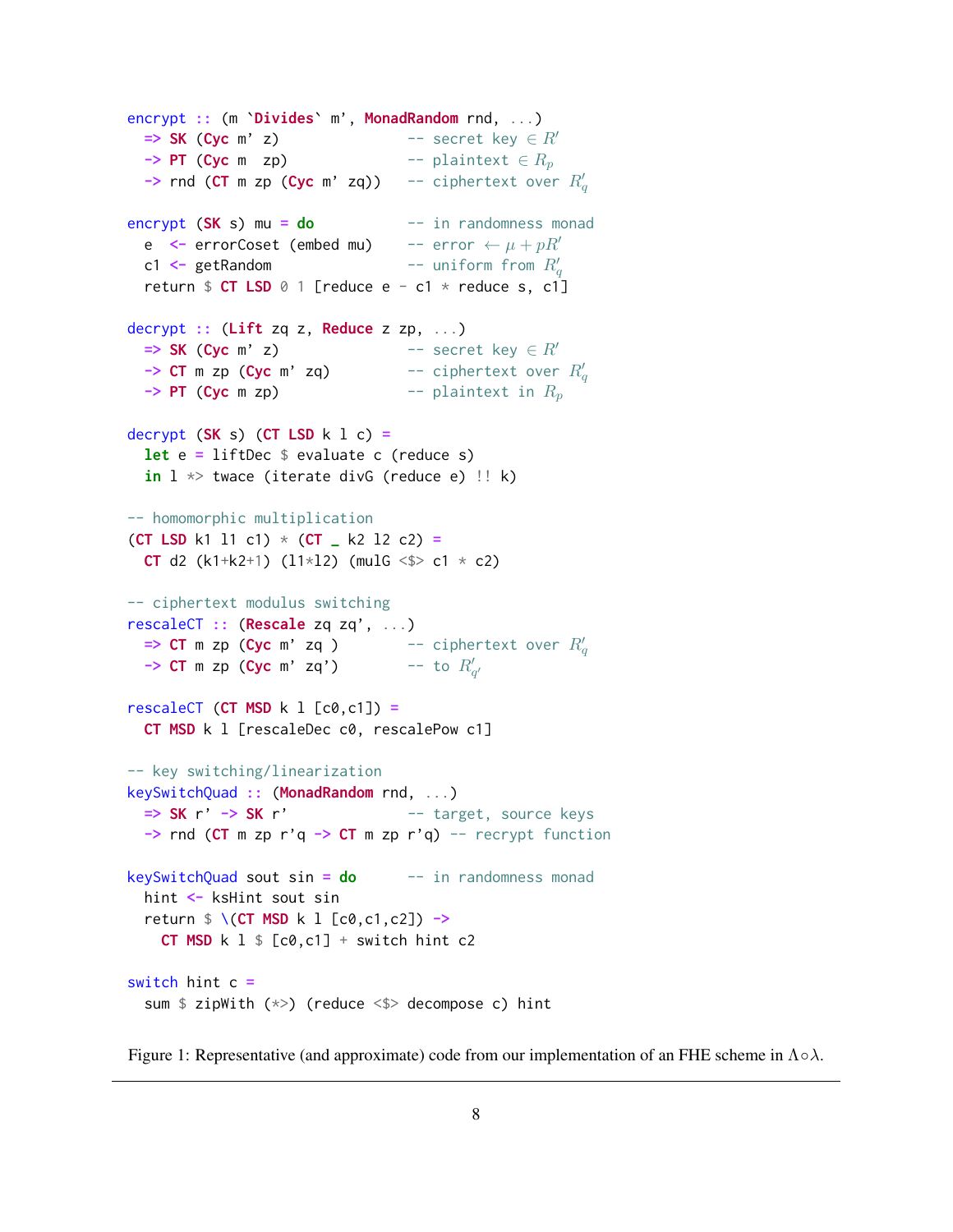```haskell
encrypt :: (m `Divides` m', MonadRandom rnd, ...)
  => SK (Cyc m' z)                -- secret key ∈ R'
  -> PT (Cyc m  zp)               -- plaintext ∈ R_p
  -> rnd (CT m zp (Cyc m' zq))    -- ciphertext over R'_q

encrypt (SK s) mu = do            -- in randomness monad
  e  <- errorCoset (embed mu)     -- error ← μ + pR'
  c1 <- getRandom                 -- uniform from R'_q
  return $ CT LSD 0 1 [reduce e - c1 * reduce s, c1]

decrypt :: (Lift zq z, Reduce z zp, ...)
  => SK (Cyc m' z)                -- secret key ∈ R'
  -> CT m zp (Cyc m' zq)          -- ciphertext over R'_q
  -> PT (Cyc m zp)                -- plaintext in R_p

decrypt (SK s) (CT LSD k l c) =
  let e = liftDec $ evaluate c (reduce s)
  in l *> twace (iterate divG (reduce e) !! k)

-- homomorphic multiplication
(CT LSD k1 l1 c1) * (CT _ k2 l2 c2) =
  CT d2 (k1+k2+1) (l1*l2) (mulG <$> c1 * c2)

-- ciphertext modulus switching
rescaleCT :: (Rescale zq zq', ...)
  => CT m zp (Cyc m' zq )         -- ciphertext over R'_q
  -> CT m zp (Cyc m' zq')         -- to R'_q'

rescaleCT (CT MSD k l [c0,c1]) =
  CT MSD k l [rescaleDec c0, rescalePow c1]

-- key switching/linearization
keySwitchQuad :: (MonadRandom rnd, ...)
  => SK r' -> SK r'               -- target, source keys
  -> rnd (CT m zp r'q -> CT m zp r'q) -- recrypt function

keySwitchQuad sout sin = do       -- in randomness monad
  hint <- ksHint sout sin
  return $ \(CT MSD k l [c0,c1,c2]) ->
    CT MSD k l $ [c0,c1] + switch hint c2

switch hint c =
  sum $ zipWith (*>) (reduce <$> decompose c) hint
```

Figure 1: Representative (and approximate) code from our implementation of an FHE scheme in $\Lambda \circ \lambda$.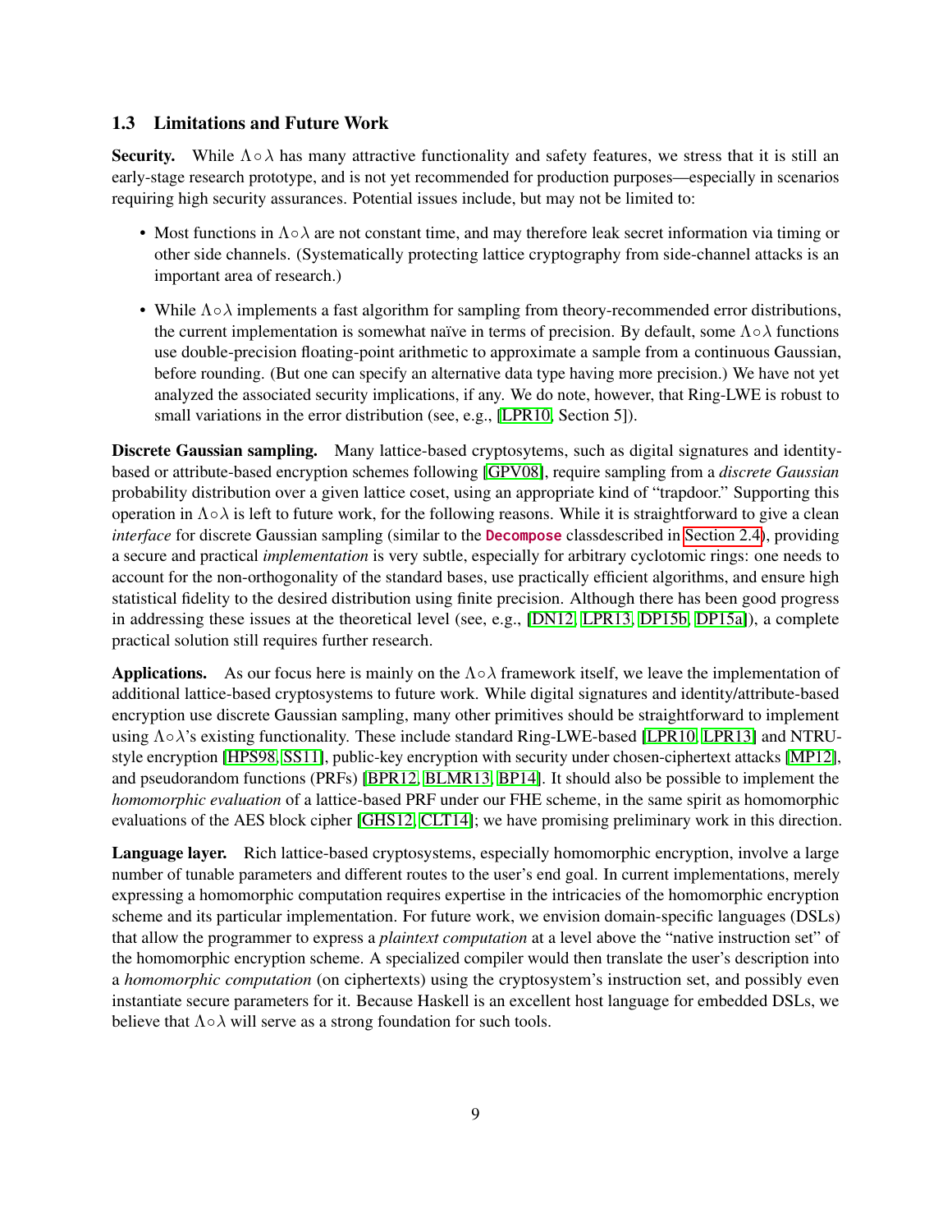### 1.3 Limitations and Future Work

**Security.** While $\Lambda \circ \lambda$ has many attractive functionality and safety features, we stress that it is still an early-stage research prototype, and is not yet recommended for production purposes—especially in scenarios requiring high security assurances. Potential issues include, but may not be limited to:

- Most functions in $\Lambda \circ \lambda$ are not constant time, and may therefore leak secret information via timing or other side channels. (Systematically protecting lattice cryptography from side-channel attacks is an important area of research.)
- While $\Lambda \circ \lambda$ implements a fast algorithm for sampling from theory-recommended error distributions, the current implementation is somewhat naïve in terms of precision. By default, some $\Lambda \circ \lambda$ functions use double-precision floating-point arithmetic to approximate a sample from a continuous Gaussian, before rounding. (But one can specify an alternative data type having more precision.) We have not yet analyzed the associated security implications, if any. We do note, however, that Ring-LWE is robust to small variations in the error distribution (see, e.g., [LPR10, Section 5]).

**Discrete Gaussian sampling.** Many lattice-based cryptosytems, such as digital signatures and identity-based or attribute-based encryption schemes following [GPV08], require sampling from a *discrete Gaussian* probability distribution over a given lattice coset, using an appropriate kind of "trapdoor." Supporting this operation in $\Lambda \circ \lambda$ is left to future work, for the following reasons. While it is straightforward to give a clean *interface* for discrete Gaussian sampling (similar to the `Decompose` classdescribed in Section 2.4), providing a secure and practical *implementation* is very subtle, especially for arbitrary cyclotomic rings: one needs to account for the non-orthogonality of the standard bases, use practically efficient algorithms, and ensure high statistical fidelity to the desired distribution using finite precision. Although there has been good progress in addressing these issues at the theoretical level (see, e.g., [DN12, LPR13, DP15b, DP15a]), a complete practical solution still requires further research.

**Applications.** As our focus here is mainly on the $\Lambda \circ \lambda$ framework itself, we leave the implementation of additional lattice-based cryptosystems to future work. While digital signatures and identity/attribute-based encryption use discrete Gaussian sampling, many other primitives should be straightforward to implement using $\Lambda \circ \lambda$'s existing functionality. These include standard Ring-LWE-based [LPR10, LPR13] and NTRU-style encryption [HPS98, SS11], public-key encryption with security under chosen-ciphertext attacks [MP12], and pseudorandom functions (PRFs) [BPR12, BLMR13, BP14]. It should also be possible to implement the *homomorphic evaluation* of a lattice-based PRF under our FHE scheme, in the same spirit as homomorphic evaluations of the AES block cipher [GHS12, CLT14]; we have promising preliminary work in this direction.

**Language layer.** Rich lattice-based cryptosystems, especially homomorphic encryption, involve a large number of tunable parameters and different routes to the user's end goal. In current implementations, merely expressing a homomorphic computation requires expertise in the intricacies of the homomorphic encryption scheme and its particular implementation. For future work, we envision domain-specific languages (DSLs) that allow the programmer to express a *plaintext computation* at a level above the "native instruction set" of the homomorphic encryption scheme. A specialized compiler would then translate the user's description into a *homomorphic computation* (on ciphertexts) using the cryptosystem's instruction set, and possibly even instantiate secure parameters for it. Because Haskell is an excellent host language for embedded DSLs, we believe that $\Lambda \circ \lambda$ will serve as a strong foundation for such tools.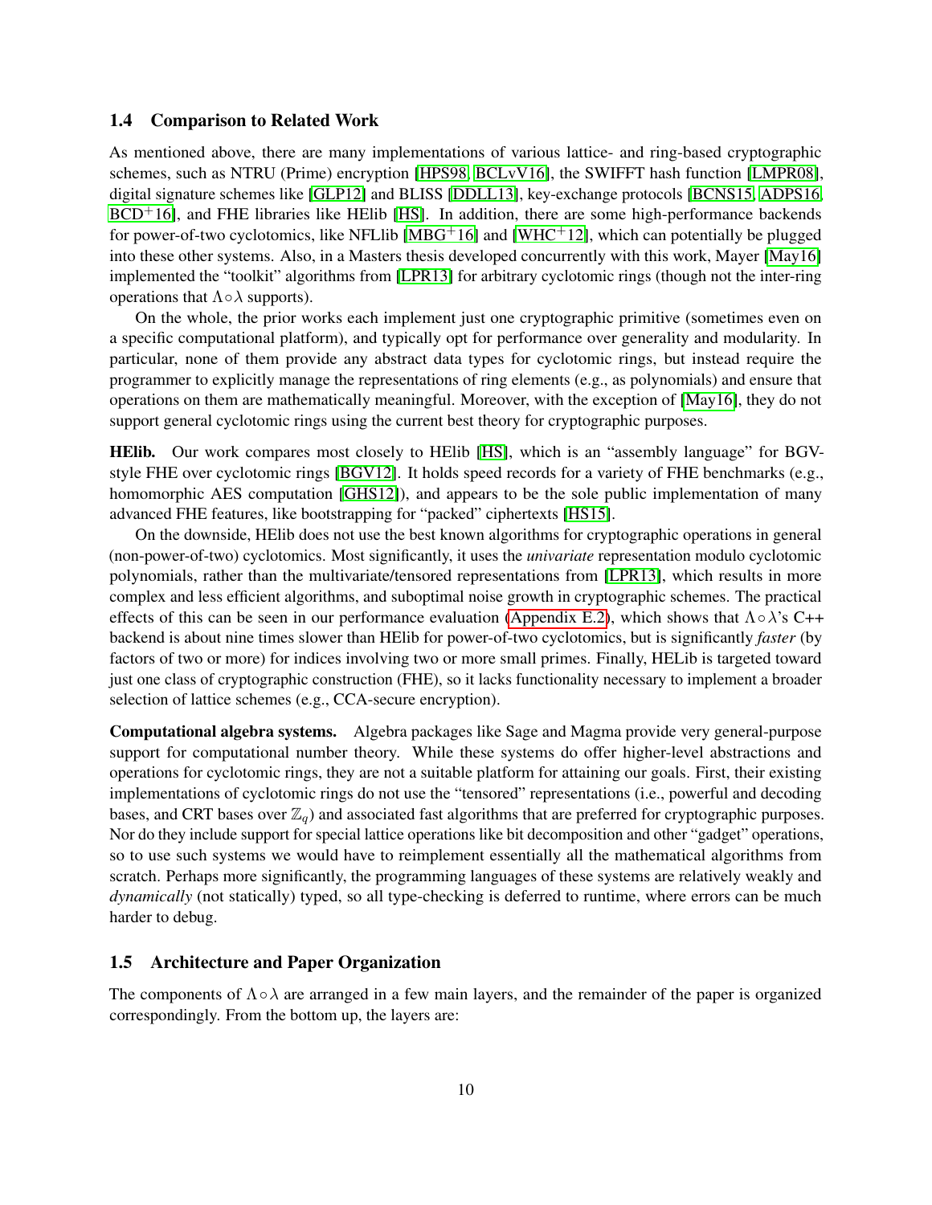### 1.4 Comparison to Related Work

As mentioned above, there are many implementations of various lattice- and ring-based cryptographic schemes, such as NTRU (Prime) encryption [HPS98, BCLvV16], the SWIFFT hash function [LMPR08], digital signature schemes like [GLP12] and BLISS [DDLL13], key-exchange protocols [BCNS15, ADPS16, BCD$^+$16], and FHE libraries like HElib [HS]. In addition, there are some high-performance backends for power-of-two cyclotomics, like NFLlib [MBG$^+$16] and [WHC$^+$12], which can potentially be plugged into these other systems. Also, in a Masters thesis developed concurrently with this work, Mayer [May16] implemented the "toolkit" algorithms from [LPR13] for arbitrary cyclotomic rings (though not the inter-ring operations that $\Lambda\circ\lambda$ supports).

On the whole, the prior works each implement just one cryptographic primitive (sometimes even on a specific computational platform), and typically opt for performance over generality and modularity. In particular, none of them provide any abstract data types for cyclotomic rings, but instead require the programmer to explicitly manage the representations of ring elements (e.g., as polynomials) and ensure that operations on them are mathematically meaningful. Moreover, with the exception of [May16], they do not support general cyclotomic rings using the current best theory for cryptographic purposes.

**HElib.** Our work compares most closely to HElib [HS], which is an "assembly language" for BGV-style FHE over cyclotomic rings [BGV12]. It holds speed records for a variety of FHE benchmarks (e.g., homomorphic AES computation [GHS12]), and appears to be the sole public implementation of many advanced FHE features, like bootstrapping for "packed" ciphertexts [HS15].

On the downside, HElib does not use the best known algorithms for cryptographic operations in general (non-power-of-two) cyclotomics. Most significantly, it uses the *univariate* representation modulo cyclotomic polynomials, rather than the multivariate/tensored representations from [LPR13], which results in more complex and less efficient algorithms, and suboptimal noise growth in cryptographic schemes. The practical effects of this can be seen in our performance evaluation (Appendix E.2), which shows that $\Lambda\circ\lambda$'s C++ backend is about nine times slower than HElib for power-of-two cyclotomics, but is significantly *faster* (by factors of two or more) for indices involving two or more small primes. Finally, HELib is targeted toward just one class of cryptographic construction (FHE), so it lacks functionality necessary to implement a broader selection of lattice schemes (e.g., CCA-secure encryption).

**Computational algebra systems.** Algebra packages like Sage and Magma provide very general-purpose support for computational number theory. While these systems do offer higher-level abstractions and operations for cyclotomic rings, they are not a suitable platform for attaining our goals. First, their existing implementations of cyclotomic rings do not use the "tensored" representations (i.e., powerful and decoding bases, and CRT bases over $\mathbb{Z}_q$) and associated fast algorithms that are preferred for cryptographic purposes. Nor do they include support for special lattice operations like bit decomposition and other "gadget" operations, so to use such systems we would have to reimplement essentially all the mathematical algorithms from scratch. Perhaps more significantly, the programming languages of these systems are relatively weakly and *dynamically* (not statically) typed, so all type-checking is deferred to runtime, where errors can be much harder to debug.

### 1.5 Architecture and Paper Organization

The components of $\Lambda\circ\lambda$ are arranged in a few main layers, and the remainder of the paper is organized correspondingly. From the bottom up, the layers are: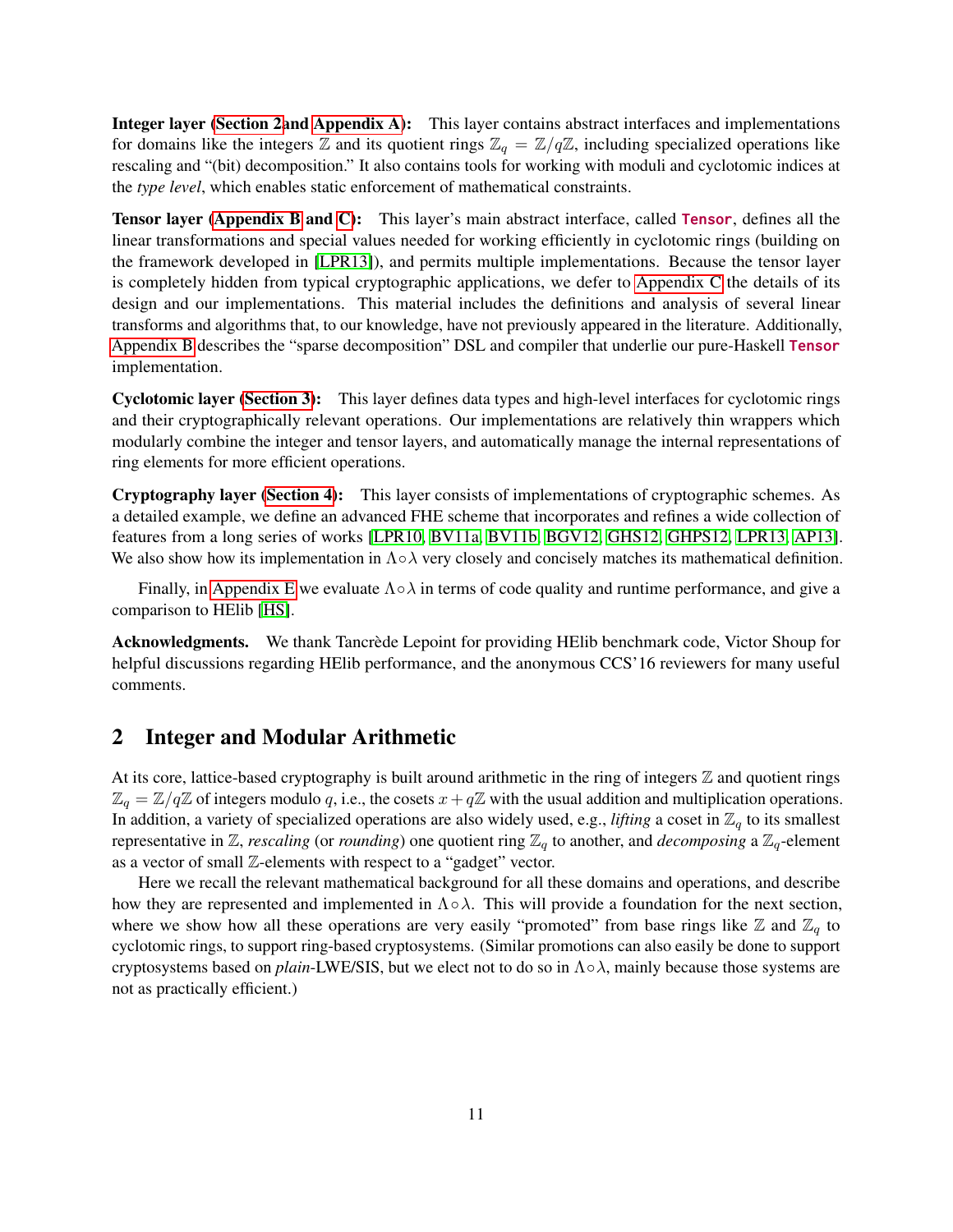**Integer layer (Section 2 and Appendix A):** This layer contains abstract interfaces and implementations for domains like the integers $\mathbb{Z}$ and its quotient rings $\mathbb{Z}_q = \mathbb{Z}/q\mathbb{Z}$, including specialized operations like rescaling and "(bit) decomposition." It also contains tools for working with moduli and cyclotomic indices at the *type level*, which enables static enforcement of mathematical constraints.

**Tensor layer (Appendix B and C):** This layer's main abstract interface, called `Tensor`, defines all the linear transformations and special values needed for working efficiently in cyclotomic rings (building on the framework developed in [LPR13]), and permits multiple implementations. Because the tensor layer is completely hidden from typical cryptographic applications, we defer to Appendix C the details of its design and our implementations. This material includes the definitions and analysis of several linear transforms and algorithms that, to our knowledge, have not previously appeared in the literature. Additionally, Appendix B describes the "sparse decomposition" DSL and compiler that underlie our pure-Haskell `Tensor` implementation.

**Cyclotomic layer (Section 3):** This layer defines data types and high-level interfaces for cyclotomic rings and their cryptographically relevant operations. Our implementations are relatively thin wrappers which modularly combine the integer and tensor layers, and automatically manage the internal representations of ring elements for more efficient operations.

**Cryptography layer (Section 4):** This layer consists of implementations of cryptographic schemes. As a detailed example, we define an advanced FHE scheme that incorporates and refines a wide collection of features from a long series of works [LPR10, BV11a, BV11b, BGV12, GHS12, GHPS12, LPR13, AP13]. We also show how its implementation in $\Lambda\circ\lambda$ very closely and concisely matches its mathematical definition.

Finally, in Appendix E we evaluate $\Lambda\circ\lambda$ in terms of code quality and runtime performance, and give a comparison to HElib [HS].

**Acknowledgments.** We thank Tancrède Lepoint for providing HElib benchmark code, Victor Shoup for helpful discussions regarding HElib performance, and the anonymous CCS'16 reviewers for many useful comments.

## 2 Integer and Modular Arithmetic

At its core, lattice-based cryptography is built around arithmetic in the ring of integers $\mathbb{Z}$ and quotient rings $\mathbb{Z}_q = \mathbb{Z}/q\mathbb{Z}$ of integers modulo $q$, i.e., the cosets $x + q\mathbb{Z}$ with the usual addition and multiplication operations. In addition, a variety of specialized operations are also widely used, e.g., *lifting* a coset in $\mathbb{Z}_q$ to its smallest representative in $\mathbb{Z}$, *rescaling* (or *rounding*) one quotient ring $\mathbb{Z}_q$ to another, and *decomposing* a $\mathbb{Z}_q$-element as a vector of small $\mathbb{Z}$-elements with respect to a "gadget" vector.

Here we recall the relevant mathematical background for all these domains and operations, and describe how they are represented and implemented in $\Lambda\circ\lambda$. This will provide a foundation for the next section, where we show how all these operations are very easily "promoted" from base rings like $\mathbb{Z}$ and $\mathbb{Z}_q$ to cyclotomic rings, to support ring-based cryptosystems. (Similar promotions can also easily be done to support cryptosystems based on *plain*-LWE/SIS, but we elect not to do so in $\Lambda\circ\lambda$, mainly because those systems are not as practically efficient.)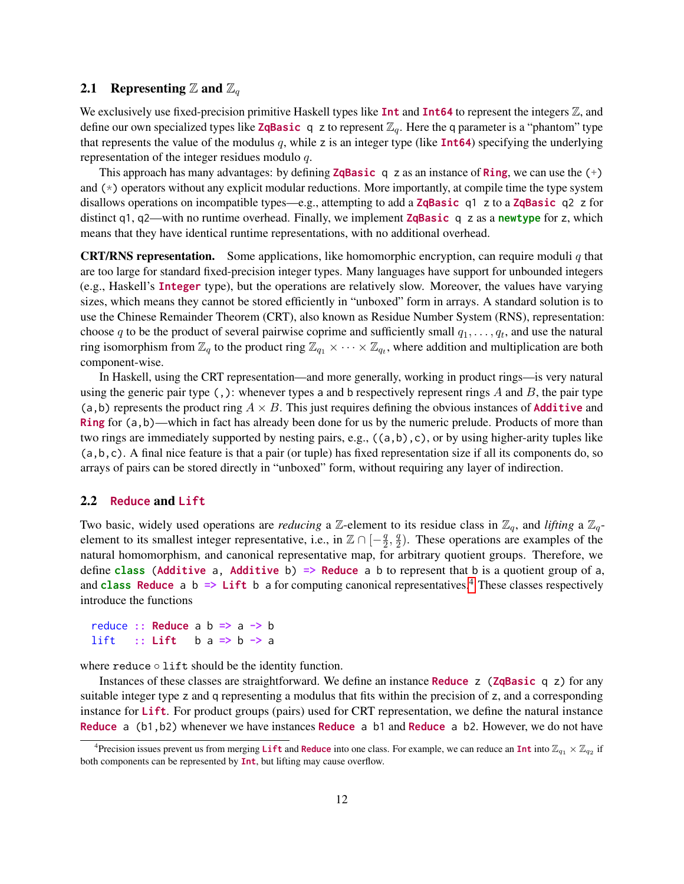### 2.1 Representing $\mathbb{Z}$ and $\mathbb{Z}_q$

We exclusively use fixed-precision primitive Haskell types like `Int` and `Int64` to represent the integers $\mathbb{Z}$, and define our own specialized types like `ZqBasic q z` to represent $\mathbb{Z}_q$. Here the `q` parameter is a "phantom" type that represents the value of the modulus $q$, while `z` is an integer type (like `Int64`) specifying the underlying representation of the integer residues modulo $q$.

This approach has many advantages: by defining `ZqBasic q z` as an instance of `Ring`, we can use the $(+)$ and $(*)$ operators without any explicit modular reductions. More importantly, at compile time the type system disallows operations on incompatible types—e.g., attempting to add a `ZqBasic q1 z` to a `ZqBasic q2 z` for distinct `q1`, `q2`—with no runtime overhead. Finally, we implement `ZqBasic q z` as a `newtype` for `z`, which means that they have identical runtime representations, with no additional overhead.

**CRT/RNS representation.** Some applications, like homomorphic encryption, can require moduli $q$ that are too large for standard fixed-precision integer types. Many languages have support for unbounded integers (e.g., Haskell's `Integer` type), but the operations are relatively slow. Moreover, the values have varying sizes, which means they cannot be stored efficiently in "unboxed" form in arrays. A standard solution is to use the Chinese Remainder Theorem (CRT), also known as Residue Number System (RNS), representation: choose $q$ to be the product of several pairwise coprime and sufficiently small $q_1, \ldots, q_t$, and use the natural ring isomorphism from $\mathbb{Z}_q$ to the product ring $\mathbb{Z}_{q_1} \times \cdots \times \mathbb{Z}_{q_t}$, where addition and multiplication are both component-wise.

In Haskell, using the CRT representation—and more generally, working in product rings—is very natural using the generic pair type `(,)`: whenever types `a` and `b` respectively represent rings $A$ and $B$, the pair type `(a,b)` represents the product ring $A \times B$. This just requires defining the obvious instances of `Additive` and `Ring` for `(a,b)`—which in fact has already been done for us by the numeric prelude. Products of more than two rings are immediately supported by nesting pairs, e.g., `((a,b),c)`, or by using higher-arity tuples like `(a,b,c)`. A final nice feature is that a pair (or tuple) has fixed representation size if all its components do, so arrays of pairs can be stored directly in "unboxed" form, without requiring any layer of indirection.

### 2.2 `Reduce` and `Lift`

Two basic, widely used operations are *reducing* a $\mathbb{Z}$-element to its residue class in $\mathbb{Z}_q$, and *lifting* a $\mathbb{Z}_q$-element to its smallest integer representative, i.e., in $\mathbb{Z} \cap [-\frac{q}{2}, \frac{q}{2})$. These operations are examples of the natural homomorphism, and canonical representative map, for arbitrary quotient groups. Therefore, we define `class (Additive a, Additive b) => Reduce a b` to represent that `b` is a quotient group of `a`, and `class Reduce a b => Lift b a` for computing canonical representatives.[4] These classes respectively introduce the functions

```
reduce :: Reduce a b => a -> b
lift   :: Lift   b a => b -> a
```

where `reduce` $\circ$ `lift` should be the identity function.

Instances of these classes are straightforward. We define an instance `Reduce z (ZqBasic q z)` for any suitable integer type `z` and `q` representing a modulus that fits within the precision of `z`, and a corresponding instance for `Lift`. For product groups (pairs) used for CRT representation, we define the natural instance `Reduce a (b1,b2)` whenever we have instances `Reduce a b1` and `Reduce a b2`. However, we do not have

[4] Precision issues prevent us from merging `Lift` and `Reduce` into one class. For example, we can reduce an `Int` into $\mathbb{Z}_{q_1} \times \mathbb{Z}_{q_2}$ if both components can be represented by `Int`, but lifting may cause overflow.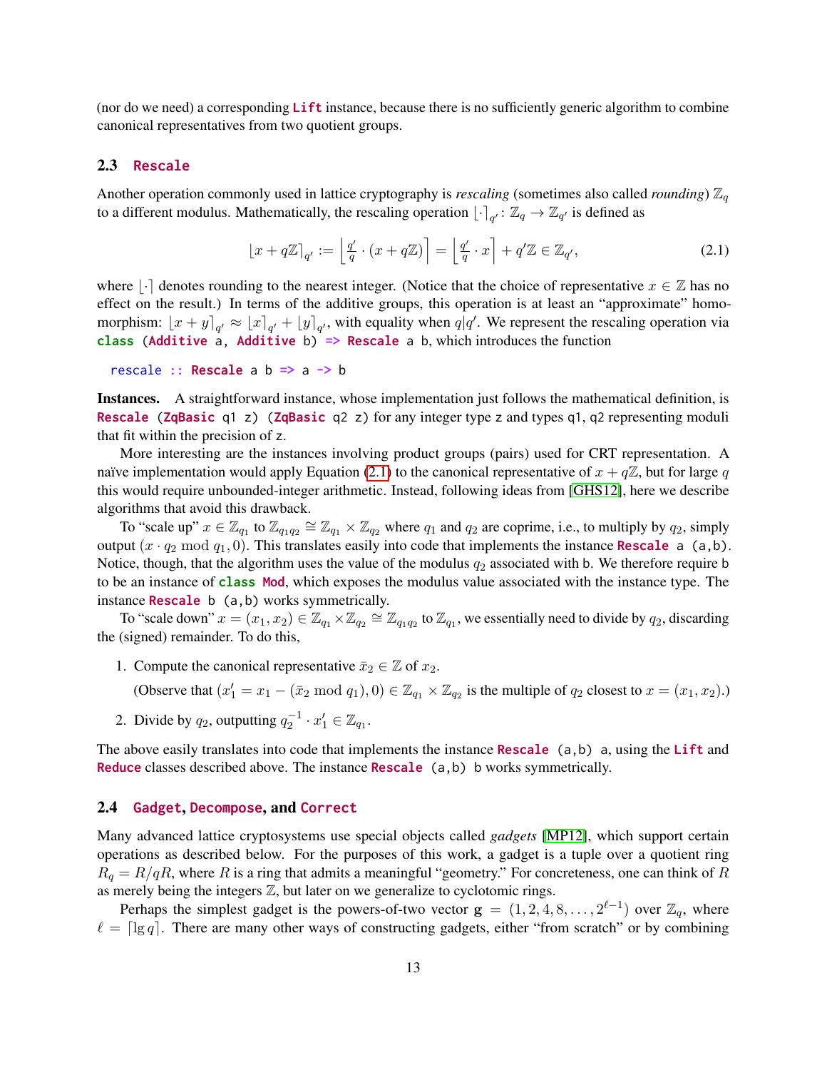(nor do we need) a corresponding `Lift` instance, because there is no sufficiently generic algorithm to combine canonical representatives from two quotient groups.

### 2.3 `Rescale`

Another operation commonly used in lattice cryptography is *rescaling* (sometimes also called *rounding*) $\mathbb{Z}_q$ to a different modulus. Mathematically, the rescaling operation $\lfloor \cdot \rceil_{q'} \colon \mathbb{Z}_q \to \mathbb{Z}_{q'}$ is defined as

$$\lfloor x + q\mathbb{Z} \rceil_{q'} := \left\lfloor \tfrac{q'}{q} \cdot (x + q\mathbb{Z}) \right\rceil = \left\lfloor \tfrac{q'}{q} \cdot x \right\rceil + q'\mathbb{Z} \in \mathbb{Z}_{q'}, \tag{2.1}$$

where $\lfloor \cdot \rceil$ denotes rounding to the nearest integer. (Notice that the choice of representative $x \in \mathbb{Z}$ has no effect on the result.) In terms of the additive groups, this operation is at least an "approximate" homomorphism: $\lfloor x + y \rceil_{q'} \approx \lfloor x \rceil_{q'} + \lfloor y \rceil_{q'}$, with equality when $q | q'$. We represent the rescaling operation via `class (Additive a, Additive b) => Rescale a b`, which introduces the function

```
rescale :: Rescale a b => a -> b
```

**Instances.** A straightforward instance, whose implementation just follows the mathematical definition, is `Rescale (ZqBasic q1 z) (ZqBasic q2 z)` for any integer type `z` and types `q1`, `q2` representing moduli that fit within the precision of `z`.

More interesting are the instances involving product groups (pairs) used for CRT representation. A naïve implementation would apply Equation (2.1) to the canonical representative of $x + q\mathbb{Z}$, but for large $q$ this would require unbounded-integer arithmetic. Instead, following ideas from [GHS12], here we describe algorithms that avoid this drawback.

To "scale up" $x \in \mathbb{Z}_{q_1}$ to $\mathbb{Z}_{q_1 q_2} \cong \mathbb{Z}_{q_1} \times \mathbb{Z}_{q_2}$ where $q_1$ and $q_2$ are coprime, i.e., to multiply by $q_2$, simply output $(x \cdot q_2 \bmod q_1, 0)$. This translates easily into code that implements the instance `Rescale a (a,b)`. Notice, though, that the algorithm uses the value of the modulus $q_2$ associated with `b`. We therefore require `b` to be an instance of `class Mod`, which exposes the modulus value associated with the instance type. The instance `Rescale b (a,b)` works symmetrically.

To "scale down" $x = (x_1, x_2) \in \mathbb{Z}_{q_1} \times \mathbb{Z}_{q_2} \cong \mathbb{Z}_{q_1 q_2}$ to $\mathbb{Z}_{q_1}$, we essentially need to divide by $q_2$, discarding the (signed) remainder. To do this,

1. Compute the canonical representative $\bar{x}_2 \in \mathbb{Z}$ of $x_2$.

   (Observe that $(x'_1 = x_1 - (\bar{x}_2 \bmod q_1), 0) \in \mathbb{Z}_{q_1} \times \mathbb{Z}_{q_2}$ is the multiple of $q_2$ closest to $x = (x_1, x_2)$.)

2. Divide by $q_2$, outputting $q_2^{-1} \cdot x'_1 \in \mathbb{Z}_{q_1}$.

The above easily translates into code that implements the instance `Rescale (a,b) a`, using the `Lift` and `Reduce` classes described above. The instance `Rescale (a,b) b` works symmetrically.

### 2.4 `Gadget`, `Decompose`, and `Correct`

Many advanced lattice cryptosystems use special objects called *gadgets* [MP12], which support certain operations as described below. For the purposes of this work, a gadget is a tuple over a quotient ring $R_q = R/qR$, where $R$ is a ring that admits a meaningful "geometry." For concreteness, one can think of $R$ as merely being the integers $\mathbb{Z}$, but later on we generalize to cyclotomic rings.

Perhaps the simplest gadget is the powers-of-two vector $\mathbf{g} = (1, 2, 4, 8, \ldots, 2^{\ell-1})$ over $\mathbb{Z}_q$, where $\ell = \lceil \lg q \rceil$. There are many other ways of constructing gadgets, either "from scratch" or by combining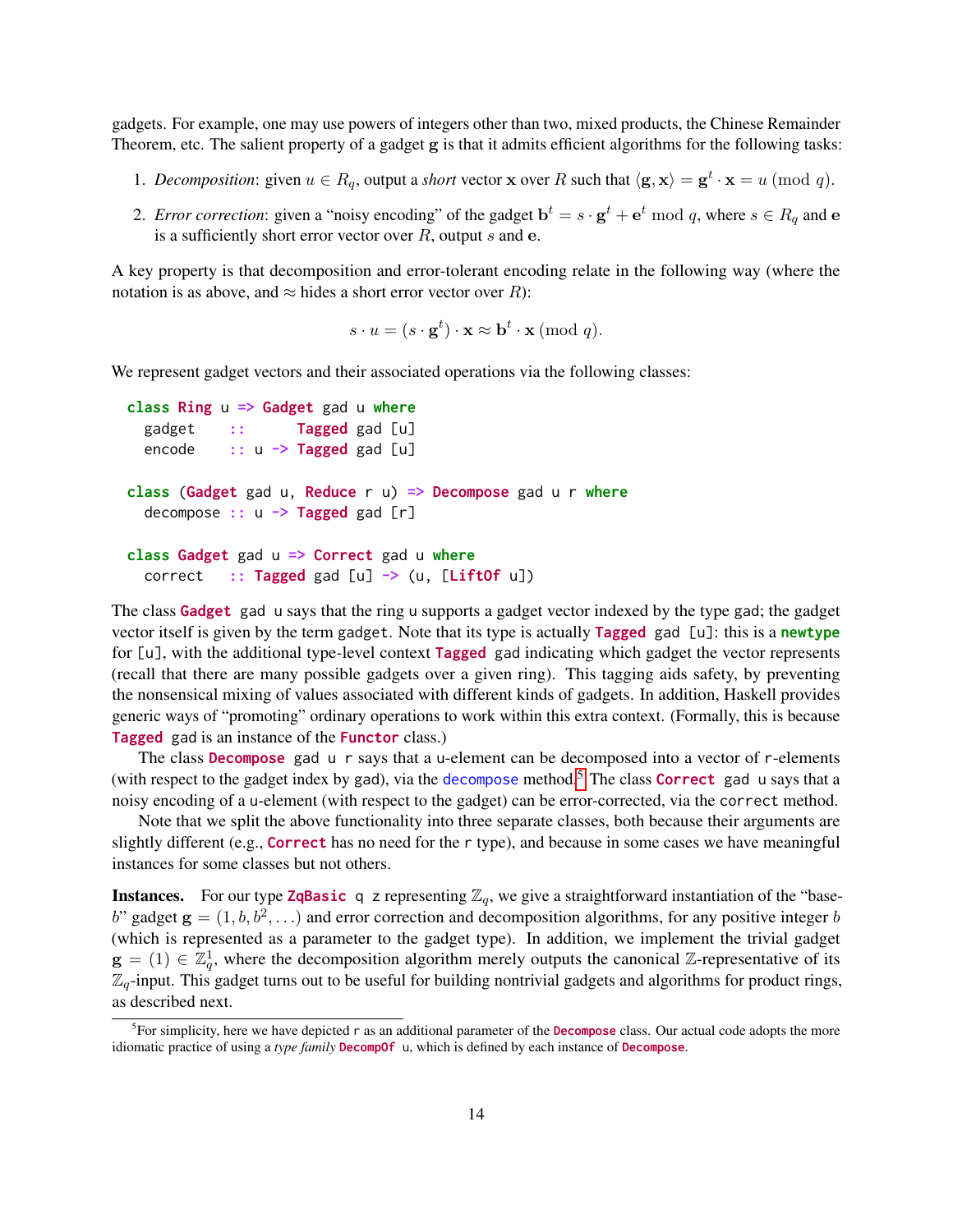gadgets. For example, one may use powers of integers other than two, mixed products, the Chinese Remainder Theorem, etc. The salient property of a gadget $\mathbf{g}$ is that it admits efficient algorithms for the following tasks:

1. *Decomposition*: given $u \in R_q$, output a *short* vector $\mathbf{x}$ over $R$ such that $\langle \mathbf{g}, \mathbf{x} \rangle = \mathbf{g}^t \cdot \mathbf{x} = u \pmod{q}$.

2. *Error correction*: given a "noisy encoding" of the gadget $\mathbf{b}^t = s \cdot \mathbf{g}^t + \mathbf{e}^t \bmod q$, where $s \in R_q$ and $\mathbf{e}$ is a sufficiently short error vector over $R$, output $s$ and $\mathbf{e}$.

A key property is that decomposition and error-tolerant encoding relate in the following way (where the notation is as above, and $\approx$ hides a short error vector over $R$):

$$s \cdot u = (s \cdot \mathbf{g}^t) \cdot \mathbf{x} \approx \mathbf{b}^t \cdot \mathbf{x} \pmod{q}.$$

We represent gadget vectors and their associated operations via the following classes:

```
class Ring u => Gadget gad u where
  gadget    ::      Tagged gad [u]
  encode    :: u -> Tagged gad [u]

class (Gadget gad u, Reduce r u) => Decompose gad u r where
  decompose :: u -> Tagged gad [r]

class Gadget gad u => Correct gad u where
  correct   :: Tagged gad [u] -> (u, [LiftOf u])
```

The class `Gadget gad u` says that the ring `u` supports a gadget vector indexed by the type `gad`; the gadget vector itself is given by the term `gadget`. Note that its type is actually `Tagged gad [u]`: this is a `newtype` for `[u]`, with the additional type-level context `Tagged gad` indicating which gadget the vector represents (recall that there are many possible gadgets over a given ring). This tagging aids safety, by preventing the nonsensical mixing of values associated with different kinds of gadgets. In addition, Haskell provides generic ways of "promoting" ordinary operations to work within this extra context. (Formally, this is because `Tagged gad` is an instance of the `Functor` class.)

The class `Decompose gad u r` says that a `u`-element can be decomposed into a vector of `r`-elements (with respect to the gadget index by `gad`), via the `decompose` method.[5] The class `Correct gad u` says that a noisy encoding of a `u`-element (with respect to the gadget) can be error-corrected, via the `correct` method.

Note that we split the above functionality into three separate classes, both because their arguments are slightly different (e.g., `Correct` has no need for the `r` type), and because in some cases we have meaningful instances for some classes but not others.

**Instances.** For our type `ZqBasic q z` representing $\mathbb{Z}_q$, we give a straightforward instantiation of the "base-$b$" gadget $\mathbf{g} = (1, b, b^2, \ldots)$ and error correction and decomposition algorithms, for any positive integer $b$ (which is represented as a parameter to the gadget type). In addition, we implement the trivial gadget $\mathbf{g} = (1) \in \mathbb{Z}_q^1$, where the decomposition algorithm merely outputs the canonical $\mathbb{Z}$-representative of its $\mathbb{Z}_q$-input. This gadget turns out to be useful for building nontrivial gadgets and algorithms for product rings, as described next.

[5] For simplicity, here we have depicted `r` as an additional parameter of the `Decompose` class. Our actual code adopts the more idiomatic practice of using a *type family* `DecompOf u`, which is defined by each instance of `Decompose`.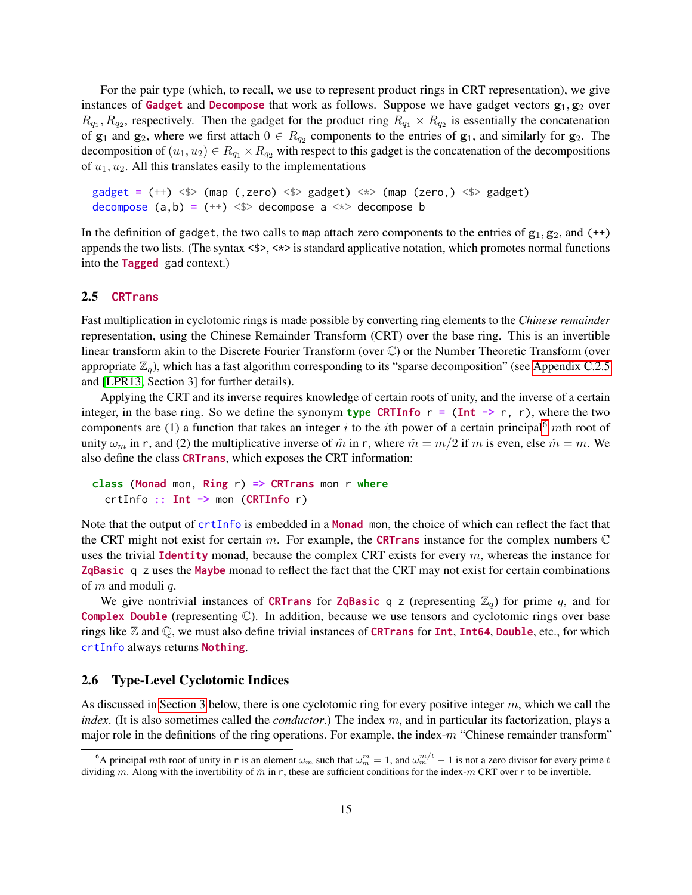For the pair type (which, to recall, we use to represent product rings in CRT representation), we give instances of `Gadget` and `Decompose` that work as follows. Suppose we have gadget vectors $\mathbf{g}_1, \mathbf{g}_2$ over $R_{q_1}, R_{q_2}$, respectively. Then the gadget for the product ring $R_{q_1} \times R_{q_2}$ is essentially the concatenation of $\mathbf{g}_1$ and $\mathbf{g}_2$, where we first attach $0 \in R_{q_2}$ components to the entries of $\mathbf{g}_1$, and similarly for $\mathbf{g}_2$. The decomposition of $(u_1, u_2) \in R_{q_1} \times R_{q_2}$ with respect to this gadget is the concatenation of the decompositions of $u_1, u_2$. All this translates easily to the implementations

```
gadget = (++) <$> (map (,zero) <$> gadget) <*> (map (zero,) <$> gadget)
decompose (a,b) = (++) <$> decompose a <*> decompose b
```

In the definition of `gadget`, the two calls to `map` attach zero components to the entries of $\mathbf{g}_1, \mathbf{g}_2$, and `(++)` appends the two lists. (The syntax `<$>`, `<*>` is standard applicative notation, which promotes normal functions into the `Tagged gad` context.)

## 2.5 `CRTrans`

Fast multiplication in cyclotomic rings is made possible by converting ring elements to the *Chinese remainder* representation, using the Chinese Remainder Transform (CRT) over the base ring. This is an invertible linear transform akin to the Discrete Fourier Transform (over $\mathbb{C}$) or the Number Theoretic Transform (over appropriate $\mathbb{Z}_q$), which has a fast algorithm corresponding to its "sparse decomposition" (see Appendix C.2.5 and [LPR13, Section 3] for further details).

Applying the CRT and its inverse requires knowledge of certain roots of unity, and the inverse of a certain integer, in the base ring. So we define the synonym `type CRTInfo r = (Int -> r, r)`, where the two components are (1) a function that takes an integer $i$ to the $i$th power of a certain principal[6] $m$th root of unity $\omega_m$ in `r`, and (2) the multiplicative inverse of $\hat{m}$ in `r`, where $\hat{m} = m/2$ if $m$ is even, else $\hat{m} = m$. We also define the class `CRTrans`, which exposes the CRT information:

```
class (Monad mon, Ring r) => CRTrans mon r where
  crtInfo :: Int -> mon (CRTInfo r)
```

Note that the output of `crtInfo` is embedded in a `Monad mon`, the choice of which can reflect the fact that the CRT might not exist for certain $m$. For example, the `CRTrans` instance for the complex numbers $\mathbb{C}$ uses the trivial `Identity` monad, because the complex CRT exists for every $m$, whereas the instance for `ZqBasic q z` uses the `Maybe` monad to reflect the fact that the CRT may not exist for certain combinations of $m$ and moduli $q$.

We give nontrivial instances of `CRTrans` for `ZqBasic q z` (representing $\mathbb{Z}_q$) for prime $q$, and for `Complex Double` (representing $\mathbb{C}$). In addition, because we use tensors and cyclotomic rings over base rings like $\mathbb{Z}$ and $\mathbb{Q}$, we must also define trivial instances of `CRTrans` for `Int`, `Int64`, `Double`, etc., for which `crtInfo` always returns `Nothing`.

## 2.6 Type-Level Cyclotomic Indices

As discussed in Section 3 below, there is one cyclotomic ring for every positive integer $m$, which we call the *index*. (It is also sometimes called the *conductor*.) The index $m$, and in particular its factorization, plays a major role in the definitions of the ring operations. For example, the index-$m$ "Chinese remainder transform"

[6] A principal $m$th root of unity in `r` is an element $\omega_m$ such that $\omega_m^m = 1$, and $\omega_m^{m/t} - 1$ is not a zero divisor for every prime $t$ dividing $m$. Along with the invertibility of $\hat{m}$ in `r`, these are sufficient conditions for the index-$m$ CRT over `r` to be invertible.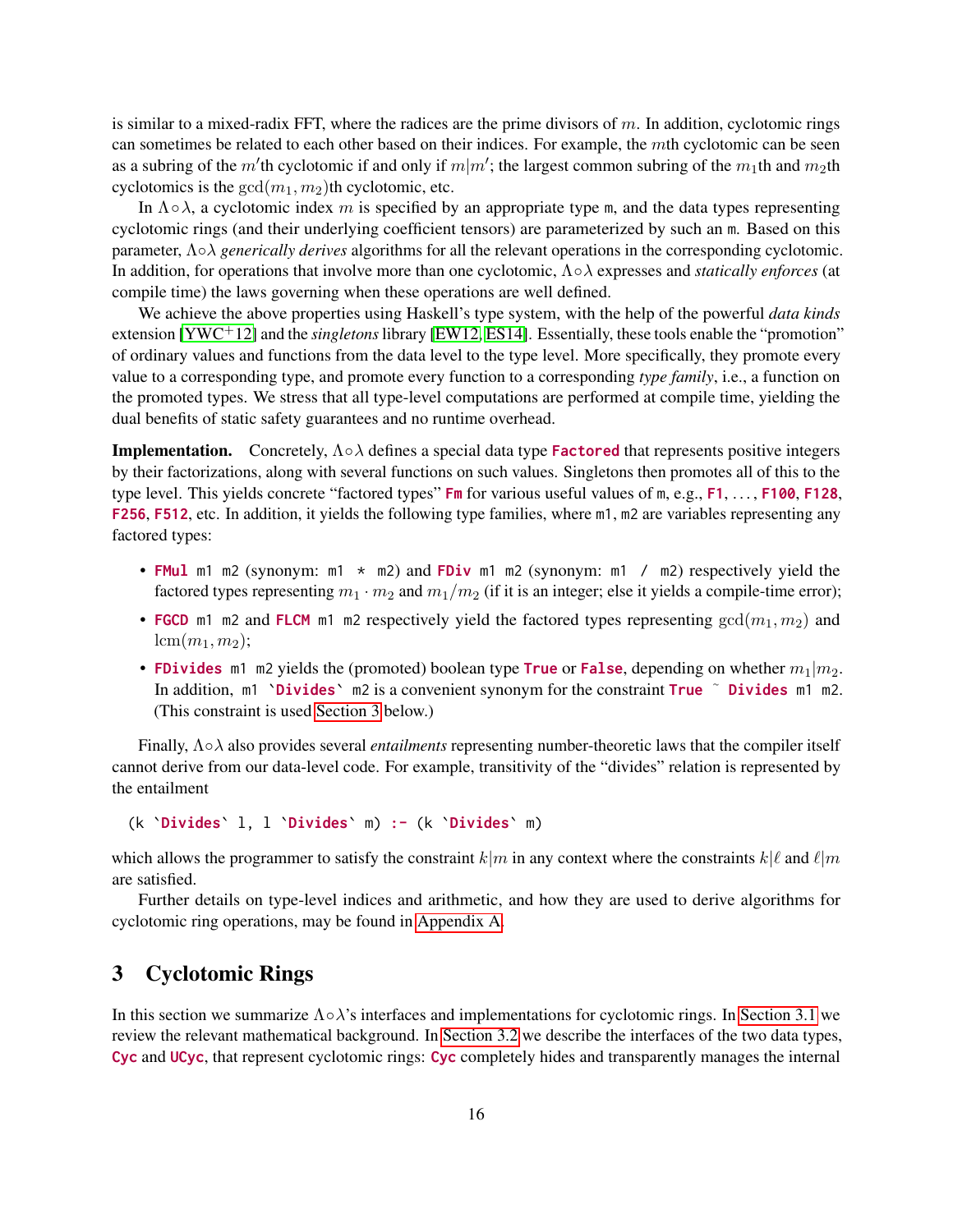is similar to a mixed-radix FFT, where the radices are the prime divisors of $m$. In addition, cyclotomic rings can sometimes be related to each other based on their indices. For example, the $m$th cyclotomic can be seen as a subring of the $m'$th cyclotomic if and only if $m|m'$; the largest common subring of the $m_1$th and $m_2$th cyclotomics is the $\gcd(m_1, m_2)$th cyclotomic, etc.

In $\Lambda \circ \lambda$, a cyclotomic index $m$ is specified by an appropriate type `m`, and the data types representing cyclotomic rings (and their underlying coefficient tensors) are parameterized by such an `m`. Based on this parameter, $\Lambda \circ \lambda$ *generically derives* algorithms for all the relevant operations in the corresponding cyclotomic. In addition, for operations that involve more than one cyclotomic, $\Lambda \circ \lambda$ expresses and *statically enforces* (at compile time) the laws governing when these operations are well defined.

We achieve the above properties using Haskell's type system, with the help of the powerful *data kinds* extension [YWC+12] and the *singletons* library [EW12, ES14]. Essentially, these tools enable the "promotion" of ordinary values and functions from the data level to the type level. More specifically, they promote every value to a corresponding type, and promote every function to a corresponding *type family*, i.e., a function on the promoted types. We stress that all type-level computations are performed at compile time, yielding the dual benefits of static safety guarantees and no runtime overhead.

**Implementation.** Concretely, $\Lambda \circ \lambda$ defines a special data type `Factored` that represents positive integers by their factorizations, along with several functions on such values. Singletons then promotes all of this to the type level. This yields concrete "factored types" `Fm` for various useful values of `m`, e.g., `F1`, ..., `F100`, `F128`, `F256`, `F512`, etc. In addition, it yields the following type families, where `m1`, `m2` are variables representing any factored types:

- `FMul m1 m2` (synonym: `m1 * m2`) and `FDiv m1 m2` (synonym: `m1 / m2`) respectively yield the factored types representing $m_1 \cdot m_2$ and $m_1/m_2$ (if it is an integer; else it yields a compile-time error);
- `FGCD m1 m2` and `FLCM m1 m2` respectively yield the factored types representing $\gcd(m_1, m_2)$ and $\operatorname{lcm}(m_1, m_2)$;
- `FDivides m1 m2` yields the (promoted) boolean type `True` or `False`, depending on whether $m_1|m_2$. In addition, ``m1 `Divides` m2`` is a convenient synonym for the constraint `True ~ Divides m1 m2`. (This constraint is used Section 3 below.)

Finally, $\Lambda \circ \lambda$ also provides several *entailments* representing number-theoretic laws that the compiler itself cannot derive from our data-level code. For example, transitivity of the "divides" relation is represented by the entailment

```
(k `Divides` l, l `Divides` m) :- (k `Divides` m)
```

which allows the programmer to satisfy the constraint $k|m$ in any context where the constraints $k|\ell$ and $\ell|m$ are satisfied.

Further details on type-level indices and arithmetic, and how they are used to derive algorithms for cyclotomic ring operations, may be found in Appendix A.

# 3 Cyclotomic Rings

In this section we summarize $\Lambda \circ \lambda$'s interfaces and implementations for cyclotomic rings. In Section 3.1 we review the relevant mathematical background. In Section 3.2 we describe the interfaces of the two data types, `Cyc` and `UCyc`, that represent cyclotomic rings: `Cyc` completely hides and transparently manages the internal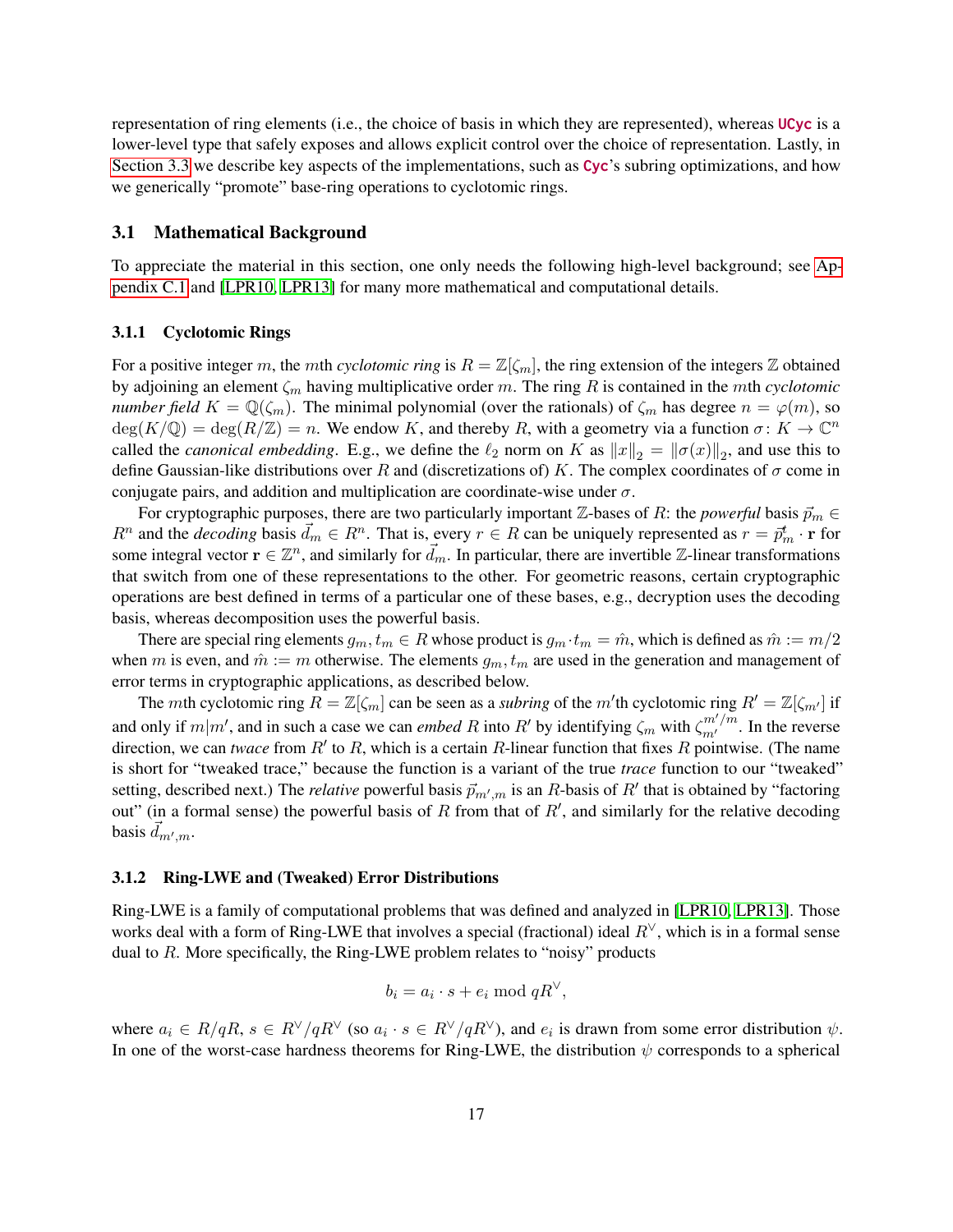representation of ring elements (i.e., the choice of basis in which they are represented), whereas **UCyc** is a lower-level type that safely exposes and allows explicit control over the choice of representation. Lastly, in Section 3.3 we describe key aspects of the implementations, such as **Cyc**'s subring optimizations, and how we generically "promote" base-ring operations to cyclotomic rings.

## 3.1 Mathematical Background

To appreciate the material in this section, one only needs the following high-level background; see Appendix C.1 and [LPR10, LPR13] for many more mathematical and computational details.

### 3.1.1 Cyclotomic Rings

For a positive integer $m$, the $m$th *cyclotomic ring* is $R = \mathbb{Z}[\zeta_m]$, the ring extension of the integers $\mathbb{Z}$ obtained by adjoining an element $\zeta_m$ having multiplicative order $m$. The ring $R$ is contained in the $m$th *cyclotomic number field* $K = \mathbb{Q}(\zeta_m)$. The minimal polynomial (over the rationals) of $\zeta_m$ has degree $n = \varphi(m)$, so $\deg(K/\mathbb{Q}) = \deg(R/\mathbb{Z}) = n$. We endow $K$, and thereby $R$, with a geometry via a function $\sigma \colon K \to \mathbb{C}^n$ called the *canonical embedding*. E.g., we define the $\ell_2$ norm on $K$ as $\|x\|_2 = \|\sigma(x)\|_2$, and use this to define Gaussian-like distributions over $R$ and (discretizations of) $K$. The complex coordinates of $\sigma$ come in conjugate pairs, and addition and multiplication are coordinate-wise under $\sigma$.

For cryptographic purposes, there are two particularly important $\mathbb{Z}$-bases of $R$: the *powerful* basis $\vec{p}_m \in R^n$ and the *decoding* basis $\vec{d}_m \in R^n$. That is, every $r \in R$ can be uniquely represented as $r = \vec{p}_m^{\,t} \cdot \mathbf{r}$ for some integral vector $\mathbf{r} \in \mathbb{Z}^n$, and similarly for $\vec{d}_m$. In particular, there are invertible $\mathbb{Z}$-linear transformations that switch from one of these representations to the other. For geometric reasons, certain cryptographic operations are best defined in terms of a particular one of these bases, e.g., decryption uses the decoding basis, whereas decomposition uses the powerful basis.

There are special ring elements $g_m, t_m \in R$ whose product is $g_m \cdot t_m = \hat{m}$, which is defined as $\hat{m} := m/2$ when $m$ is even, and $\hat{m} := m$ otherwise. The elements $g_m, t_m$ are used in the generation and management of error terms in cryptographic applications, as described below.

The $m$th cyclotomic ring $R = \mathbb{Z}[\zeta_m]$ can be seen as a *subring* of the $m'$th cyclotomic ring $R' = \mathbb{Z}[\zeta_{m'}]$ if and only if $m | m'$, and in such a case we can *embed* $R$ into $R'$ by identifying $\zeta_m$ with $\zeta_{m'}^{m'/m}$. In the reverse direction, we can *twace* from $R'$ to $R$, which is a certain $R$-linear function that fixes $R$ pointwise. (The name is short for "tweaked trace," because the function is a variant of the true *trace* function to our "tweaked" setting, described next.) The *relative* powerful basis $\vec{p}_{m',m}$ is an $R$-basis of $R'$ that is obtained by "factoring out" (in a formal sense) the powerful basis of $R$ from that of $R'$, and similarly for the relative decoding basis $\vec{d}_{m',m}$.

### 3.1.2 Ring-LWE and (Tweaked) Error Distributions

Ring-LWE is a family of computational problems that was defined and analyzed in [LPR10, LPR13]. Those works deal with a form of Ring-LWE that involves a special (fractional) ideal $R^\vee$, which is in a formal sense dual to $R$. More specifically, the Ring-LWE problem relates to "noisy" products

$$b_i = a_i \cdot s + e_i \bmod qR^\vee,$$

where $a_i \in R/qR$, $s \in R^\vee/qR^\vee$ (so $a_i \cdot s \in R^\vee/qR^\vee$), and $e_i$ is drawn from some error distribution $\psi$. In one of the worst-case hardness theorems for Ring-LWE, the distribution $\psi$ corresponds to a spherical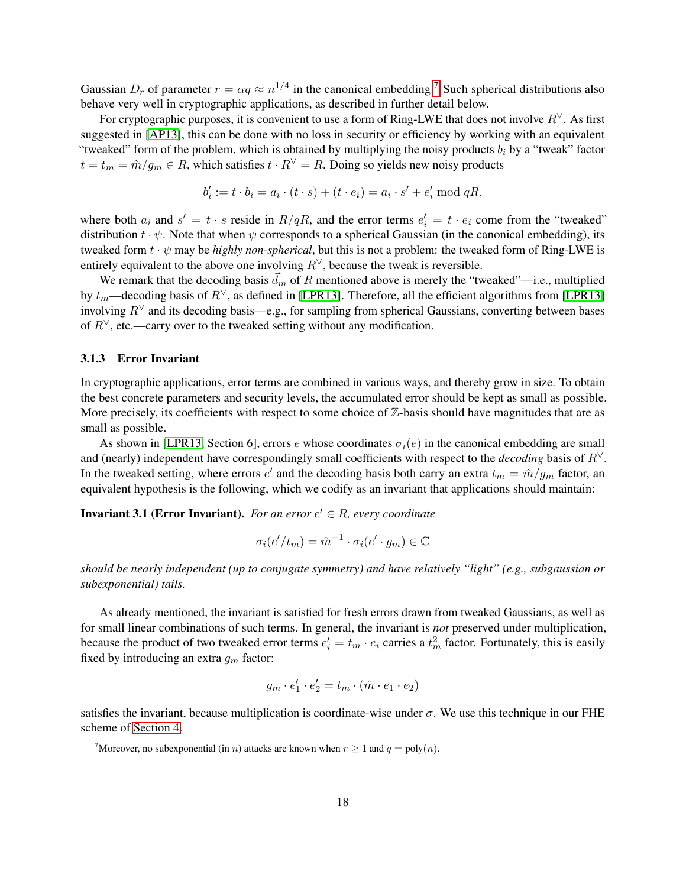Gaussian $D_r$ of parameter $r = \alpha q \approx n^{1/4}$ in the canonical embedding.[7] Such spherical distributions also behave very well in cryptographic applications, as described in further detail below.

For cryptographic purposes, it is convenient to use a form of Ring-LWE that does not involve $R^\vee$. As first suggested in [AP13], this can be done with no loss in security or efficiency by working with an equivalent "tweaked" form of the problem, which is obtained by multiplying the noisy products $b_i$ by a "tweak" factor $t = t_m = \hat{m}/g_m \in R$, which satisfies $t \cdot R^\vee = R$. Doing so yields new noisy products

$$b'_i := t \cdot b_i = a_i \cdot (t \cdot s) + (t \cdot e_i) = a_i \cdot s' + e'_i \bmod qR,$$

where both $a_i$ and $s' = t \cdot s$ reside in $R/qR$, and the error terms $e'_i = t \cdot e_i$ come from the "tweaked" distribution $t \cdot \psi$. Note that when $\psi$ corresponds to a spherical Gaussian (in the canonical embedding), its tweaked form $t \cdot \psi$ may be *highly non-spherical*, but this is not a problem: the tweaked form of Ring-LWE is entirely equivalent to the above one involving $R^\vee$, because the tweak is reversible.

We remark that the decoding basis $\vec{d}_m$ of $R$ mentioned above is merely the "tweaked"—i.e., multiplied by $t_m$—decoding basis of $R^\vee$, as defined in [LPR13]. Therefore, all the efficient algorithms from [LPR13] involving $R^\vee$ and its decoding basis—e.g., for sampling from spherical Gaussians, converting between bases of $R^\vee$, etc.—carry over to the tweaked setting without any modification.

### 3.1.3 Error Invariant

In cryptographic applications, error terms are combined in various ways, and thereby grow in size. To obtain the best concrete parameters and security levels, the accumulated error should be kept as small as possible. More precisely, its coefficients with respect to some choice of $\mathbb{Z}$-basis should have magnitudes that are as small as possible.

As shown in [LPR13, Section 6], errors $e$ whose coordinates $\sigma_i(e)$ in the canonical embedding are small and (nearly) independent have correspondingly small coefficients with respect to the *decoding* basis of $R^\vee$. In the tweaked setting, where errors $e'$ and the decoding basis both carry an extra $t_m = \hat{m}/g_m$ factor, an equivalent hypothesis is the following, which we codify as an invariant that applications should maintain:

**Invariant 3.1 (Error Invariant).** *For an error $e' \in R$, every coordinate*

$$\sigma_i(e'/t_m) = \hat{m}^{-1} \cdot \sigma_i(e' \cdot g_m) \in \mathbb{C}$$

*should be nearly independent (up to conjugate symmetry) and have relatively "light" (e.g., subgaussian or subexponential) tails.*

As already mentioned, the invariant is satisfied for fresh errors drawn from tweaked Gaussians, as well as for small linear combinations of such terms. In general, the invariant is *not* preserved under multiplication, because the product of two tweaked error terms $e'_i = t_m \cdot e_i$ carries a $t_m^2$ factor. Fortunately, this is easily fixed by introducing an extra $g_m$ factor:

$$g_m \cdot e'_1 \cdot e'_2 = t_m \cdot (\hat{m} \cdot e_1 \cdot e_2)$$

satisfies the invariant, because multiplication is coordinate-wise under $\sigma$. We use this technique in our FHE scheme of Section 4.

[7] Moreover, no subexponential (in $n$) attacks are known when $r \geq 1$ and $q = \text{poly}(n)$.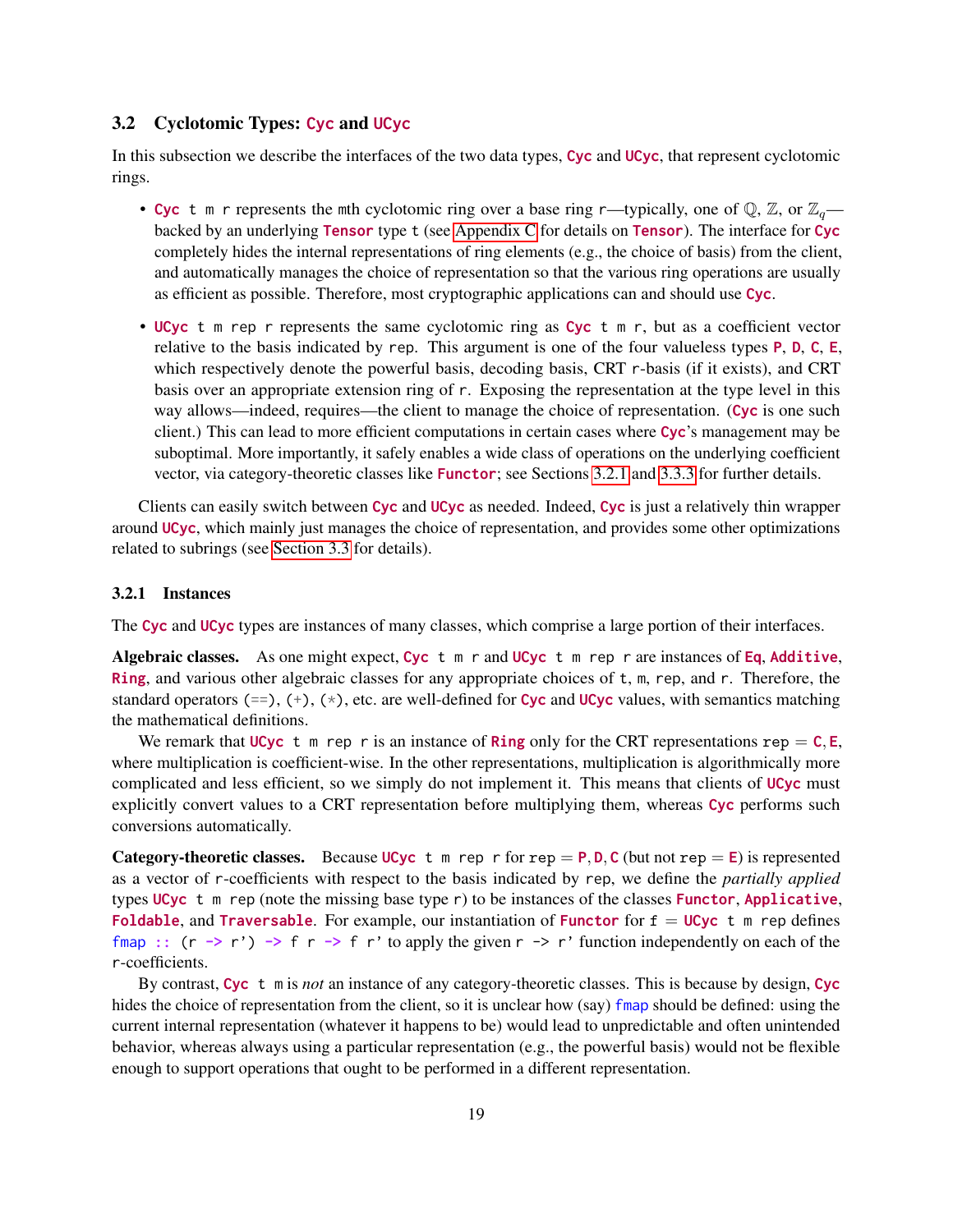## 3.2 Cyclotomic Types: `Cyc` and `UCyc`

In this subsection we describe the interfaces of the two data types, `Cyc` and `UCyc`, that represent cyclotomic rings.

- `Cyc t m r` represents the `m`th cyclotomic ring over a base ring `r`—typically, one of $\mathbb{Q}$, $\mathbb{Z}$, or $\mathbb{Z}_q$—backed by an underlying `Tensor` type `t` (see Appendix C for details on `Tensor`). The interface for `Cyc` completely hides the internal representations of ring elements (e.g., the choice of basis) from the client, and automatically manages the choice of representation so that the various ring operations are usually as efficient as possible. Therefore, most cryptographic applications can and should use `Cyc`.

- `UCyc t m rep r` represents the same cyclotomic ring as `Cyc t m r`, but as a coefficient vector relative to the basis indicated by `rep`. This argument is one of the four valueless types `P`, `D`, `C`, `E`, which respectively denote the powerful basis, decoding basis, CRT `r`-basis (if it exists), and CRT basis over an appropriate extension ring of `r`. Exposing the representation at the type level in this way allows—indeed, requires—the client to manage the choice of representation. (`Cyc` is one such client.) This can lead to more efficient computations in certain cases where `Cyc`'s management may be suboptimal. More importantly, it safely enables a wide class of operations on the underlying coefficient vector, via category-theoretic classes like `Functor`; see Sections 3.2.1 and 3.3.3 for further details.

Clients can easily switch between `Cyc` and `UCyc` as needed. Indeed, `Cyc` is just a relatively thin wrapper around `UCyc`, which mainly just manages the choice of representation, and provides some other optimizations related to subrings (see Section 3.3 for details).

### 3.2.1 Instances

The `Cyc` and `UCyc` types are instances of many classes, which comprise a large portion of their interfaces.

**Algebraic classes.** As one might expect, `Cyc t m r` and `UCyc t m rep r` are instances of `Eq`, `Additive`, `Ring`, and various other algebraic classes for any appropriate choices of `t`, `m`, `rep`, and `r`. Therefore, the standard operators `(==)`, `(+)`, `(*)`, etc. are well-defined for `Cyc` and `UCyc` values, with semantics matching the mathematical definitions.

We remark that `UCyc t m rep r` is an instance of `Ring` only for the CRT representations `rep` = `C`, `E`, where multiplication is coefficient-wise. In the other representations, multiplication is algorithmically more complicated and less efficient, so we simply do not implement it. This means that clients of `UCyc` must explicitly convert values to a CRT representation before multiplying them, whereas `Cyc` performs such conversions automatically.

**Category-theoretic classes.** Because `UCyc t m rep r` for `rep` = `P`, `D`, `C` (but not `rep` = `E`) is represented as a vector of `r`-coefficients with respect to the basis indicated by `rep`, we define the *partially applied* types `UCyc t m rep` (note the missing base type `r`) to be instances of the classes `Functor`, `Applicative`, `Foldable`, and `Traversable`. For example, our instantiation of `Functor` for `f` = `UCyc t m rep` defines `fmap :: (r -> r') -> f r -> f r'` to apply the given `r -> r'` function independently on each of the `r`-coefficients.

By contrast, `Cyc t m` is *not* an instance of any category-theoretic classes. This is because by design, `Cyc` hides the choice of representation from the client, so it is unclear how (say) `fmap` should be defined: using the current internal representation (whatever it happens to be) would lead to unpredictable and often unintended behavior, whereas always using a particular representation (e.g., the powerful basis) would not be flexible enough to support operations that ought to be performed in a different representation.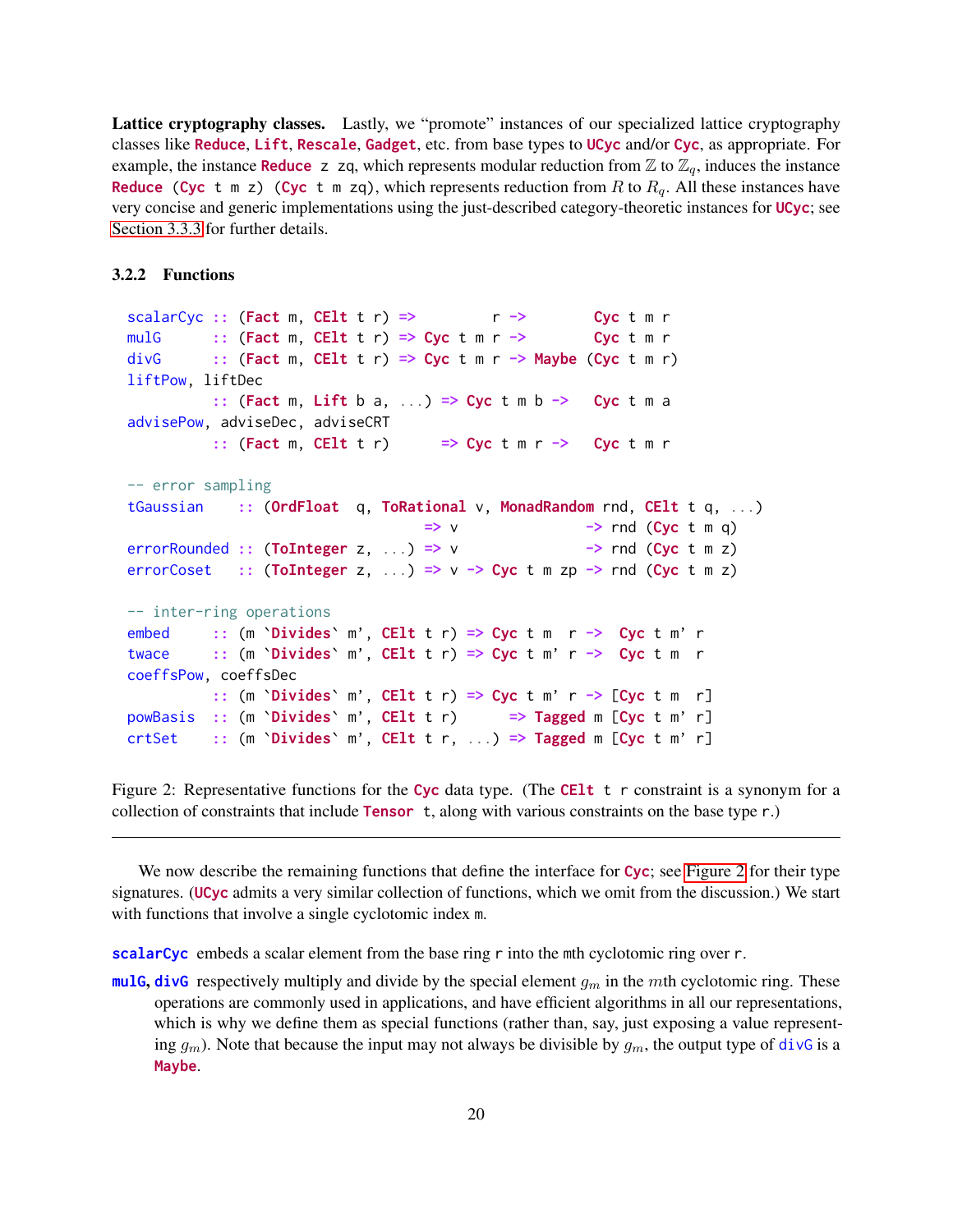**Lattice cryptography classes.** Lastly, we "promote" instances of our specialized lattice cryptography classes like `Reduce`, `Lift`, `Rescale`, `Gadget`, etc. from base types to `UCyc` and/or `Cyc`, as appropriate. For example, the instance `Reduce z zq`, which represents modular reduction from $\mathbb{Z}$ to $\mathbb{Z}_q$, induces the instance `Reduce (Cyc t m z) (Cyc t m zq)`, which represents reduction from $R$ to $R_q$. All these instances have very concise and generic implementations using the just-described category-theoretic instances for `UCyc`; see Section 3.3.3 for further details.

### 3.2.2 Functions

```
scalarCyc :: (Fact m, CElt t r) =>         r ->        Cyc t m r
mulG      :: (Fact m, CElt t r) => Cyc t m r ->        Cyc t m r
divG      :: (Fact m, CElt t r) => Cyc t m r -> Maybe (Cyc t m r)
liftPow, liftDec
          :: (Fact m, Lift b a, ...) => Cyc t m b ->   Cyc t m a
advisePow, adviseDec, adviseCRT
          :: (Fact m, CElt t r)      => Cyc t m r ->   Cyc t m r

-- error sampling
tGaussian    :: (OrdFloat  q, ToRational v, MonadRandom rnd, CElt t q, ...)
                               => v              -> rnd (Cyc t m q)
errorRounded :: (ToInteger z, ...) => v              -> rnd (Cyc t m z)
errorCoset   :: (ToInteger z, ...) => v -> Cyc t m zp -> rnd (Cyc t m z)

-- inter-ring operations
embed     :: (m `Divides` m', CElt t r) => Cyc t m  r ->  Cyc t m' r
twace     :: (m `Divides` m', CElt t r) => Cyc t m' r ->  Cyc t m  r
coeffsPow, coeffsDec
          :: (m `Divides` m', CElt t r) => Cyc t m' r -> [Cyc t m  r]
powBasis  :: (m `Divides` m', CElt t r)      => Tagged m [Cyc t m' r]
crtSet    :: (m `Divides` m', CElt t r, ...) => Tagged m [Cyc t m' r]
```

Figure 2: Representative functions for the `Cyc` data type. (The `CElt t r` constraint is a synonym for a collection of constraints that include `Tensor t`, along with various constraints on the base type `r`.)

---

We now describe the remaining functions that define the interface for `Cyc`; see Figure 2 for their type signatures. (`UCyc` admits a very similar collection of functions, which we omit from the discussion.) We start with functions that involve a single cyclotomic index `m`.

**`scalarCyc`** embeds a scalar element from the base ring `r` into the `m`th cyclotomic ring over `r`.

**`mulG`, `divG`** respectively multiply and divide by the special element $g_m$ in the $m$th cyclotomic ring. These operations are commonly used in applications, and have efficient algorithms in all our representations, which is why we define them as special functions (rather than, say, just exposing a value representing $g_m$). Note that because the input may not always be divisible by $g_m$, the output type of `divG` is a `Maybe`.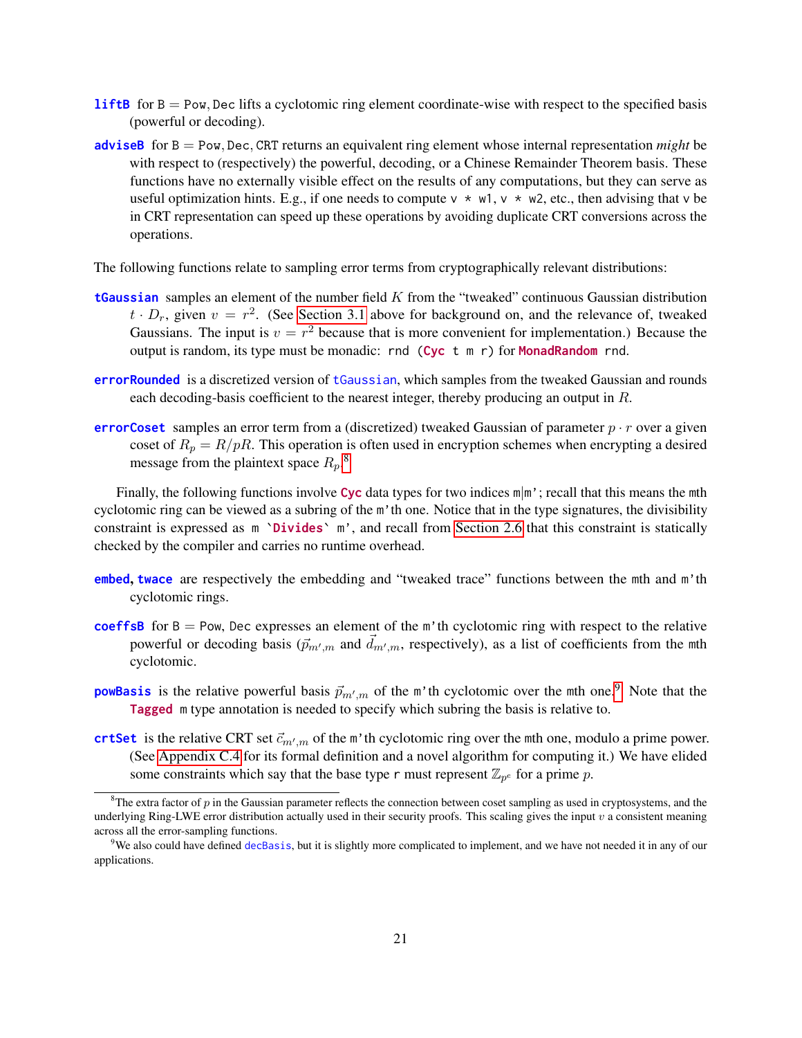**`liftB`** for B = `Pow`, `Dec` lifts a cyclotomic ring element coordinate-wise with respect to the specified basis (powerful or decoding).

**`adviseB`** for B = `Pow`, `Dec`, `CRT` returns an equivalent ring element whose internal representation *might* be with respect to (respectively) the powerful, decoding, or a Chinese Remainder Theorem basis. These functions have no externally visible effect on the results of any computations, but they can serve as useful optimization hints. E.g., if one needs to compute `v * w1`, `v * w2`, etc., then advising that `v` be in CRT representation can speed up these operations by avoiding duplicate CRT conversions across the operations.

The following functions relate to sampling error terms from cryptographically relevant distributions:

**`tGaussian`** samples an element of the number field $K$ from the "tweaked" continuous Gaussian distribution $t \cdot D_r$, given $v = r^2$. (See Section 3.1 above for background on, and the relevance of, tweaked Gaussians. The input is $v = r^2$ because that is more convenient for implementation.) Because the output is random, its type must be monadic: `rnd (Cyc t m r)` for `MonadRandom rnd`.

**`errorRounded`** is a discretized version of `tGaussian`, which samples from the tweaked Gaussian and rounds each decoding-basis coefficient to the nearest integer, thereby producing an output in $R$.

**`errorCoset`** samples an error term from a (discretized) tweaked Gaussian of parameter $p \cdot r$ over a given coset of $R_p = R/pR$. This operation is often used in encryption schemes when encrypting a desired message from the plaintext space $R_p$.[8]

Finally, the following functions involve `Cyc` data types for two indices `m`|`m'`; recall that this means the `m`th cyclotomic ring can be viewed as a subring of the `m'`th one. Notice that in the type signatures, the divisibility constraint is expressed as ``m `Divides` m'``, and recall from Section 2.6 that this constraint is statically checked by the compiler and carries no runtime overhead.

**`embed`, `twace`** are respectively the embedding and "tweaked trace" functions between the `m`th and `m'`th cyclotomic rings.

**`coeffsB`** for B = `Pow`, `Dec` expresses an element of the `m'`th cyclotomic ring with respect to the relative powerful or decoding basis ($\vec{p}_{m',m}$ and $\vec{d}_{m',m}$, respectively), as a list of coefficients from the `m`th cyclotomic.

**`powBasis`** is the relative powerful basis $\vec{p}_{m',m}$ of the `m'`th cyclotomic over the `m`th one.[9] Note that the `Tagged m` type annotation is needed to specify which subring the basis is relative to.

**`crtSet`** is the relative CRT set $\vec{c}_{m',m}$ of the `m'`th cyclotomic ring over the `m`th one, modulo a prime power. (See Appendix C.4 for its formal definition and a novel algorithm for computing it.) We have elided some constraints which say that the base type `r` must represent $\mathbb{Z}_{p^e}$ for a prime $p$.

---

[8] The extra factor of $p$ in the Gaussian parameter reflects the connection between coset sampling as used in cryptosystems, and the underlying Ring-LWE error distribution actually used in their security proofs. This scaling gives the input $v$ a consistent meaning across all the error-sampling functions.

[9] We also could have defined `decBasis`, but it is slightly more complicated to implement, and we have not needed it in any of our applications.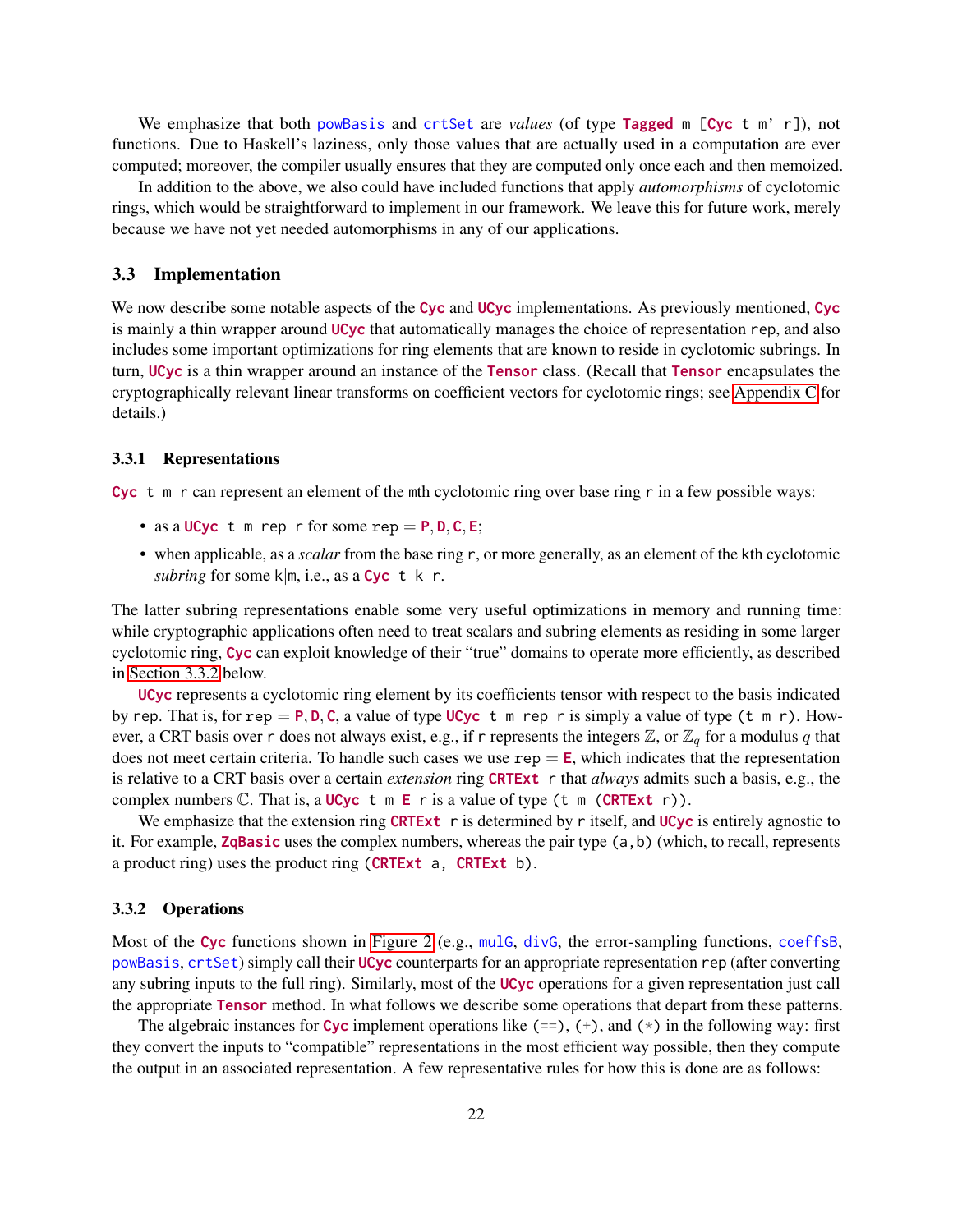We emphasize that both `powBasis` and `crtSet` are *values* (of type `Tagged m [Cyc t m' r]`), not functions. Due to Haskell's laziness, only those values that are actually used in a computation are ever computed; moreover, the compiler usually ensures that they are computed only once each and then memoized.

In addition to the above, we also could have included functions that apply *automorphisms* of cyclotomic rings, which would be straightforward to implement in our framework. We leave this for future work, merely because we have not yet needed automorphisms in any of our applications.

## 3.3 Implementation

We now describe some notable aspects of the `Cyc` and `UCyc` implementations. As previously mentioned, `Cyc` is mainly a thin wrapper around `UCyc` that automatically manages the choice of representation `rep`, and also includes some important optimizations for ring elements that are known to reside in cyclotomic subrings. In turn, `UCyc` is a thin wrapper around an instance of the `Tensor` class. (Recall that `Tensor` encapsulates the cryptographically relevant linear transforms on coefficient vectors for cyclotomic rings; see Appendix C for details.)

### 3.3.1 Representations

`Cyc t m r` can represent an element of the `m`th cyclotomic ring over base ring `r` in a few possible ways:

- as a `UCyc t m rep r` for some `rep` = `P`, `D`, `C`, `E`;
- when applicable, as a *scalar* from the base ring `r`, or more generally, as an element of the `k`th cyclotomic *subring* for some `k`|`m`, i.e., as a `Cyc t k r`.

The latter subring representations enable some very useful optimizations in memory and running time: while cryptographic applications often need to treat scalars and subring elements as residing in some larger cyclotomic ring, `Cyc` can exploit knowledge of their "true" domains to operate more efficiently, as described in Section 3.3.2 below.

`UCyc` represents a cyclotomic ring element by its coefficients tensor with respect to the basis indicated by `rep`. That is, for `rep` = `P`, `D`, `C`, a value of type `UCyc t m rep r` is simply a value of type `(t m r)`. However, a CRT basis over `r` does not always exist, e.g., if `r` represents the integers $\mathbb{Z}$, or $\mathbb{Z}_q$ for a modulus $q$ that does not meet certain criteria. To handle such cases we use `rep` = `E`, which indicates that the representation is relative to a CRT basis over a certain *extension* ring `CRTExt r` that *always* admits such a basis, e.g., the complex numbers $\mathbb{C}$. That is, a `UCyc t m E r` is a value of type `(t m (CRTExt r))`.

We emphasize that the extension ring `CRTExt r` is determined by `r` itself, and `UCyc` is entirely agnostic to it. For example, `ZqBasic` uses the complex numbers, whereas the pair type `(a,b)` (which, to recall, represents a product ring) uses the product ring `(CRTExt a, CRTExt b)`.

### 3.3.2 Operations

Most of the `Cyc` functions shown in Figure 2 (e.g., `mulG`, `divG`, the error-sampling functions, `coeffsB`, `powBasis`, `crtSet`) simply call their `UCyc` counterparts for an appropriate representation `rep` (after converting any subring inputs to the full ring). Similarly, most of the `UCyc` operations for a given representation just call the appropriate `Tensor` method. In what follows we describe some operations that depart from these patterns.

The algebraic instances for `Cyc` implement operations like `(==)`, `(+)`, and `(*)` in the following way: first they convert the inputs to "compatible" representations in the most efficient way possible, then they compute the output in an associated representation. A few representative rules for how this is done are as follows: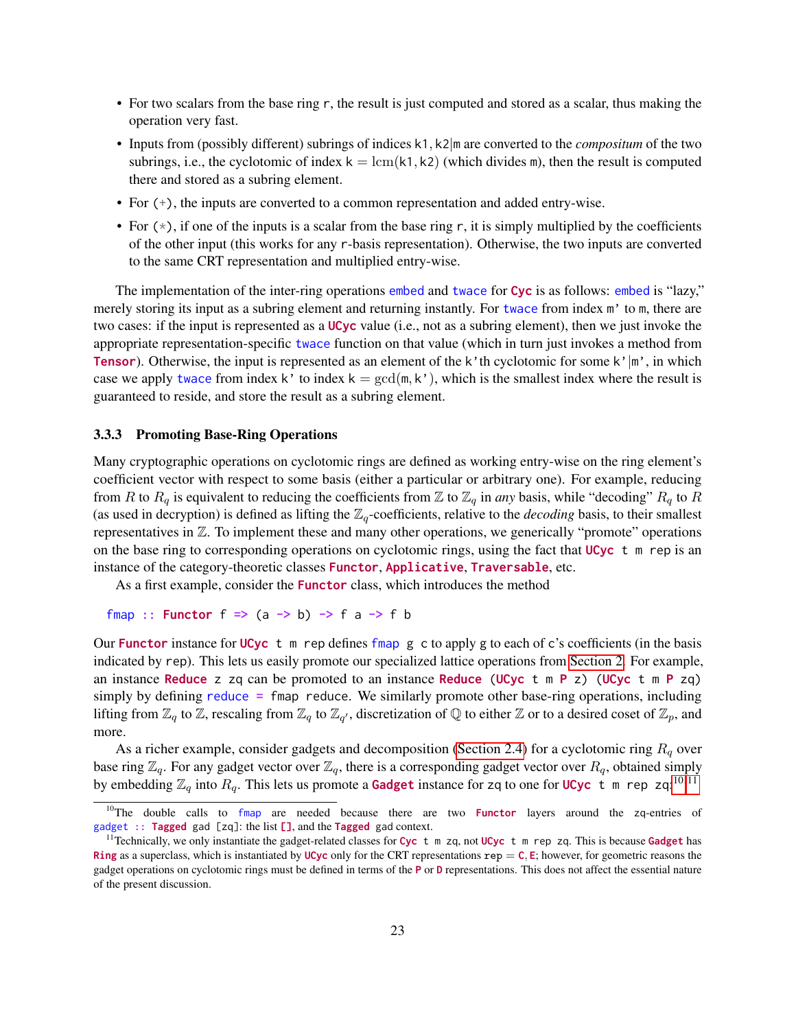- For two scalars from the base ring `r`, the result is just computed and stored as a scalar, thus making the operation very fast.
- Inputs from (possibly different) subrings of indices $k1, k2 | m$ are converted to the *compositum* of the two subrings, i.e., the cyclotomic of index $k = \text{lcm}(k1, k2)$ (which divides `m`), then the result is computed there and stored as a subring element.
- For $(+)$, the inputs are converted to a common representation and added entry-wise.
- For $(*)$, if one of the inputs is a scalar from the base ring `r`, it is simply multiplied by the coefficients of the other input (this works for any `r`-basis representation). Otherwise, the two inputs are converted to the same CRT representation and multiplied entry-wise.

The implementation of the inter-ring operations `embed` and `twace` for `Cyc` is as follows: `embed` is "lazy," merely storing its input as a subring element and returning instantly. For `twace` from index `m'` to `m`, there are two cases: if the input is represented as a `UCyc` value (i.e., not as a subring element), then we just invoke the appropriate representation-specific `twace` function on that value (which in turn just invokes a method from `Tensor`). Otherwise, the input is represented as an element of the `k'`th cyclotomic for some `k'`|`m'`, in which case we apply `twace` from index `k'` to index $k = \gcd(m, k')$, which is the smallest index where the result is guaranteed to reside, and store the result as a subring element.

### 3.3.3 Promoting Base-Ring Operations

Many cryptographic operations on cyclotomic rings are defined as working entry-wise on the ring element's coefficient vector with respect to some basis (either a particular or arbitrary one). For example, reducing from $R$ to $R_q$ is equivalent to reducing the coefficients from $\mathbb{Z}$ to $\mathbb{Z}_q$ in *any* basis, while "decoding" $R_q$ to $R$ (as used in decryption) is defined as lifting the $\mathbb{Z}_q$-coefficients, relative to the *decoding* basis, to their smallest representatives in $\mathbb{Z}$. To implement these and many other operations, we generically "promote" operations on the base ring to corresponding operations on cyclotomic rings, using the fact that `UCyc t m rep` is an instance of the category-theoretic classes `Functor`, `Applicative`, `Traversable`, etc.

As a first example, consider the `Functor` class, which introduces the method

```
fmap :: Functor f => (a -> b) -> f a -> f b
```

Our `Functor` instance for `UCyc t m rep` defines `fmap g c` to apply `g` to each of `c`'s coefficients (in the basis indicated by `rep`). This lets us easily promote our specialized lattice operations from Section 2. For example, an instance `Reduce z zq` can be promoted to an instance `Reduce (UCyc t m P z) (UCyc t m P zq)` simply by defining `reduce = fmap reduce`. We similarly promote other base-ring operations, including lifting from $\mathbb{Z}_q$ to $\mathbb{Z}$, rescaling from $\mathbb{Z}_q$ to $\mathbb{Z}_{q'}$, discretization of $\mathbb{Q}$ to either $\mathbb{Z}$ or to a desired coset of $\mathbb{Z}_p$, and more.

As a richer example, consider gadgets and decomposition (Section 2.4) for a cyclotomic ring $R_q$ over base ring $\mathbb{Z}_q$. For any gadget vector over $\mathbb{Z}_q$, there is a corresponding gadget vector over $R_q$, obtained simply by embedding $\mathbb{Z}_q$ into $R_q$. This lets us promote a `Gadget` instance for `zq` to one for `UCyc t m rep zq`:[10][11]

[10]The double calls to `fmap` are needed because there are two `Functor` layers around the `zq`-entries of `gadget :: Tagged gad [zq]`: the list `[]`, and the `Tagged gad` context.

[11]Technically, we only instantiate the gadget-related classes for `Cyc t m zq`, not `UCyc t m rep zq`. This is because `Gadget` has `Ring` as a superclass, which is instantiated by `UCyc` only for the CRT representations `rep = C, E`; however, for geometric reasons the gadget operations on cyclotomic rings must be defined in terms of the `P` or `D` representations. This does not affect the essential nature of the present discussion.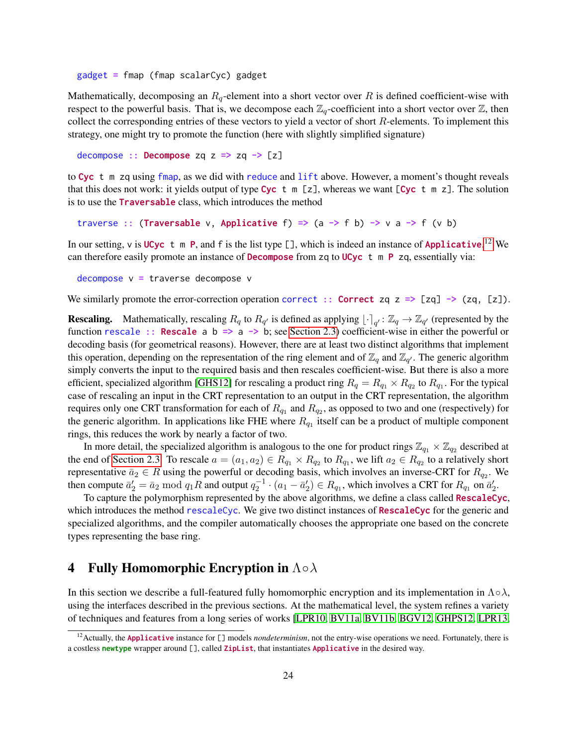```
gadget = fmap (fmap scalarCyc) gadget
```

Mathematically, decomposing an $R_q$-element into a short vector over $R$ is defined coefficient-wise with respect to the powerful basis. That is, we decompose each $\mathbb{Z}_q$-coefficient into a short vector over $\mathbb{Z}$, then collect the corresponding entries of these vectors to yield a vector of short $R$-elements. To implement this strategy, one might try to promote the function (here with slightly simplified signature)

```
decompose :: Decompose zq z => zq -> [z]
```

to `Cyc t m zq` using `fmap`, as we did with `reduce` and `lift` above. However, a moment's thought reveals that this does not work: it yields output of type `Cyc t m [z]`, whereas we want `[Cyc t m z]`. The solution is to use the `Traversable` class, which introduces the method

```
traverse :: (Traversable v, Applicative f) => (a -> f b) -> v a -> f (v b)
```

In our setting, `v` is `UCyc t m P`, and `f` is the list type `[]`, which is indeed an instance of `Applicative`.[12] We can therefore easily promote an instance of `Decompose` from `zq` to `UCyc t m P zq`, essentially via:

```
decompose v = traverse decompose v
```

We similarly promote the error-correction operation `correct :: Correct zq z => [zq] -> (zq, [z])`.

**Rescaling.** Mathematically, rescaling $R_q$ to $R_{q'}$ is defined as applying $\lfloor \cdot \rceil_{q'} : \mathbb{Z}_q \to \mathbb{Z}_{q'}$ (represented by the function `rescale :: Rescale a b => a -> b`; see Section 2.3) coefficient-wise in either the powerful or decoding basis (for geometrical reasons). However, there are at least two distinct algorithms that implement this operation, depending on the representation of the ring element and of $\mathbb{Z}_q$ and $\mathbb{Z}_{q'}$. The generic algorithm simply converts the input to the required basis and then rescales coefficient-wise. But there is also a more efficient, specialized algorithm [GHS12] for rescaling a product ring $R_q = R_{q_1} \times R_{q_2}$ to $R_{q_1}$. For the typical case of rescaling an input in the CRT representation to an output in the CRT representation, the algorithm requires only one CRT transformation for each of $R_{q_1}$ and $R_{q_2}$, as opposed to two and one (respectively) for the generic algorithm. In applications like FHE where $R_{q_1}$ itself can be a product of multiple component rings, this reduces the work by nearly a factor of two.

In more detail, the specialized algorithm is analogous to the one for product rings $\mathbb{Z}_{q_1} \times \mathbb{Z}_{q_2}$ described at the end of Section 2.3. To rescale $a = (a_1, a_2) \in R_{q_1} \times R_{q_2}$ to $R_{q_1}$, we lift $a_2 \in R_{q_2}$ to a relatively short representative $\bar{a}_2 \in R$ using the powerful or decoding basis, which involves an inverse-CRT for $R_{q_2}$. We then compute $\bar{a}'_2 = \bar{a}_2 \bmod q_1 R$ and output $q_2^{-1} \cdot (a_1 - \bar{a}'_2) \in R_{q_1}$, which involves a CRT for $R_{q_1}$ on $\bar{a}'_2$.

To capture the polymorphism represented by the above algorithms, we define a class called `RescaleCyc`, which introduces the method `rescaleCyc`. We give two distinct instances of `RescaleCyc` for the generic and specialized algorithms, and the compiler automatically chooses the appropriate one based on the concrete types representing the base ring.

# 4 Fully Homomorphic Encryption in $\Lambda \circ \lambda$

In this section we describe a full-featured fully homomorphic encryption and its implementation in $\Lambda \circ \lambda$, using the interfaces described in the previous sections. At the mathematical level, the system refines a variety of techniques and features from a long series of works [LPR10, BV11a, BV11b, BGV12, GHPS12, LPR13,

[12] Actually, the `Applicative` instance for `[]` models *nondeterminism*, not the entry-wise operations we need. Fortunately, there is a costless `newtype` wrapper around `[]`, called `ZipList`, that instantiates `Applicative` in the desired way.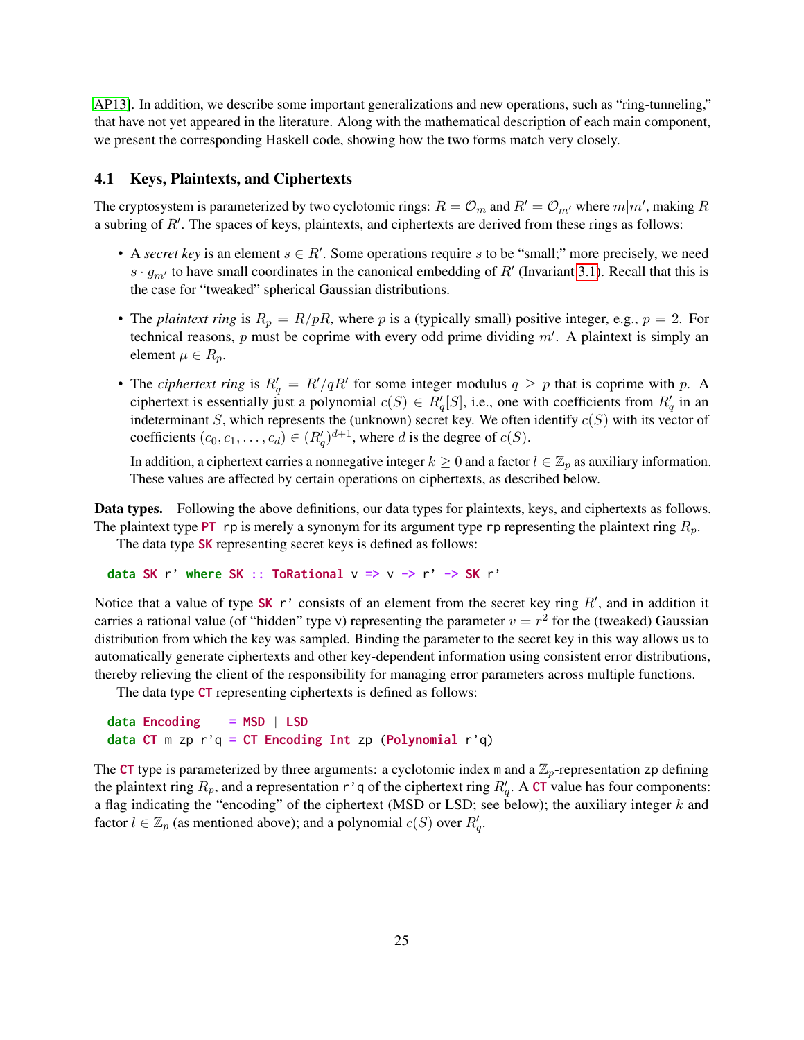AP13]. In addition, we describe some important generalizations and new operations, such as "ring-tunneling," that have not yet appeared in the literature. Along with the mathematical description of each main component, we present the corresponding Haskell code, showing how the two forms match very closely.

### 4.1 Keys, Plaintexts, and Ciphertexts

The cryptosystem is parameterized by two cyclotomic rings: $R = \mathcal{O}_m$ and $R' = \mathcal{O}_{m'}$ where $m|m'$, making $R$ a subring of $R'$. The spaces of keys, plaintexts, and ciphertexts are derived from these rings as follows:

- A *secret key* is an element $s \in R'$. Some operations require $s$ to be "small;" more precisely, we need $s \cdot g_{m'}$ to have small coordinates in the canonical embedding of $R'$ (Invariant 3.1). Recall that this is the case for "tweaked" spherical Gaussian distributions.
- The *plaintext ring* is $R_p = R/pR$, where $p$ is a (typically small) positive integer, e.g., $p = 2$. For technical reasons, $p$ must be coprime with every odd prime dividing $m'$. A plaintext is simply an element $\mu \in R_p$.
- The *ciphertext ring* is $R'_q = R'/qR'$ for some integer modulus $q \geq p$ that is coprime with $p$. A ciphertext is essentially just a polynomial $c(S) \in R'_q[S]$, i.e., one with coefficients from $R'_q$ in an indeterminant $S$, which represents the (unknown) secret key. We often identify $c(S)$ with its vector of coefficients $(c_0, c_1, \ldots, c_d) \in (R'_q)^{d+1}$, where $d$ is the degree of $c(S)$.

  In addition, a ciphertext carries a nonnegative integer $k \geq 0$ and a factor $l \in \mathbb{Z}_p$ as auxiliary information. These values are affected by certain operations on ciphertexts, as described below.

**Data types.** Following the above definitions, our data types for plaintexts, keys, and ciphertexts as follows. The plaintext type `PT rp` is merely a synonym for its argument type `rp` representing the plaintext ring $R_p$.

The data type `SK` representing secret keys is defined as follows:

```
data SK r' where SK :: ToRational v => v -> r' -> SK r'
```

Notice that a value of type `SK r'` consists of an element from the secret key ring $R'$, and in addition it carries a rational value (of "hidden" type `v`) representing the parameter $v = r^2$ for the (tweaked) Gaussian distribution from which the key was sampled. Binding the parameter to the secret key in this way allows us to automatically generate ciphertexts and other key-dependent information using consistent error distributions, thereby relieving the client of the responsibility for managing error parameters across multiple functions.

The data type `CT` representing ciphertexts is defined as follows:

```
data Encoding    = MSD | LSD
data CT m zp r'q = CT Encoding Int zp (Polynomial r'q)
```

The `CT` type is parameterized by three arguments: a cyclotomic index `m` and a $\mathbb{Z}_p$-representation `zp` defining the plaintext ring $R_p$, and a representation `r'q` of the ciphertext ring $R'_q$. A `CT` value has four components: a flag indicating the "encoding" of the ciphertext (MSD or LSD; see below); the auxiliary integer $k$ and factor $l \in \mathbb{Z}_p$ (as mentioned above); and a polynomial $c(S)$ over $R'_q$.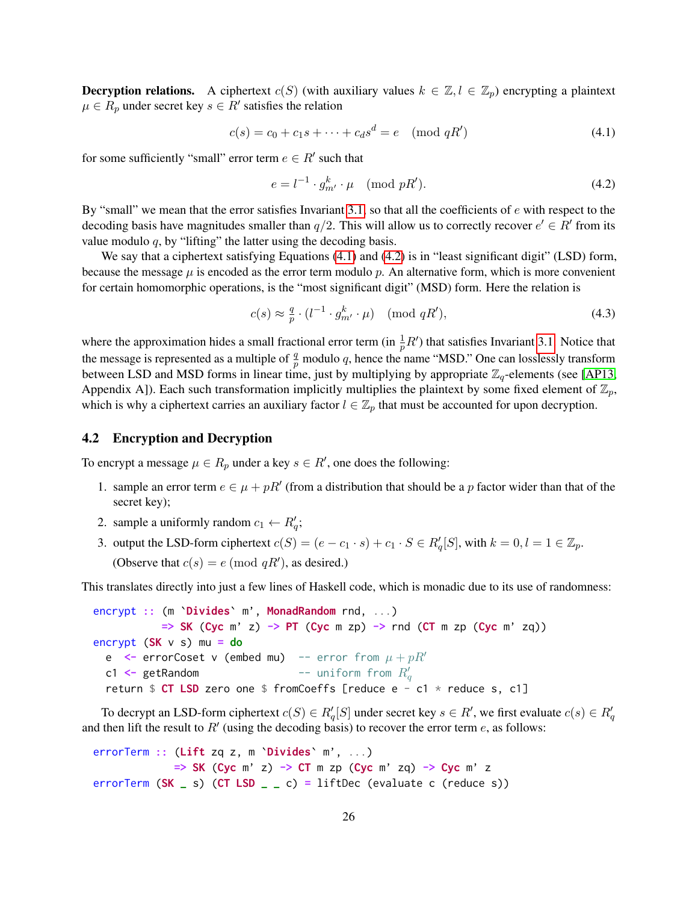**Decryption relations.** A ciphertext $c(S)$ (with auxiliary values $k \in \mathbb{Z}, l \in \mathbb{Z}_p$) encrypting a plaintext $\mu \in R_p$ under secret key $s \in R'$ satisfies the relation

$$c(s) = c_0 + c_1 s + \cdots + c_d s^d = e \pmod{qR'} \tag{4.1}$$

for some sufficiently "small" error term $e \in R'$ such that

$$e = l^{-1} \cdot g_{m'}^k \cdot \mu \pmod{pR'}. \tag{4.2}$$

By "small" we mean that the error satisfies Invariant 3.1, so that all the coefficients of $e$ with respect to the decoding basis have magnitudes smaller than $q/2$. This will allow us to correctly recover $e' \in R'$ from its value modulo $q$, by "lifting" the latter using the decoding basis.

We say that a ciphertext satisfying Equations (4.1) and (4.2) is in "least significant digit" (LSD) form, because the message $\mu$ is encoded as the error term modulo $p$. An alternative form, which is more convenient for certain homomorphic operations, is the "most significant digit" (MSD) form. Here the relation is

$$c(s) \approx \tfrac{q}{p} \cdot (l^{-1} \cdot g_{m'}^k \cdot \mu) \pmod{qR'}, \tag{4.3}$$

where the approximation hides a small fractional error term (in $\frac{1}{p}R'$) that satisfies Invariant 3.1. Notice that the message is represented as a multiple of $\frac{q}{p}$ modulo $q$, hence the name "MSD." One can losslessly transform between LSD and MSD forms in linear time, just by multiplying by appropriate $\mathbb{Z}_q$-elements (see [AP13, Appendix A]). Each such transformation implicitly multiplies the plaintext by some fixed element of $\mathbb{Z}_p$, which is why a ciphertext carries an auxiliary factor $l \in \mathbb{Z}_p$ that must be accounted for upon decryption.

## 4.2 Encryption and Decryption

To encrypt a message $\mu \in R_p$ under a key $s \in R'$, one does the following:

1. sample an error term $e \in \mu + pR'$ (from a distribution that should be a $p$ factor wider than that of the secret key);
2. sample a uniformly random $c_1 \leftarrow R'_q$;
3. output the LSD-form ciphertext $c(S) = (e - c_1 \cdot s) + c_1 \cdot S \in R'_q[S]$, with $k = 0, l = 1 \in \mathbb{Z}_p$. (Observe that $c(s) = e \pmod{qR'}$, as desired.)

This translates directly into just a few lines of Haskell code, which is monadic due to its use of randomness:

```
encrypt :: (m `Divides` m', MonadRandom rnd, ...)
        => SK (Cyc m' z) -> PT (Cyc m zp) -> rnd (CT m zp (Cyc m' zq))
encrypt (SK v s) mu = do
  e  <- errorCoset v (embed mu)  -- error from μ + pR'
  c1 <- getRandom                -- uniform from R'_q
  return $ CT LSD zero one $ fromCoeffs [reduce e - c1 * reduce s, c1]
```

To decrypt an LSD-form ciphertext $c(S) \in R'_q[S]$ under secret key $s \in R'$, we first evaluate $c(s) \in R'_q$ and then lift the result to $R'$ (using the decoding basis) to recover the error term $e$, as follows:

```
errorTerm :: (Lift zq z, m `Divides` m', ...)
          => SK (Cyc m' z) -> CT m zp (Cyc m' zq) -> Cyc m' z
errorTerm (SK _ s) (CT LSD _ _ c) = liftDec (evaluate c (reduce s))
```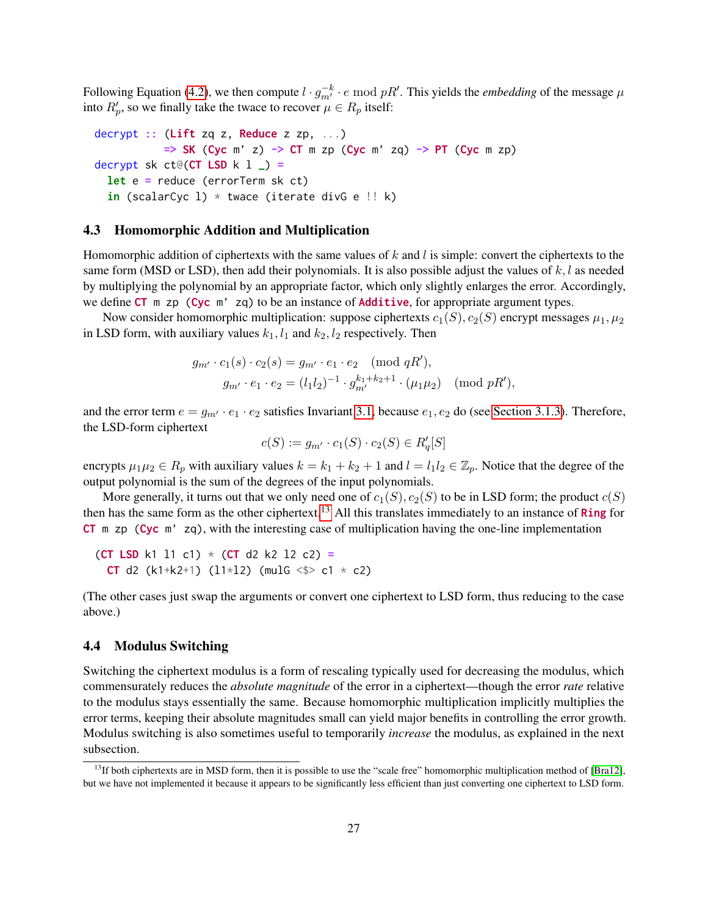Following Equation (4.2), we then compute $l \cdot g_{m'}^{-k} \cdot e \bmod pR'$. This yields the *embedding* of the message $\mu$ into $R'_p$, so we finally take the twace to recover $\mu \in R_p$ itself:

```
decrypt :: (Lift zq z, Reduce z zp, ...)
          => SK (Cyc m' z) -> CT m zp (Cyc m' zq) -> PT (Cyc m zp)
decrypt sk ct@(CT LSD k l _) =
  let e = reduce (errorTerm sk ct)
  in (scalarCyc l) * twace (iterate divG e !! k)
```

### 4.3 Homomorphic Addition and Multiplication

Homomorphic addition of ciphertexts with the same values of $k$ and $l$ is simple: convert the ciphertexts to the same form (MSD or LSD), then add their polynomials. It is also possible adjust the values of $k, l$ as needed by multiplying the polynomial by an appropriate factor, which only slightly enlarges the error. Accordingly, we define `CT m zp (Cyc m' zq)` to be an instance of `Additive`, for appropriate argument types.

Now consider homomorphic multiplication: suppose ciphertexts $c_1(S), c_2(S)$ encrypt messages $\mu_1, \mu_2$ in LSD form, with auxiliary values $k_1, l_1$ and $k_2, l_2$ respectively. Then

$$g_{m'} \cdot c_1(s) \cdot c_2(s) = g_{m'} \cdot e_1 \cdot e_2 \pmod{qR'},$$
$$g_{m'} \cdot e_1 \cdot e_2 = (l_1 l_2)^{-1} \cdot g_{m'}^{k_1+k_2+1} \cdot (\mu_1 \mu_2) \pmod{pR'},$$

and the error term $e = g_{m'} \cdot e_1 \cdot e_2$ satisfies Invariant 3.1, because $e_1, e_2$ do (see Section 3.1.3). Therefore, the LSD-form ciphertext

$$c(S) := g_{m'} \cdot c_1(S) \cdot c_2(S) \in R'_q[S]$$

encrypts $\mu_1 \mu_2 \in R_p$ with auxiliary values $k = k_1 + k_2 + 1$ and $l = l_1 l_2 \in \mathbb{Z}_p$. Notice that the degree of the output polynomial is the sum of the degrees of the input polynomials.

More generally, it turns out that we only need one of $c_1(S), c_2(S)$ to be in LSD form; the product $c(S)$ then has the same form as the other ciphertext.[13] All this translates immediately to an instance of `Ring` for `CT m zp (Cyc m' zq)`, with the interesting case of multiplication having the one-line implementation

```
(CT LSD k1 l1 c1) * (CT d2 k2 l2 c2) =
  CT d2 (k1+k2+1) (l1*l2) (mulG <$> c1 * c2)
```

(The other cases just swap the arguments or convert one ciphertext to LSD form, thus reducing to the case above.)

### 4.4 Modulus Switching

Switching the ciphertext modulus is a form of rescaling typically used for decreasing the modulus, which commensurately reduces the *absolute magnitude* of the error in a ciphertext—though the error *rate* relative to the modulus stays essentially the same. Because homomorphic multiplication implicitly multiplies the error terms, keeping their absolute magnitudes small can yield major benefits in controlling the error growth. Modulus switching is also sometimes useful to temporarily *increase* the modulus, as explained in the next subsection.

[13] If both ciphertexts are in MSD form, then it is possible to use the "scale free" homomorphic multiplication method of [Bra12], but we have not implemented it because it appears to be significantly less efficient than just converting one ciphertext to LSD form.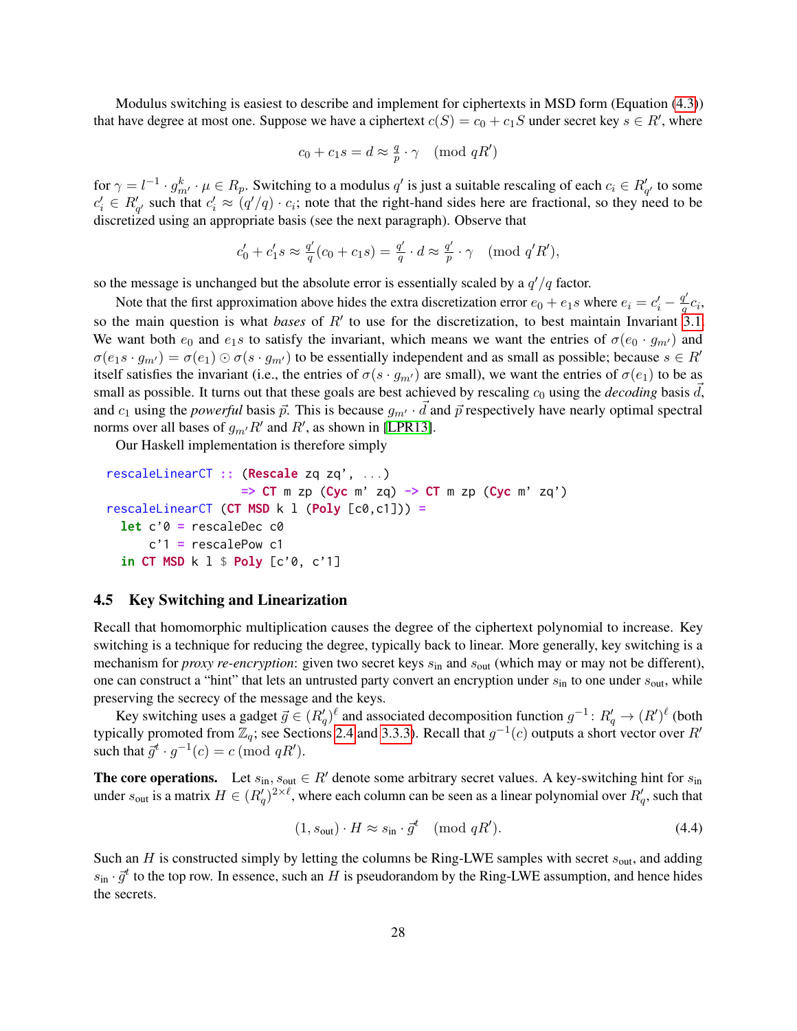Modulus switching is easiest to describe and implement for ciphertexts in MSD form (Equation (4.3)) that have degree at most one. Suppose we have a ciphertext $c(S) = c_0 + c_1 S$ under secret key $s \in R'$, where

$$c_0 + c_1 s = d \approx \tfrac{q}{p} \cdot \gamma \pmod{qR'}$$

for $\gamma = l^{-1} \cdot g_{m'}^k \cdot \mu \in R_p$. Switching to a modulus $q'$ is just a suitable rescaling of each $c_i \in R'_{q'}$ to some $c'_i \in R'_{q'}$ such that $c'_i \approx (q'/q) \cdot c_i$; note that the right-hand sides here are fractional, so they need to be discretized using an appropriate basis (see the next paragraph). Observe that

$$c'_0 + c'_1 s \approx \tfrac{q'}{q}(c_0 + c_1 s) = \tfrac{q'}{q} \cdot d \approx \tfrac{q'}{p} \cdot \gamma \pmod{q'R'},$$

so the message is unchanged but the absolute error is essentially scaled by a $q'/q$ factor.

Note that the first approximation above hides the extra discretization error $e_0 + e_1 s$ where $e_i = c'_i - \frac{q'}{q} c_i$, so the main question is what *bases* of $R'$ to use for the discretization, to best maintain Invariant 3.1. We want both $e_0$ and $e_1 s$ to satisfy the invariant, which means we want the entries of $\sigma(e_0 \cdot g_{m'})$ and $\sigma(e_1 s \cdot g_{m'}) = \sigma(e_1) \odot \sigma(s \cdot g_{m'})$ to be essentially independent and as small as possible; because $s \in R'$ itself satisfies the invariant (i.e., the entries of $\sigma(s \cdot g_{m'})$ are small), we want the entries of $\sigma(e_1)$ to be as small as possible. It turns out that these goals are best achieved by rescaling $c_0$ using the *decoding* basis $\vec{d}$, and $c_1$ using the *powerful* basis $\vec{p}$. This is because $g_{m'} \cdot \vec{d}$ and $\vec{p}$ respectively have nearly optimal spectral norms over all bases of $g_{m'} R'$ and $R'$, as shown in [LPR13].

Our Haskell implementation is therefore simply

```
rescaleLinearCT :: (Rescale zq zq', ...)
                => CT m zp (Cyc m' zq) -> CT m zp (Cyc m' zq')
rescaleLinearCT (CT MSD k l (Poly [c0,c1])) =
  let c'0 = rescaleDec c0
      c'1 = rescalePow c1
  in CT MSD k l $ Poly [c'0, c'1]
```

## 4.5 Key Switching and Linearization

Recall that homomorphic multiplication causes the degree of the ciphertext polynomial to increase. Key switching is a technique for reducing the degree, typically back to linear. More generally, key switching is a mechanism for *proxy re-encryption*: given two secret keys $s_{\text{in}}$ and $s_{\text{out}}$ (which may or may not be different), one can construct a "hint" that lets an untrusted party convert an encryption under $s_{\text{in}}$ to one under $s_{\text{out}}$, while preserving the secrecy of the message and the keys.

Key switching uses a gadget $\vec{g} \in (R'_q)^\ell$ and associated decomposition function $g^{-1} : R'_q \to (R')^\ell$ (both typically promoted from $\mathbb{Z}_q$; see Sections 2.4 and 3.3.3). Recall that $g^{-1}(c)$ outputs a short vector over $R'$ such that $\vec{g}^t \cdot g^{-1}(c) = c \pmod{qR'}$.

**The core operations.** Let $s_{\text{in}}, s_{\text{out}} \in R'$ denote some arbitrary secret values. A key-switching hint for $s_{\text{in}}$ under $s_{\text{out}}$ is a matrix $H \in (R'_q)^{2 \times \ell}$, where each column can be seen as a linear polynomial over $R'_q$, such that

$$(1, s_{\text{out}}) \cdot H \approx s_{\text{in}} \cdot \vec{g}^t \pmod{qR'}. \tag{4.4}$$

Such an $H$ is constructed simply by letting the columns be Ring-LWE samples with secret $s_{\text{out}}$, and adding $s_{\text{in}} \cdot \vec{g}^t$ to the top row. In essence, such an $H$ is pseudorandom by the Ring-LWE assumption, and hence hides the secrets.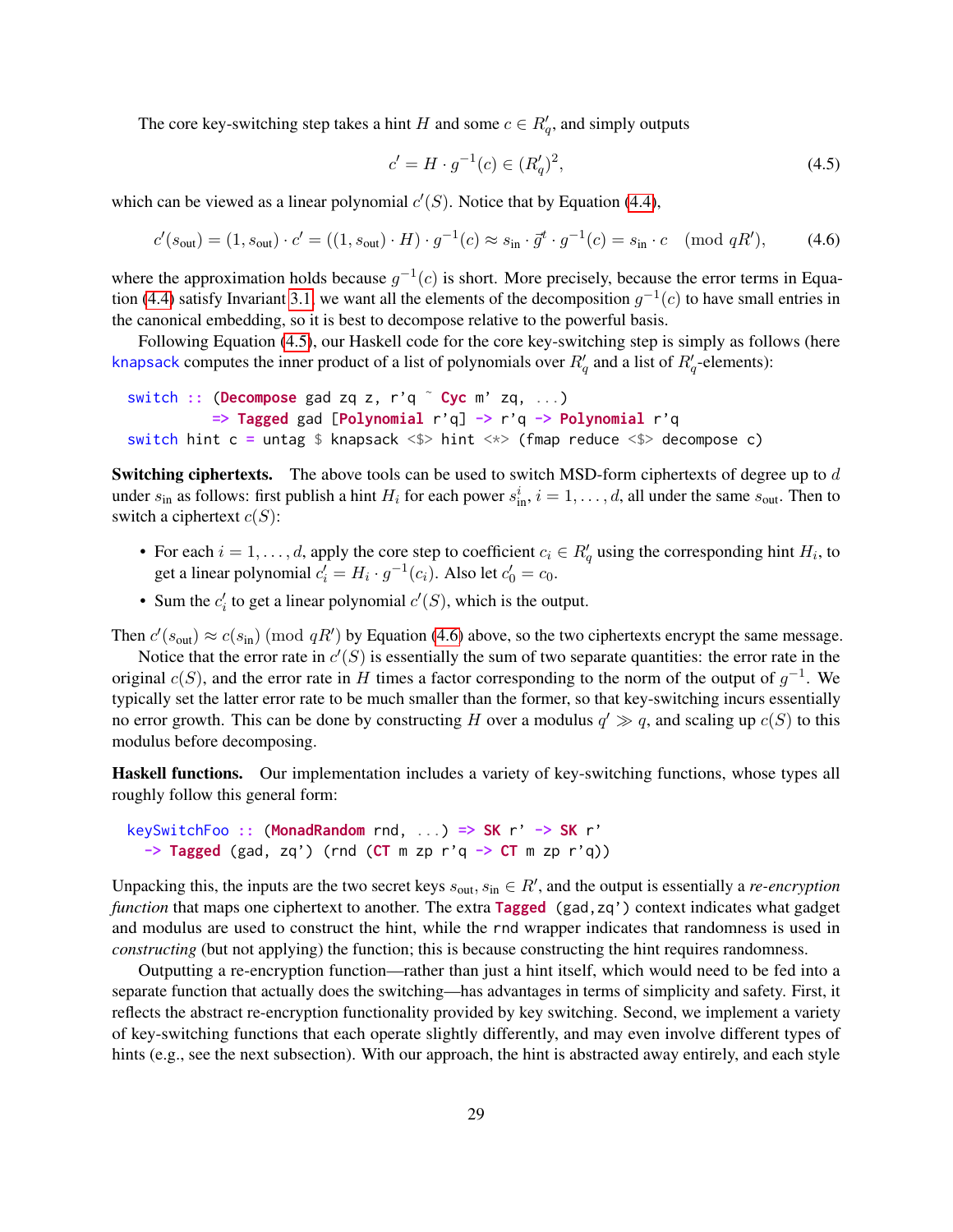The core key-switching step takes a hint $H$ and some $c \in R'_q$, and simply outputs

$$c' = H \cdot g^{-1}(c) \in (R'_q)^2, \tag{4.5}$$

which can be viewed as a linear polynomial $c'(S)$. Notice that by Equation (4.4),

$$c'(s_{\text{out}}) = (1, s_{\text{out}}) \cdot c' = ((1, s_{\text{out}}) \cdot H) \cdot g^{-1}(c) \approx s_{\text{in}} \cdot \vec{g}^t \cdot g^{-1}(c) = s_{\text{in}} \cdot c \pmod{qR'}, \tag{4.6}$$

where the approximation holds because $g^{-1}(c)$ is short. More precisely, because the error terms in Equation (4.4) satisfy Invariant 3.1, we want all the elements of the decomposition $g^{-1}(c)$ to have small entries in the canonical embedding, so it is best to decompose relative to the powerful basis.

Following Equation (4.5), our Haskell code for the core key-switching step is simply as follows (here knapsack computes the inner product of a list of polynomials over $R'_q$ and a list of $R'_q$-elements):

```
switch :: (Decompose gad zq z, r'q ~ Cyc m' zq, ...)
          => Tagged gad [Polynomial r'q] -> r'q -> Polynomial r'q
switch hint c = untag $ knapsack <$> hint <*> (fmap reduce <$> decompose c)
```

**Switching ciphertexts.** The above tools can be used to switch MSD-form ciphertexts of degree up to $d$ under $s_{\text{in}}$ as follows: first publish a hint $H_i$ for each power $s_{\text{in}}^i$, $i = 1, \ldots, d$, all under the same $s_{\text{out}}$. Then to switch a ciphertext $c(S)$:

- For each $i = 1, \ldots, d$, apply the core step to coefficient $c_i \in R'_q$ using the corresponding hint $H_i$, to get a linear polynomial $c'_i = H_i \cdot g^{-1}(c_i)$. Also let $c'_0 = c_0$.
- Sum the $c'_i$ to get a linear polynomial $c'(S)$, which is the output.

Then $c'(s_{\text{out}}) \approx c(s_{\text{in}}) \pmod{qR'}$ by Equation (4.6) above, so the two ciphertexts encrypt the same message.

Notice that the error rate in $c'(S)$ is essentially the sum of two separate quantities: the error rate in the original $c(S)$, and the error rate in $H$ times a factor corresponding to the norm of the output of $g^{-1}$. We typically set the latter error rate to be much smaller than the former, so that key-switching incurs essentially no error growth. This can be done by constructing $H$ over a modulus $q' \gg q$, and scaling up $c(S)$ to this modulus before decomposing.

**Haskell functions.** Our implementation includes a variety of key-switching functions, whose types all roughly follow this general form:

```
keySwitchFoo :: (MonadRandom rnd, ...) => SK r' -> SK r'
  -> Tagged (gad, zq') (rnd (CT m zp r'q -> CT m zp r'q))
```

Unpacking this, the inputs are the two secret keys $s_{\text{out}}, s_{\text{in}} \in R'$, and the output is essentially a *re-encryption function* that maps one ciphertext to another. The extra `Tagged (gad,zq')` context indicates what gadget and modulus are used to construct the hint, while the `rnd` wrapper indicates that randomness is used in *constructing* (but not applying) the function; this is because constructing the hint requires randomness.

Outputting a re-encryption function—rather than just a hint itself, which would need to be fed into a separate function that actually does the switching—has advantages in terms of simplicity and safety. First, it reflects the abstract re-encryption functionality provided by key switching. Second, we implement a variety of key-switching functions that each operate slightly differently, and may even involve different types of hints (e.g., see the next subsection). With our approach, the hint is abstracted away entirely, and each style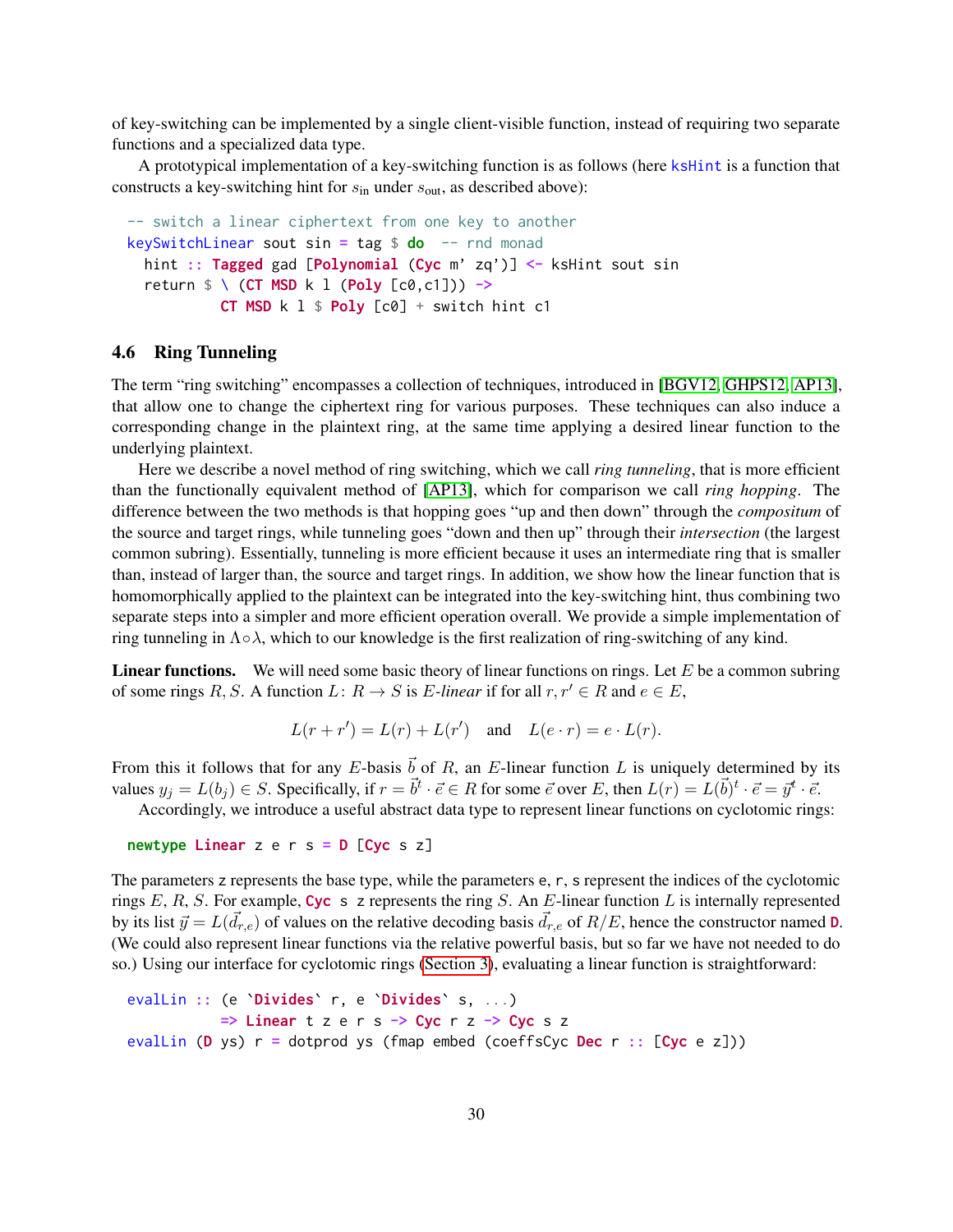of key-switching can be implemented by a single client-visible function, instead of requiring two separate functions and a specialized data type.

A prototypical implementation of a key-switching function is as follows (here `ksHint` is a function that constructs a key-switching hint for $s_{\text{in}}$ under $s_{\text{out}}$, as described above):

```
-- switch a linear ciphertext from one key to another
keySwitchLinear sout sin = tag $ do  -- rnd monad
  hint :: Tagged gad [Polynomial (Cyc m' zq')] <- ksHint sout sin
  return $ \ (CT MSD k l (Poly [c0,c1])) ->
           CT MSD k l $ Poly [c0] + switch hint c1
```

### 4.6 Ring Tunneling

The term "ring switching" encompasses a collection of techniques, introduced in [BGV12, GHPS12, AP13], that allow one to change the ciphertext ring for various purposes. These techniques can also induce a corresponding change in the plaintext ring, at the same time applying a desired linear function to the underlying plaintext.

Here we describe a novel method of ring switching, which we call *ring tunneling*, that is more efficient than the functionally equivalent method of [AP13], which for comparison we call *ring hopping*. The difference between the two methods is that hopping goes "up and then down" through the *compositum* of the source and target rings, while tunneling goes "down and then up" through their *intersection* (the largest common subring). Essentially, tunneling is more efficient because it uses an intermediate ring that is smaller than, instead of larger than, the source and target rings. In addition, we show how the linear function that is homomorphically applied to the plaintext can be integrated into the key-switching hint, thus combining two separate steps into a simpler and more efficient operation overall. We provide a simple implementation of ring tunneling in $\Lambda \circ \lambda$, which to our knowledge is the first realization of ring-switching of any kind.

**Linear functions.** We will need some basic theory of linear functions on rings. Let $E$ be a common subring of some rings $R, S$. A function $L \colon R \to S$ is *$E$-linear* if for all $r, r' \in R$ and $e \in E$,

$$L(r + r') = L(r) + L(r') \quad \text{and} \quad L(e \cdot r) = e \cdot L(r).$$

From this it follows that for any $E$-basis $\vec{b}$ of $R$, an $E$-linear function $L$ is uniquely determined by its values $y_j = L(b_j) \in S$. Specifically, if $r = \vec{b}^t \cdot \vec{e} \in R$ for some $\vec{e}$ over $E$, then $L(r) = L(\vec{b})^t \cdot \vec{e} = \vec{y}^t \cdot \vec{e}$.

Accordingly, we introduce a useful abstract data type to represent linear functions on cyclotomic rings:

```
newtype Linear z e r s = D [Cyc s z]
```

The parameters `z` represents the base type, while the parameters `e`, `r`, `s` represent the indices of the cyclotomic rings $E$, $R$, $S$. For example, `Cyc s z` represents the ring $S$. An $E$-linear function $L$ is internally represented by its list $\vec{y} = L(\vec{d}_{r,e})$ of values on the relative decoding basis $\vec{d}_{r,e}$ of $R/E$, hence the constructor named `D`. (We could also represent linear functions via the relative powerful basis, but so far we have not needed to do so.) Using our interface for cyclotomic rings (Section 3), evaluating a linear function is straightforward:

```
evalLin :: (e `Divides` r, e `Divides` s, ...)
           => Linear t z e r s -> Cyc r z -> Cyc s z
evalLin (D ys) r = dotprod ys (fmap embed (coeffsCyc Dec r :: [Cyc e z]))
```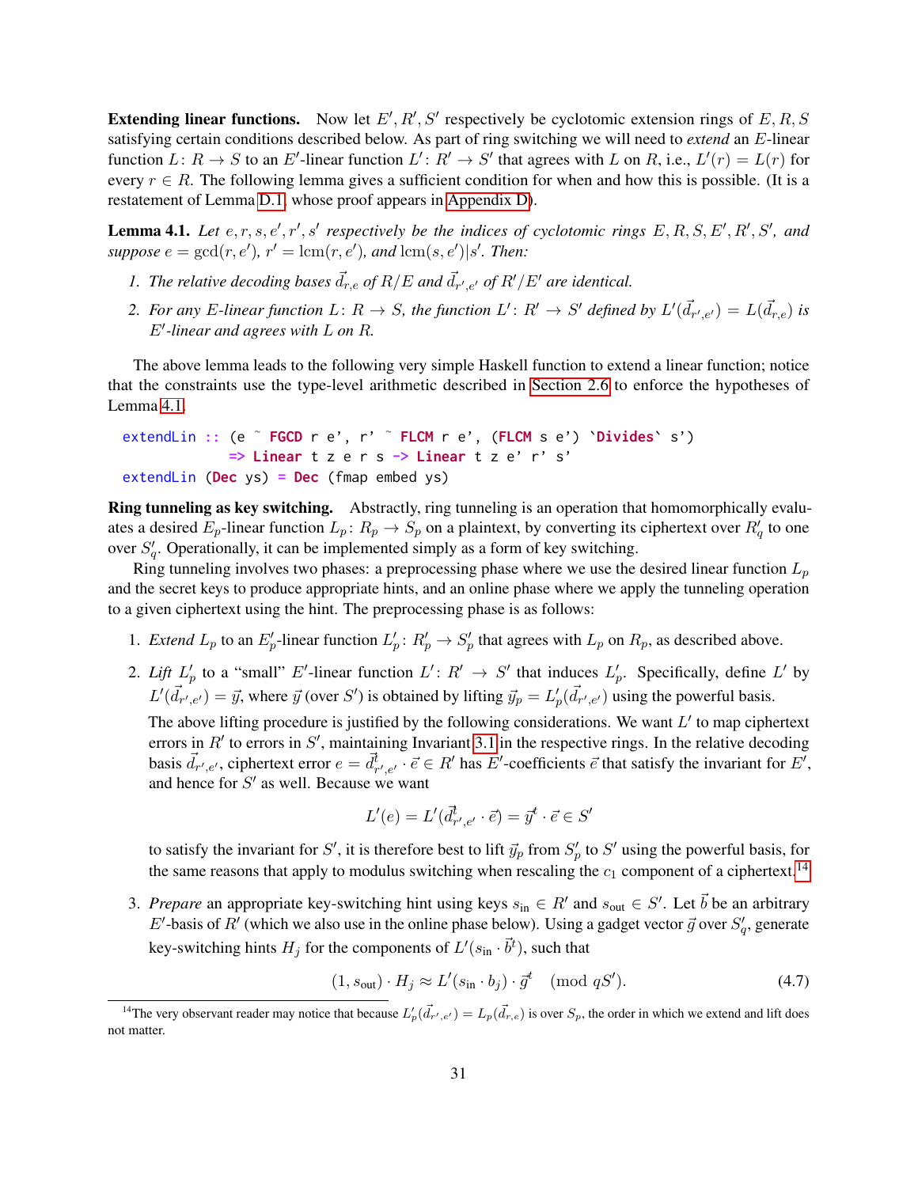**Extending linear functions.** Now let $E', R', S'$ respectively be cyclotomic extension rings of $E, R, S$ satisfying certain conditions described below. As part of ring switching we will need to *extend* an $E$-linear function $L \colon R \to S$ to an $E'$-linear function $L' \colon R' \to S'$ that agrees with $L$ on $R$, i.e., $L'(r) = L(r)$ for every $r \in R$. The following lemma gives a sufficient condition for when and how this is possible. (It is a restatement of Lemma D.1, whose proof appears in Appendix D).

**Lemma 4.1.** *Let $e, r, s, e', r', s'$ respectively be the indices of cyclotomic rings $E, R, S, E', R', S'$, and suppose $e = \gcd(r, e')$, $r' = \operatorname{lcm}(r, e')$, and $\operatorname{lcm}(s, e') | s'$. Then:*

1. *The relative decoding bases $\vec{d}_{r,e}$ of $R/E$ and $\vec{d}_{r',e'}$ of $R'/E'$ are identical.*
2. *For any $E$-linear function $L \colon R \to S$, the function $L' \colon R' \to S'$ defined by $L'(\vec{d}_{r',e'}) = L(\vec{d}_{r,e})$ is $E'$-linear and agrees with $L$ on $R$.*

The above lemma leads to the following very simple Haskell function to extend a linear function; notice that the constraints use the type-level arithmetic described in Section 2.6 to enforce the hypotheses of Lemma 4.1.

```
extendLin :: (e ~ FGCD r e', r' ~ FLCM r e', (FLCM s e') `Divides` s')
             => Linear t z e r s -> Linear t z e' r' s'
extendLin (Dec ys) = Dec (fmap embed ys)
```

**Ring tunneling as key switching.** Abstractly, ring tunneling is an operation that homomorphically evaluates a desired $E_p$-linear function $L_p \colon R_p \to S_p$ on a plaintext, by converting its ciphertext over $R'_q$ to one over $S'_q$. Operationally, it can be implemented simply as a form of key switching.

Ring tunneling involves two phases: a preprocessing phase where we use the desired linear function $L_p$ and the secret keys to produce appropriate hints, and an online phase where we apply the tunneling operation to a given ciphertext using the hint. The preprocessing phase is as follows:

1. *Extend* $L_p$ to an $E'_p$-linear function $L'_p \colon R'_p \to S'_p$ that agrees with $L_p$ on $R_p$, as described above.

2. *Lift* $L'_p$ to a "small" $E'$-linear function $L' \colon R' \to S'$ that induces $L'_p$. Specifically, define $L'$ by $L'(\vec{d}_{r',e'}) = \vec{y}$, where $\vec{y}$ (over $S'$) is obtained by lifting $\vec{y}_p = L'_p(\vec{d}_{r',e'})$ using the powerful basis.

   The above lifting procedure is justified by the following considerations. We want $L'$ to map ciphertext errors in $R'$ to errors in $S'$, maintaining Invariant 3.1 in the respective rings. In the relative decoding basis $\vec{d}_{r',e'}$, ciphertext error $e = \vec{d}^t_{r',e'} \cdot \vec{e} \in R'$ has $E'$-coefficients $\vec{e}$ that satisfy the invariant for $E'$, and hence for $S'$ as well. Because we want

   $$L'(e) = L'(\vec{d}^t_{r',e'} \cdot \vec{e}) = \vec{y}^t \cdot \vec{e} \in S'$$

   to satisfy the invariant for $S'$, it is therefore best to lift $\vec{y}_p$ from $S'_p$ to $S'$ using the powerful basis, for the same reasons that apply to modulus switching when rescaling the $c_1$ component of a ciphertext.[14]

3. *Prepare* an appropriate key-switching hint using keys $s_{\text{in}} \in R'$ and $s_{\text{out}} \in S'$. Let $\vec{b}$ be an arbitrary $E'$-basis of $R'$ (which we also use in the online phase below). Using a gadget vector $\vec{g}$ over $S'_q$, generate key-switching hints $H_j$ for the components of $L'(s_{\text{in}} \cdot \vec{b}^t)$, such that

   $$(1, s_{\text{out}}) \cdot H_j \approx L'(s_{\text{in}} \cdot b_j) \cdot \vec{g}^t \pmod{qS'}. \tag{4.7}$$

[14] The very observant reader may notice that because $L'_p(\vec{d}_{r',e'}) = L_p(\vec{d}_{r,e})$ is over $S_p$, the order in which we extend and lift does not matter.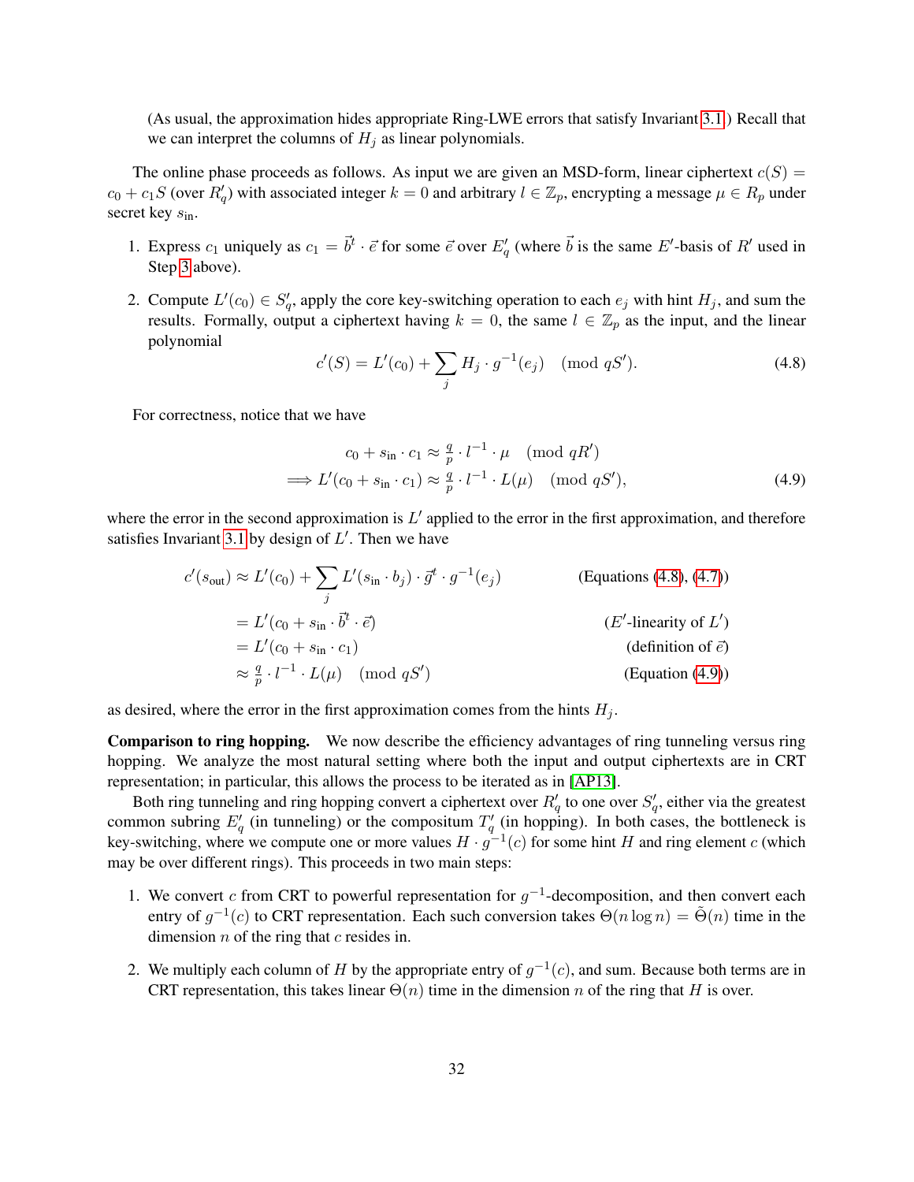(As usual, the approximation hides appropriate Ring-LWE errors that satisfy Invariant 3.1.) Recall that we can interpret the columns of $H_j$ as linear polynomials.

The online phase proceeds as follows. As input we are given an MSD-form, linear ciphertext $c(S) = c_0 + c_1 S$ (over $R'_q$) with associated integer $k = 0$ and arbitrary $l \in \mathbb{Z}_p$, encrypting a message $\mu \in R_p$ under secret key $s_{\text{in}}$.

1. Express $c_1$ uniquely as $c_1 = \vec{b}^t \cdot \vec{e}$ for some $\vec{e}$ over $E'_q$ (where $\vec{b}$ is the same $E'$-basis of $R'$ used in Step 3 above).

2. Compute $L'(c_0) \in S'_q$, apply the core key-switching operation to each $e_j$ with hint $H_j$, and sum the results. Formally, output a ciphertext having $k = 0$, the same $l \in \mathbb{Z}_p$ as the input, and the linear polynomial

$$c'(S) = L'(c_0) + \sum_j H_j \cdot g^{-1}(e_j) \pmod{qS'}. \tag{4.8}$$

For correctness, notice that we have

$$\begin{aligned} c_0 + s_{\text{in}} \cdot c_1 &\approx \tfrac{q}{p} \cdot l^{-1} \cdot \mu \pmod{qR'} \\ \implies L'(c_0 + s_{\text{in}} \cdot c_1) &\approx \tfrac{q}{p} \cdot l^{-1} \cdot L(\mu) \pmod{qS'}, \end{aligned} \tag{4.9}$$

where the error in the second approximation is $L'$ applied to the error in the first approximation, and therefore satisfies Invariant 3.1 by design of $L'$. Then we have

$$\begin{aligned} c'(s_{\text{out}}) &\approx L'(c_0) + \sum_j L'(s_{\text{in}} \cdot b_j) \cdot \vec{g}^t \cdot g^{-1}(e_j) && \text{(Equations (4.8), (4.7))} \\ &= L'(c_0 + s_{\text{in}} \cdot \vec{b}^t \cdot \vec{e}) && \text{($E'$-linearity of $L'$)} \\ &= L'(c_0 + s_{\text{in}} \cdot c_1) && \text{(definition of $\vec{e}$)} \\ &\approx \tfrac{q}{p} \cdot l^{-1} \cdot L(\mu) \pmod{qS'} && \text{(Equation (4.9))} \end{aligned}$$

as desired, where the error in the first approximation comes from the hints $H_j$.

**Comparison to ring hopping.** We now describe the efficiency advantages of ring tunneling versus ring hopping. We analyze the most natural setting where both the input and output ciphertexts are in CRT representation; in particular, this allows the process to be iterated as in [AP13].

Both ring tunneling and ring hopping convert a ciphertext over $R'_q$ to one over $S'_q$, either via the greatest common subring $E'_q$ (in tunneling) or the compositum $T'_q$ (in hopping). In both cases, the bottleneck is key-switching, where we compute one or more values $H \cdot g^{-1}(c)$ for some hint $H$ and ring element $c$ (which may be over different rings). This proceeds in two main steps:

1. We convert $c$ from CRT to powerful representation for $g^{-1}$-decomposition, and then convert each entry of $g^{-1}(c)$ to CRT representation. Each such conversion takes $\Theta(n \log n) = \tilde{\Theta}(n)$ time in the dimension $n$ of the ring that $c$ resides in.

2. We multiply each column of $H$ by the appropriate entry of $g^{-1}(c)$, and sum. Because both terms are in CRT representation, this takes linear $\Theta(n)$ time in the dimension $n$ of the ring that $H$ is over.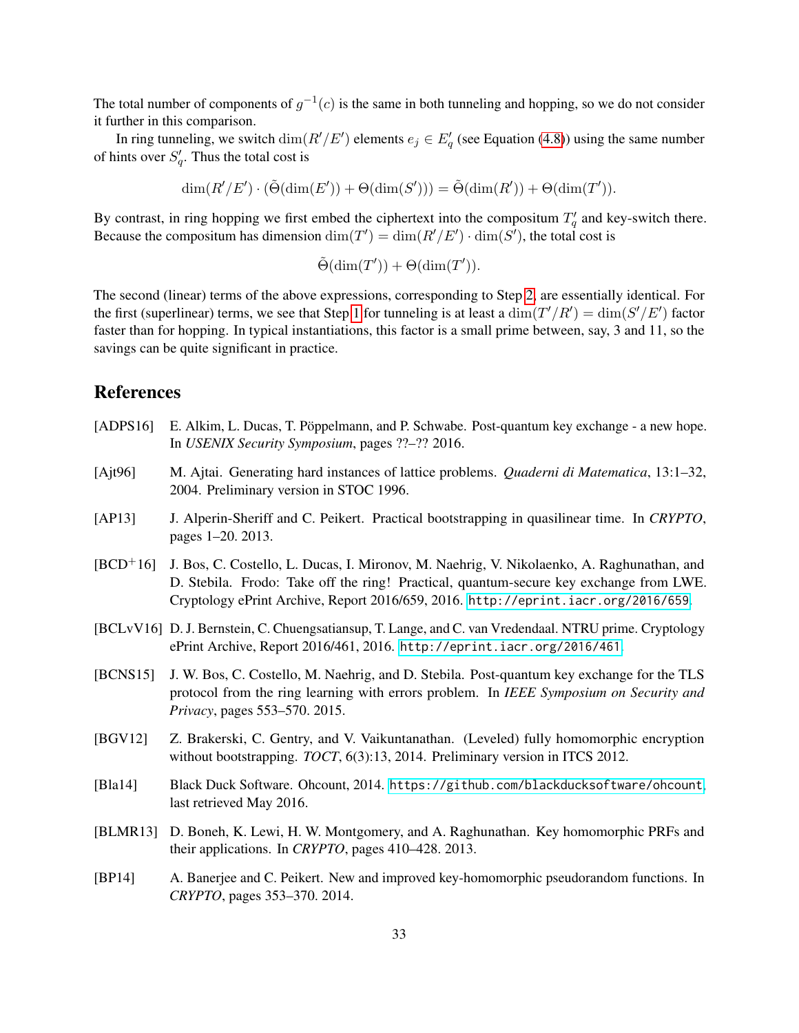The total number of components of $g^{-1}(c)$ is the same in both tunneling and hopping, so we do not consider it further in this comparison.

In ring tunneling, we switch $\dim(R'/E')$ elements $e_j \in E'_q$ (see Equation (4.8)) using the same number of hints over $S'_q$. Thus the total cost is

$$\dim(R'/E') \cdot (\tilde{\Theta}(\dim(E')) + \Theta(\dim(S'))) = \tilde{\Theta}(\dim(R')) + \Theta(\dim(T')).$$

By contrast, in ring hopping we first embed the ciphertext into the compositum $T'_q$ and key-switch there. Because the compositum has dimension $\dim(T') = \dim(R'/E') \cdot \dim(S')$, the total cost is

$$\tilde{\Theta}(\dim(T')) + \Theta(\dim(T')).$$

The second (linear) terms of the above expressions, corresponding to Step 2, are essentially identical. For the first (superlinear) terms, we see that Step 1 for tunneling is at least a $\dim(T'/R') = \dim(S'/E')$ factor faster than for hopping. In typical instantiations, this factor is a small prime between, say, 3 and 11, so the savings can be quite significant in practice.

# References

[ADPS16] E. Alkim, L. Ducas, T. Pöppelmann, and P. Schwabe. Post-quantum key exchange - a new hope. In *USENIX Security Symposium*, pages ??–?? 2016.

[Ajt96] M. Ajtai. Generating hard instances of lattice problems. *Quaderni di Matematica*, 13:1–32, 2004. Preliminary version in STOC 1996.

[AP13] J. Alperin-Sheriff and C. Peikert. Practical bootstrapping in quasilinear time. In *CRYPTO*, pages 1–20. 2013.

[BCD+16] J. Bos, C. Costello, L. Ducas, I. Mironov, M. Naehrig, V. Nikolaenko, A. Raghunathan, and D. Stebila. Frodo: Take off the ring! Practical, quantum-secure key exchange from LWE. Cryptology ePrint Archive, Report 2016/659, 2016. http://eprint.iacr.org/2016/659.

[BCLvV16] D. J. Bernstein, C. Chuengsatiansup, T. Lange, and C. van Vredendaal. NTRU prime. Cryptology ePrint Archive, Report 2016/461, 2016. http://eprint.iacr.org/2016/461.

[BCNS15] J. W. Bos, C. Costello, M. Naehrig, and D. Stebila. Post-quantum key exchange for the TLS protocol from the ring learning with errors problem. In *IEEE Symposium on Security and Privacy*, pages 553–570. 2015.

[BGV12] Z. Brakerski, C. Gentry, and V. Vaikuntanathan. (Leveled) fully homomorphic encryption without bootstrapping. *TOCT*, 6(3):13, 2014. Preliminary version in ITCS 2012.

[Bla14] Black Duck Software. Ohcount, 2014. https://github.com/blackducksoftware/ohcount, last retrieved May 2016.

[BLMR13] D. Boneh, K. Lewi, H. W. Montgomery, and A. Raghunathan. Key homomorphic PRFs and their applications. In *CRYPTO*, pages 410–428. 2013.

[BP14] A. Banerjee and C. Peikert. New and improved key-homomorphic pseudorandom functions. In *CRYPTO*, pages 353–370. 2014.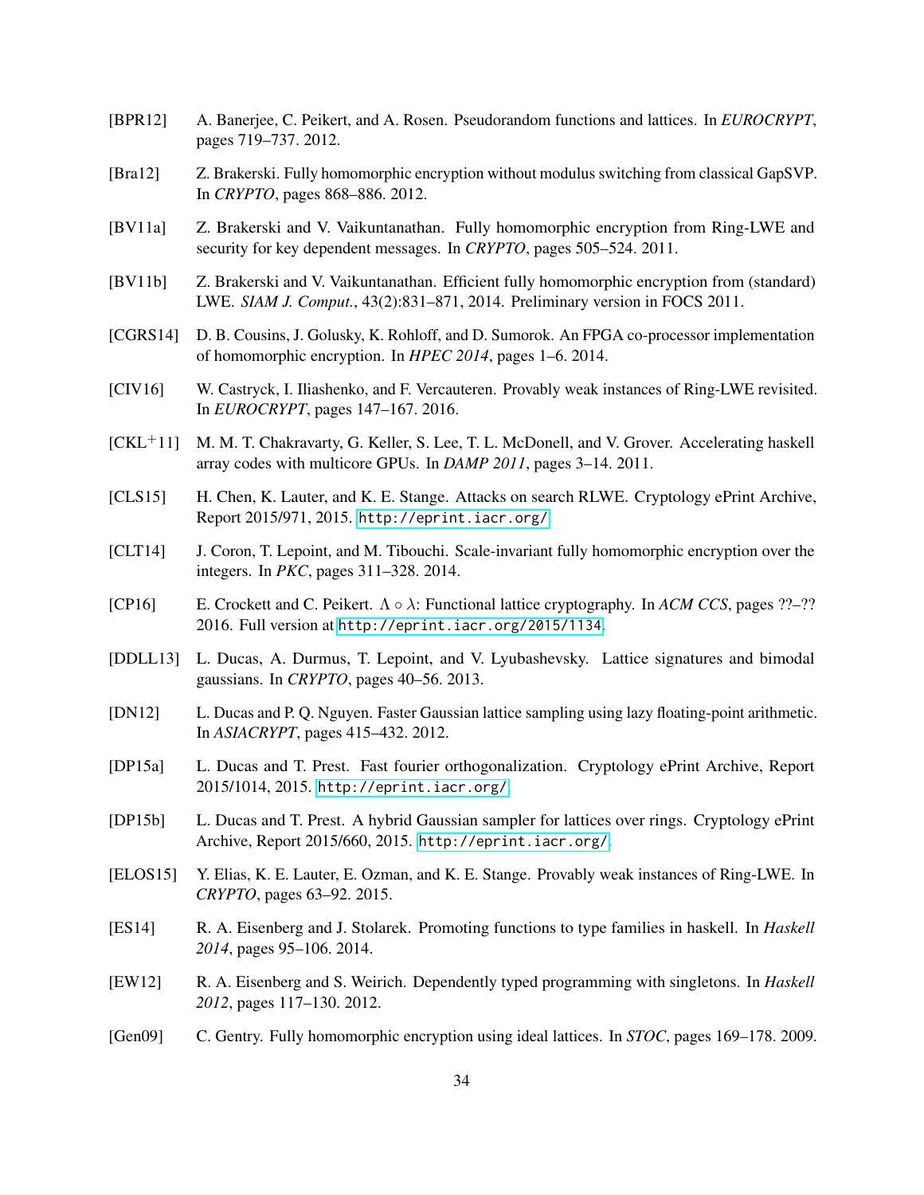[BPR12] A. Banerjee, C. Peikert, and A. Rosen. Pseudorandom functions and lattices. In *EUROCRYPT*, pages 719–737. 2012.

[Bra12] Z. Brakerski. Fully homomorphic encryption without modulus switching from classical GapSVP. In *CRYPTO*, pages 868–886. 2012.

[BV11a] Z. Brakerski and V. Vaikuntanathan. Fully homomorphic encryption from Ring-LWE and security for key dependent messages. In *CRYPTO*, pages 505–524. 2011.

[BV11b] Z. Brakerski and V. Vaikuntanathan. Efficient fully homomorphic encryption from (standard) LWE. *SIAM J. Comput.*, 43(2):831–871, 2014. Preliminary version in FOCS 2011.

[CGRS14] D. B. Cousins, J. Golusky, K. Rohloff, and D. Sumorok. An FPGA co-processor implementation of homomorphic encryption. In *HPEC 2014*, pages 1–6. 2014.

[CIV16] W. Castryck, I. Iliashenko, and F. Vercauteren. Provably weak instances of Ring-LWE revisited. In *EUROCRYPT*, pages 147–167. 2016.

[CKL$^+$11] M. M. T. Chakravarty, G. Keller, S. Lee, T. L. McDonell, and V. Grover. Accelerating haskell array codes with multicore GPUs. In *DAMP 2011*, pages 3–14. 2011.

[CLS15] H. Chen, K. Lauter, and K. E. Stange. Attacks on search RLWE. Cryptology ePrint Archive, Report 2015/971, 2015. `http://eprint.iacr.org/`.

[CLT14] J. Coron, T. Lepoint, and M. Tibouchi. Scale-invariant fully homomorphic encryption over the integers. In *PKC*, pages 311–328. 2014.

[CP16] E. Crockett and C. Peikert. $\Lambda \circ \lambda$: Functional lattice cryptography. In *ACM CCS*, pages ??–?? 2016. Full version at `http://eprint.iacr.org/2015/1134`.

[DDLL13] L. Ducas, A. Durmus, T. Lepoint, and V. Lyubashevsky. Lattice signatures and bimodal gaussians. In *CRYPTO*, pages 40–56. 2013.

[DN12] L. Ducas and P. Q. Nguyen. Faster Gaussian lattice sampling using lazy floating-point arithmetic. In *ASIACRYPT*, pages 415–432. 2012.

[DP15a] L. Ducas and T. Prest. Fast fourier orthogonalization. Cryptology ePrint Archive, Report 2015/1014, 2015. `http://eprint.iacr.org/`.

[DP15b] L. Ducas and T. Prest. A hybrid Gaussian sampler for lattices over rings. Cryptology ePrint Archive, Report 2015/660, 2015. `http://eprint.iacr.org/`.

[ELOS15] Y. Elias, K. E. Lauter, E. Ozman, and K. E. Stange. Provably weak instances of Ring-LWE. In *CRYPTO*, pages 63–92. 2015.

[ES14] R. A. Eisenberg and J. Stolarek. Promoting functions to type families in haskell. In *Haskell 2014*, pages 95–106. 2014.

[EW12] R. A. Eisenberg and S. Weirich. Dependently typed programming with singletons. In *Haskell 2012*, pages 117–130. 2012.

[Gen09] C. Gentry. Fully homomorphic encryption using ideal lattices. In *STOC*, pages 169–178. 2009.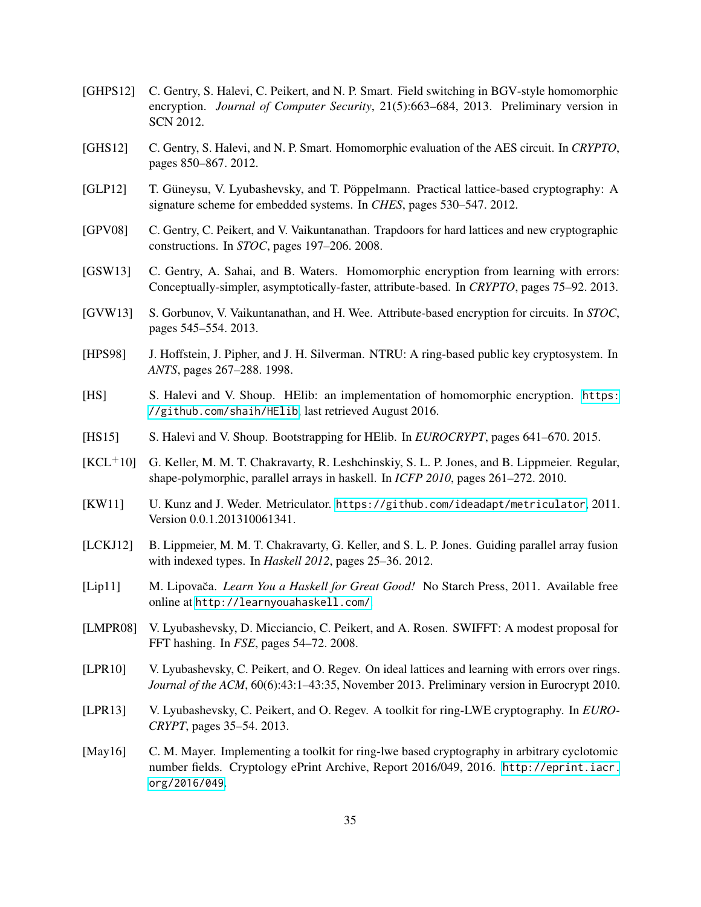[GHPS12] C. Gentry, S. Halevi, C. Peikert, and N. P. Smart. Field switching in BGV-style homomorphic encryption. *Journal of Computer Security*, 21(5):663–684, 2013. Preliminary version in SCN 2012.

[GHS12] C. Gentry, S. Halevi, and N. P. Smart. Homomorphic evaluation of the AES circuit. In *CRYPTO*, pages 850–867. 2012.

[GLP12] T. Güneysu, V. Lyubashevsky, and T. Pöppelmann. Practical lattice-based cryptography: A signature scheme for embedded systems. In *CHES*, pages 530–547. 2012.

[GPV08] C. Gentry, C. Peikert, and V. Vaikuntanathan. Trapdoors for hard lattices and new cryptographic constructions. In *STOC*, pages 197–206. 2008.

[GSW13] C. Gentry, A. Sahai, and B. Waters. Homomorphic encryption from learning with errors: Conceptually-simpler, asymptotically-faster, attribute-based. In *CRYPTO*, pages 75–92. 2013.

[GVW13] S. Gorbunov, V. Vaikuntanathan, and H. Wee. Attribute-based encryption for circuits. In *STOC*, pages 545–554. 2013.

[HPS98] J. Hoffstein, J. Pipher, and J. H. Silverman. NTRU: A ring-based public key cryptosystem. In *ANTS*, pages 267–288. 1998.

[HS] S. Halevi and V. Shoup. HElib: an implementation of homomorphic encryption. `https://github.com/shaih/HElib`, last retrieved August 2016.

[HS15] S. Halevi and V. Shoup. Bootstrapping for HElib. In *EUROCRYPT*, pages 641–670. 2015.

[KCL+10] G. Keller, M. M. T. Chakravarty, R. Leshchinskiy, S. L. P. Jones, and B. Lippmeier. Regular, shape-polymorphic, parallel arrays in haskell. In *ICFP 2010*, pages 261–272. 2010.

[KW11] U. Kunz and J. Weder. Metriculator. `https://github.com/ideadapt/metriculator`, 2011. Version 0.0.1.201310061341.

[LCKJ12] B. Lippmeier, M. M. T. Chakravarty, G. Keller, and S. L. P. Jones. Guiding parallel array fusion with indexed types. In *Haskell 2012*, pages 25–36. 2012.

[Lip11] M. Lipovača. *Learn You a Haskell for Great Good!* No Starch Press, 2011. Available free online at `http://learnyouahaskell.com/`

[LMPR08] V. Lyubashevsky, D. Micciancio, C. Peikert, and A. Rosen. SWIFFT: A modest proposal for FFT hashing. In *FSE*, pages 54–72. 2008.

[LPR10] V. Lyubashevsky, C. Peikert, and O. Regev. On ideal lattices and learning with errors over rings. *Journal of the ACM*, 60(6):43:1–43:35, November 2013. Preliminary version in Eurocrypt 2010.

[LPR13] V. Lyubashevsky, C. Peikert, and O. Regev. A toolkit for ring-LWE cryptography. In *EUROCRYPT*, pages 35–54. 2013.

[May16] C. M. Mayer. Implementing a toolkit for ring-lwe based cryptography in arbitrary cyclotomic number fields. Cryptology ePrint Archive, Report 2016/049, 2016. `http://eprint.iacr.org/2016/049`.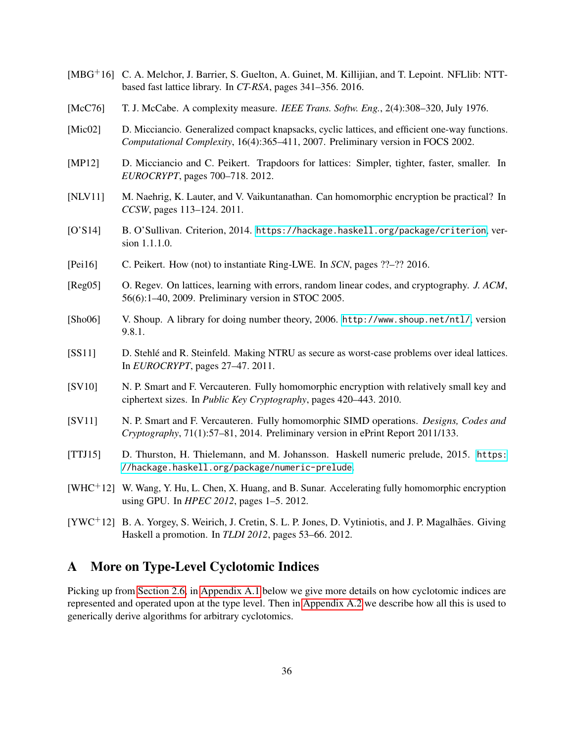[MBG+16] C. A. Melchor, J. Barrier, S. Guelton, A. Guinet, M. Killijian, and T. Lepoint. NFLlib: NTT-based fast lattice library. In *CT-RSA*, pages 341–356. 2016.

[McC76] T. J. McCabe. A complexity measure. *IEEE Trans. Softw. Eng.*, 2(4):308–320, July 1976.

[Mic02] D. Micciancio. Generalized compact knapsacks, cyclic lattices, and efficient one-way functions. *Computational Complexity*, 16(4):365–411, 2007. Preliminary version in FOCS 2002.

[MP12] D. Micciancio and C. Peikert. Trapdoors for lattices: Simpler, tighter, faster, smaller. In *EUROCRYPT*, pages 700–718. 2012.

[NLV11] M. Naehrig, K. Lauter, and V. Vaikuntanathan. Can homomorphic encryption be practical? In *CCSW*, pages 113–124. 2011.

[O'S14] B. O'Sullivan. Criterion, 2014. `https://hackage.haskell.org/package/criterion`, version 1.1.1.0.

[Pei16] C. Peikert. How (not) to instantiate Ring-LWE. In *SCN*, pages ??–?? 2016.

[Reg05] O. Regev. On lattices, learning with errors, random linear codes, and cryptography. *J. ACM*, 56(6):1–40, 2009. Preliminary version in STOC 2005.

[Sho06] V. Shoup. A library for doing number theory, 2006. `http://www.shoup.net/ntl/`, version 9.8.1.

[SS11] D. Stehlé and R. Steinfeld. Making NTRU as secure as worst-case problems over ideal lattices. In *EUROCRYPT*, pages 27–47. 2011.

[SV10] N. P. Smart and F. Vercauteren. Fully homomorphic encryption with relatively small key and ciphertext sizes. In *Public Key Cryptography*, pages 420–443. 2010.

[SV11] N. P. Smart and F. Vercauteren. Fully homomorphic SIMD operations. *Designs, Codes and Cryptography*, 71(1):57–81, 2014. Preliminary version in ePrint Report 2011/133.

[TTJ15] D. Thurston, H. Thielemann, and M. Johansson. Haskell numeric prelude, 2015. `https://hackage.haskell.org/package/numeric-prelude`.

[WHC+12] W. Wang, Y. Hu, L. Chen, X. Huang, and B. Sunar. Accelerating fully homomorphic encryption using GPU. In *HPEC 2012*, pages 1–5. 2012.

[YWC+12] B. A. Yorgey, S. Weirich, J. Cretin, S. L. P. Jones, D. Vytiniotis, and J. P. Magalhães. Giving Haskell a promotion. In *TLDI 2012*, pages 53–66. 2012.

# A More on Type-Level Cyclotomic Indices

Picking up from Section 2.6, in Appendix A.1 below we give more details on how cyclotomic indices are represented and operated upon at the type level. Then in Appendix A.2 we describe how all this is used to generically derive algorithms for arbitrary cyclotomics.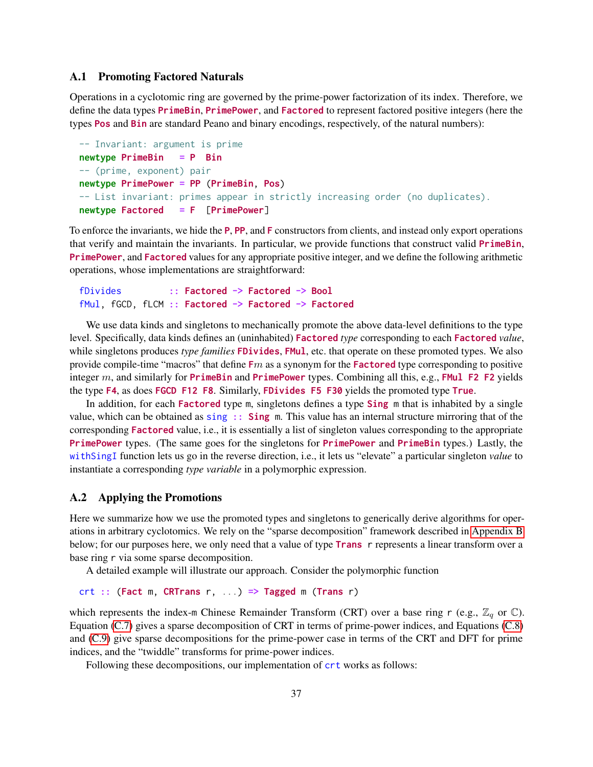## A.1 Promoting Factored Naturals

Operations in a cyclotomic ring are governed by the prime-power factorization of its index. Therefore, we define the data types `PrimeBin`, `PrimePower`, and `Factored` to represent factored positive integers (here the types `Pos` and `Bin` are standard Peano and binary encodings, respectively, of the natural numbers):

```
-- Invariant: argument is prime
newtype PrimeBin   = P  Bin
-- (prime, exponent) pair
newtype PrimePower = PP (PrimeBin, Pos)
-- List invariant: primes appear in strictly increasing order (no duplicates).
newtype Factored   = F  [PrimePower]
```

To enforce the invariants, we hide the `P`, `PP`, and `F` constructors from clients, and instead only export operations that verify and maintain the invariants. In particular, we provide functions that construct valid `PrimeBin`, `PrimePower`, and `Factored` values for any appropriate positive integer, and we define the following arithmetic operations, whose implementations are straightforward:

```
fDivides         :: Factored -> Factored -> Bool
fMul, fGCD, fLCM :: Factored -> Factored -> Factored
```

We use data kinds and singletons to mechanically promote the above data-level definitions to the type level. Specifically, data kinds defines an (uninhabited) `Factored` *type* corresponding to each `Factored` *value*, while singletons produces *type families* `FDivides`, `FMul`, etc. that operate on these promoted types. We also provide compile-time "macros" that define F$m$ as a synonym for the `Factored` type corresponding to positive integer $m$, and similarly for `PrimeBin` and `PrimePower` types. Combining all this, e.g., `FMul F2 F2` yields the type `F4`, as does `FGCD F12 F8`. Similarly, `FDivides F5 F30` yields the promoted type `True`.

In addition, for each `Factored` type `m`, singletons defines a type `Sing m` that is inhabited by a single value, which can be obtained as `sing :: Sing m`. This value has an internal structure mirroring that of the corresponding `Factored` value, i.e., it is essentially a list of singleton values corresponding to the appropriate `PrimePower` types. (The same goes for the singletons for `PrimePower` and `PrimeBin` types.) Lastly, the `withSingI` function lets us go in the reverse direction, i.e., it lets us "elevate" a particular singleton *value* to instantiate a corresponding *type variable* in a polymorphic expression.

## A.2 Applying the Promotions

Here we summarize how we use the promoted types and singletons to generically derive algorithms for operations in arbitrary cyclotomics. We rely on the "sparse decomposition" framework described in Appendix B below; for our purposes here, we only need that a value of type `Trans r` represents a linear transform over a base ring `r` via some sparse decomposition.

A detailed example will illustrate our approach. Consider the polymorphic function

```
crt :: (Fact m, CRTrans r, ...) => Tagged m (Trans r)
```

which represents the index-`m` Chinese Remainder Transform (CRT) over a base ring `r` (e.g., $\mathbb{Z}_q$ or $\mathbb{C}$). Equation (C.7) gives a sparse decomposition of CRT in terms of prime-power indices, and Equations (C.8) and (C.9) give sparse decompositions for the prime-power case in terms of the CRT and DFT for prime indices, and the "twiddle" transforms for prime-power indices.

Following these decompositions, our implementation of `crt` works as follows: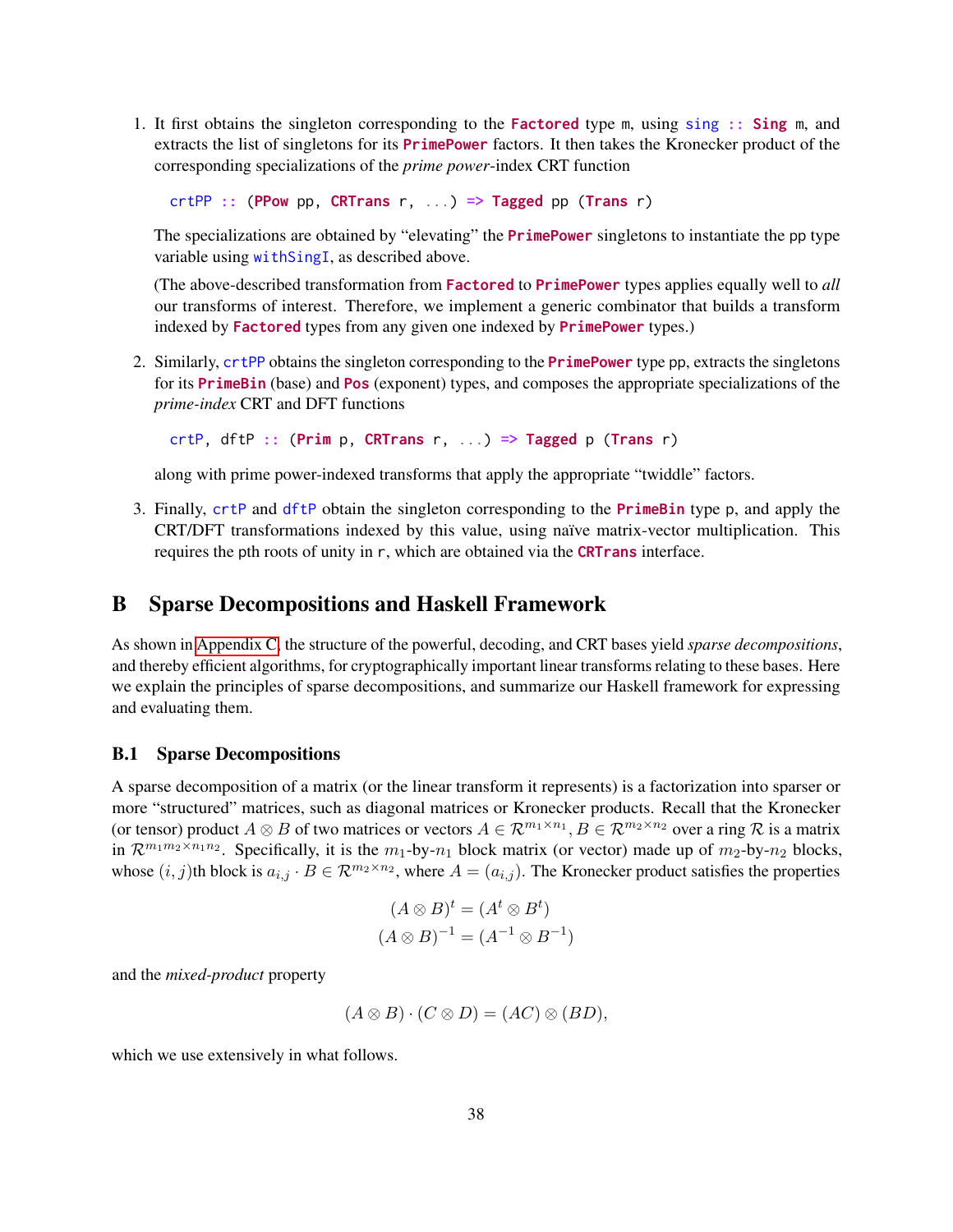1. It first obtains the singleton corresponding to the `Factored` type `m`, using `sing :: Sing m`, and extracts the list of singletons for its `PrimePower` factors. It then takes the Kronecker product of the corresponding specializations of the *prime power*-index CRT function

   ```
   crtPP :: (PPow pp, CRTrans r, ...) => Tagged pp (Trans r)
   ```

   The specializations are obtained by "elevating" the `PrimePower` singletons to instantiate the `pp` type variable using `withSingI`, as described above.

   (The above-described transformation from `Factored` to `PrimePower` types applies equally well to *all* our transforms of interest. Therefore, we implement a generic combinator that builds a transform indexed by `Factored` types from any given one indexed by `PrimePower` types.)

2. Similarly, `crtPP` obtains the singleton corresponding to the `PrimePower` type `pp`, extracts the singletons for its `PrimeBin` (base) and `Pos` (exponent) types, and composes the appropriate specializations of the *prime-index* CRT and DFT functions

   ```
   crtP, dftP :: (Prim p, CRTrans r, ...) => Tagged p (Trans r)
   ```

   along with prime power-indexed transforms that apply the appropriate "twiddle" factors.

3. Finally, `crtP` and `dftP` obtain the singleton corresponding to the `PrimeBin` type `p`, and apply the CRT/DFT transformations indexed by this value, using naïve matrix-vector multiplication. This requires the pth roots of unity in `r`, which are obtained via the `CRTrans` interface.

# B Sparse Decompositions and Haskell Framework

As shown in Appendix C, the structure of the powerful, decoding, and CRT bases yield *sparse decompositions*, and thereby efficient algorithms, for cryptographically important linear transforms relating to these bases. Here we explain the principles of sparse decompositions, and summarize our Haskell framework for expressing and evaluating them.

## B.1 Sparse Decompositions

A sparse decomposition of a matrix (or the linear transform it represents) is a factorization into sparser or more "structured" matrices, such as diagonal matrices or Kronecker products. Recall that the Kronecker (or tensor) product $A \otimes B$ of two matrices or vectors $A \in \mathcal{R}^{m_1 \times n_1}, B \in \mathcal{R}^{m_2 \times n_2}$ over a ring $\mathcal{R}$ is a matrix in $\mathcal{R}^{m_1 m_2 \times n_1 n_2}$. Specifically, it is the $m_1$-by-$n_1$ block matrix (or vector) made up of $m_2$-by-$n_2$ blocks, whose $(i, j)$th block is $a_{i,j} \cdot B \in \mathcal{R}^{m_2 \times n_2}$, where $A = (a_{i,j})$. The Kronecker product satisfies the properties

$$(A \otimes B)^t = (A^t \otimes B^t)$$
$$(A \otimes B)^{-1} = (A^{-1} \otimes B^{-1})$$

and the *mixed-product* property

$$(A \otimes B) \cdot (C \otimes D) = (AC) \otimes (BD),$$

which we use extensively in what follows.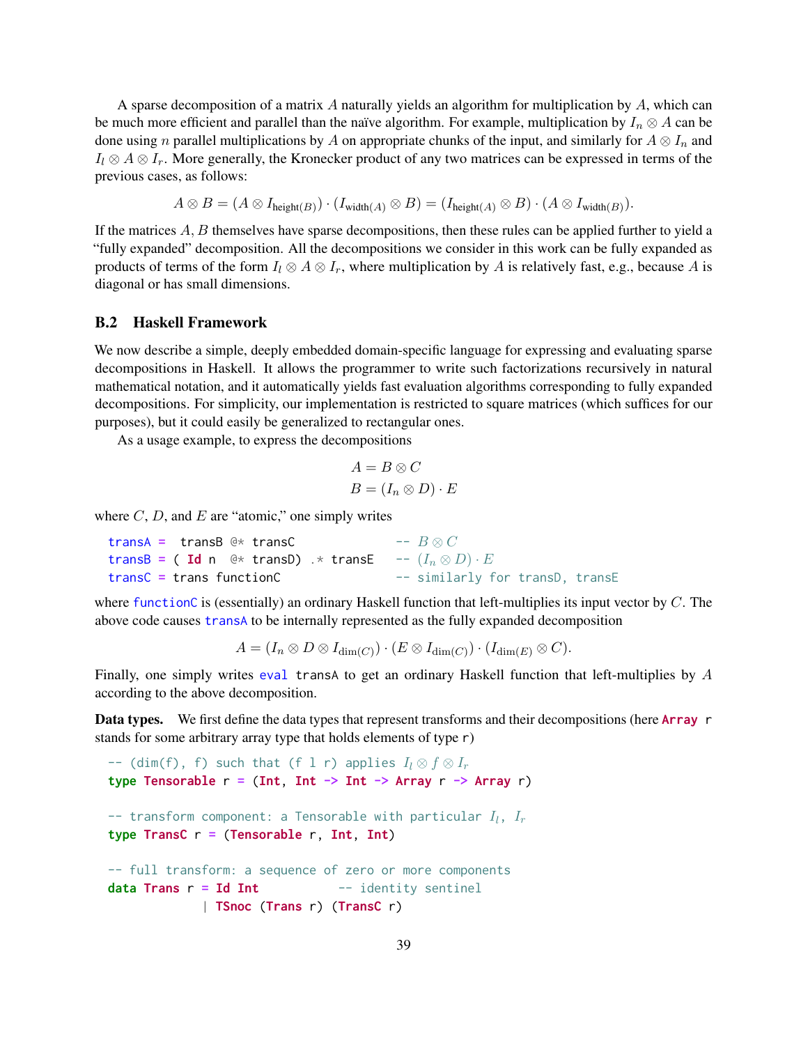A sparse decomposition of a matrix $A$ naturally yields an algorithm for multiplication by $A$, which can be much more efficient and parallel than the naïve algorithm. For example, multiplication by $I_n \otimes A$ can be done using $n$ parallel multiplications by $A$ on appropriate chunks of the input, and similarly for $A \otimes I_n$ and $I_l \otimes A \otimes I_r$. More generally, the Kronecker product of any two matrices can be expressed in terms of the previous cases, as follows:

$$A \otimes B = (A \otimes I_{\text{height}(B)}) \cdot (I_{\text{width}(A)} \otimes B) = (I_{\text{height}(A)} \otimes B) \cdot (A \otimes I_{\text{width}(B)}).$$

If the matrices $A, B$ themselves have sparse decompositions, then these rules can be applied further to yield a "fully expanded" decomposition. All the decompositions we consider in this work can be fully expanded as products of terms of the form $I_l \otimes A \otimes I_r$, where multiplication by $A$ is relatively fast, e.g., because $A$ is diagonal or has small dimensions.

## B.2 Haskell Framework

We now describe a simple, deeply embedded domain-specific language for expressing and evaluating sparse decompositions in Haskell. It allows the programmer to write such factorizations recursively in natural mathematical notation, and it automatically yields fast evaluation algorithms corresponding to fully expanded decompositions. For simplicity, our implementation is restricted to square matrices (which suffices for our purposes), but it could easily be generalized to rectangular ones.

As a usage example, to express the decompositions

$$A = B \otimes C$$
$$B = (I_n \otimes D) \cdot E$$

where $C$, $D$, and $E$ are "atomic," one simply writes

```
transA =  transB @* transC            -- B ⊗ C
transB = ( Id n  @* transD) .* transE   -- (I_n ⊗ D) · E
transC = trans functionC               -- similarly for transD, transE
```

where `functionC` is (essentially) an ordinary Haskell function that left-multiplies its input vector by $C$. The above code causes `transA` to be internally represented as the fully expanded decomposition

$$A = (I_n \otimes D \otimes I_{\dim(C)}) \cdot (E \otimes I_{\dim(C)}) \cdot (I_{\dim(E)} \otimes C).$$

Finally, one simply writes `eval transA` to get an ordinary Haskell function that left-multiplies by $A$ according to the above decomposition.

**Data types.** We first define the data types that represent transforms and their decompositions (here `Array r` stands for some arbitrary array type that holds elements of type `r`)

```
-- (dim(f), f) such that (f l r) applies I_l ⊗ f ⊗ I_r
type Tensorable r = (Int, Int -> Int -> Array r -> Array r)

-- transform component: a Tensorable with particular I_l, I_r
type TransC r = (Tensorable r, Int, Int)

-- full transform: a sequence of zero or more components
data Trans r = Id Int           -- identity sentinel
             | TSnoc (Trans r) (TransC r)
```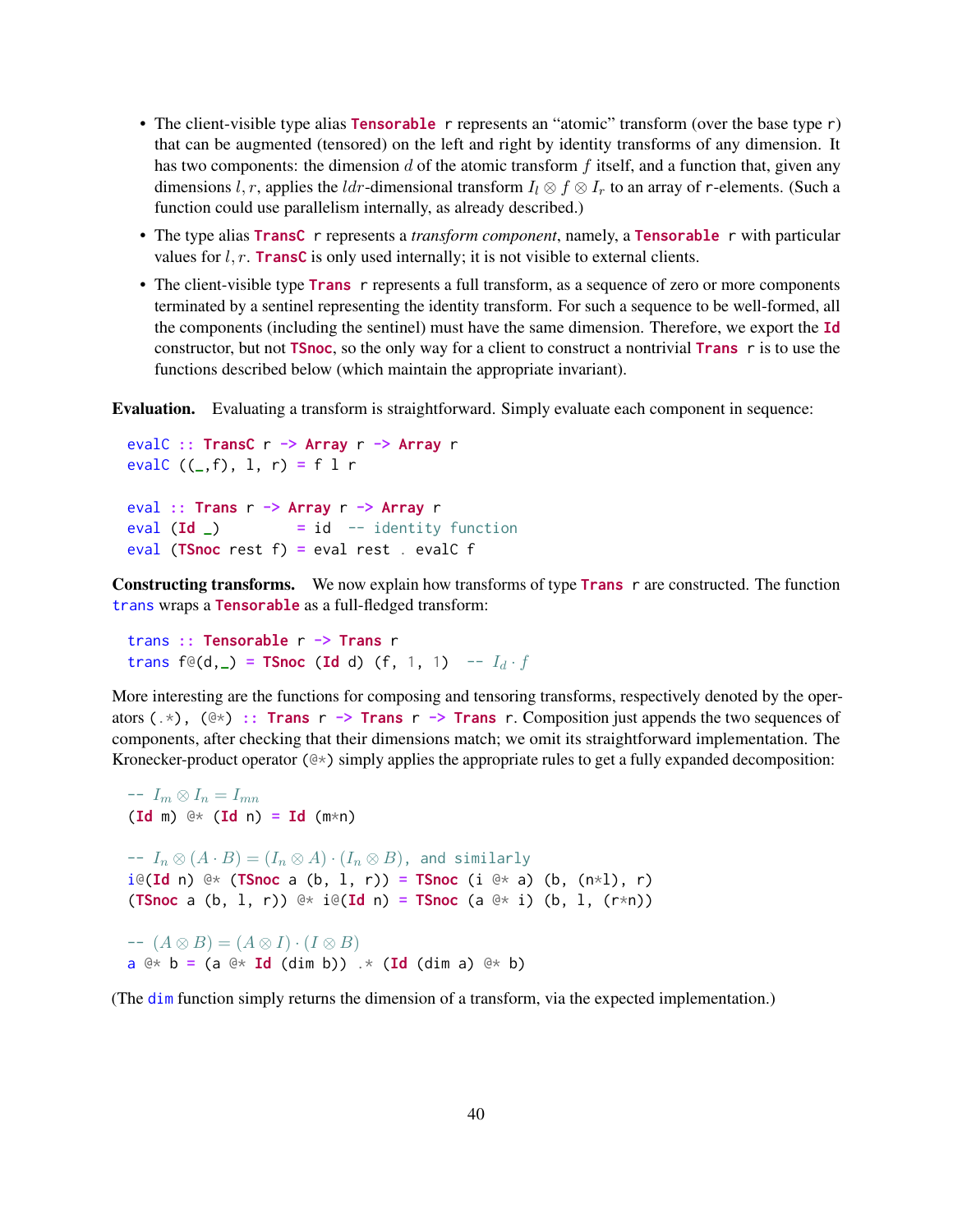- The client-visible type alias `Tensorable r` represents an "atomic" transform (over the base type `r`) that can be augmented (tensored) on the left and right by identity transforms of any dimension. It has two components: the dimension $d$ of the atomic transform $f$ itself, and a function that, given any dimensions $l, r$, applies the $ldr$-dimensional transform $I_l \otimes f \otimes I_r$ to an array of `r`-elements. (Such a function could use parallelism internally, as already described.)
- The type alias `TransC r` represents a *transform component*, namely, a `Tensorable r` with particular values for $l, r$. `TransC` is only used internally; it is not visible to external clients.
- The client-visible type `Trans r` represents a full transform, as a sequence of zero or more components terminated by a sentinel representing the identity transform. For such a sequence to be well-formed, all the components (including the sentinel) must have the same dimension. Therefore, we export the `Id` constructor, but not `TSnoc`, so the only way for a client to construct a nontrivial `Trans r` is to use the functions described below (which maintain the appropriate invariant).

**Evaluation.** Evaluating a transform is straightforward. Simply evaluate each component in sequence:

```
evalC :: TransC r -> Array r -> Array r
evalC ((_,f), l, r) = f l r

eval :: Trans r -> Array r -> Array r
eval (Id _)         = id  -- identity function
eval (TSnoc rest f) = eval rest . evalC f
```

**Constructing transforms.** We now explain how transforms of type `Trans r` are constructed. The function `trans` wraps a `Tensorable` as a full-fledged transform:

```
trans :: Tensorable r -> Trans r
trans f@(d,_) = TSnoc (Id d) (f, 1, 1)  -- I_d · f
```

More interesting are the functions for composing and tensoring transforms, respectively denoted by the operators `(.*)`, `(@*) :: Trans r -> Trans r -> Trans r`. Composition just appends the two sequences of components, after checking that their dimensions match; we omit its straightforward implementation. The Kronecker-product operator `(@*)` simply applies the appropriate rules to get a fully expanded decomposition:

```
-- I_m ⊗ I_n = I_mn
(Id m) @* (Id n) = Id (m*n)

-- I_n ⊗ (A · B) = (I_n ⊗ A) · (I_n ⊗ B), and similarly
i@(Id n) @* (TSnoc a (b, l, r)) = TSnoc (i @* a) (b, (n*l), r)
(TSnoc a (b, l, r)) @* i@(Id n) = TSnoc (a @* i) (b, l, (r*n))

-- (A ⊗ B) = (A ⊗ I) · (I ⊗ B)
a @* b = (a @* Id (dim b)) .* (Id (dim a) @* b)
```

(The `dim` function simply returns the dimension of a transform, via the expected implementation.)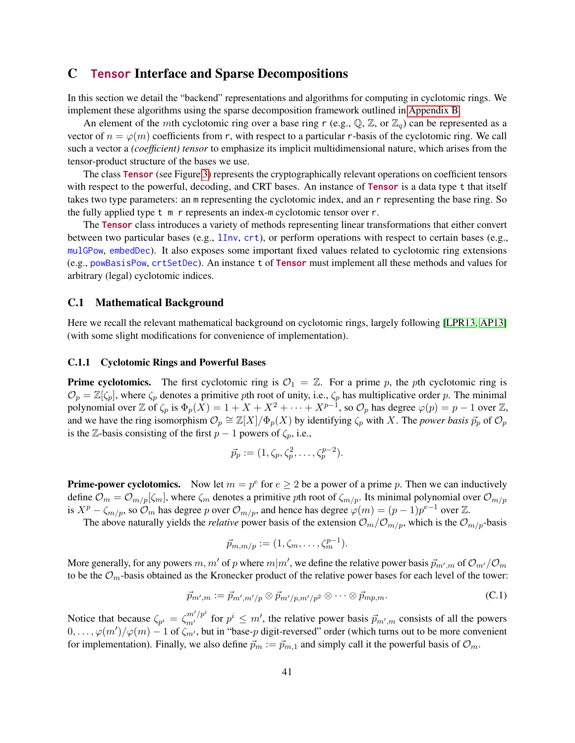## C `Tensor` Interface and Sparse Decompositions

In this section we detail the "backend" representations and algorithms for computing in cyclotomic rings. We implement these algorithms using the sparse decomposition framework outlined in Appendix B.

An element of the $m$th cyclotomic ring over a base ring $\mathsf{r}$ (e.g., $\mathbb{Q}$, $\mathbb{Z}$, or $\mathbb{Z}_q$) can be represented as a vector of $n = \varphi(m)$ coefficients from $\mathsf{r}$, with respect to a particular $\mathsf{r}$-basis of the cyclotomic ring. We call such a vector a *(coefficient) tensor* to emphasize its implicit multidimensional nature, which arises from the tensor-product structure of the bases we use.

The class `Tensor` (see Figure 3) represents the cryptographically relevant operations on coefficient tensors with respect to the powerful, decoding, and CRT bases. An instance of `Tensor` is a data type `t` that itself takes two type parameters: an `m` representing the cyclotomic index, and an `r` representing the base ring. So the fully applied type `t m r` represents an index-`m` cyclotomic tensor over `r`.

The `Tensor` class introduces a variety of methods representing linear transformations that either convert between two particular bases (e.g., `lInv`, `crt`), or perform operations with respect to certain bases (e.g., `mulGPow`, `embedDec`). It also exposes some important fixed values related to cyclotomic ring extensions (e.g., `powBasisPow`, `crtSetDec`). An instance `t` of `Tensor` must implement all these methods and values for arbitrary (legal) cyclotomic indices.

### C.1 Mathematical Background

Here we recall the relevant mathematical background on cyclotomic rings, largely following [LPR13, AP13] (with some slight modifications for convenience of implementation).

#### C.1.1 Cyclotomic Rings and Powerful Bases

**Prime cyclotomics.** The first cyclotomic ring is $\mathcal{O}_1 = \mathbb{Z}$. For a prime $p$, the $p$th cyclotomic ring is $\mathcal{O}_p = \mathbb{Z}[\zeta_p]$, where $\zeta_p$ denotes a primitive $p$th root of unity, i.e., $\zeta_p$ has multiplicative order $p$. The minimal polynomial over $\mathbb{Z}$ of $\zeta_p$ is $\Phi_p(X) = 1 + X + X^2 + \cdots + X^{p-1}$, so $\mathcal{O}_p$ has degree $\varphi(p) = p - 1$ over $\mathbb{Z}$, and we have the ring isomorphism $\mathcal{O}_p \cong \mathbb{Z}[X]/\Phi_p(X)$ by identifying $\zeta_p$ with $X$. The *power basis* $\vec{p}_p$ of $\mathcal{O}_p$ is the $\mathbb{Z}$-basis consisting of the first $p-1$ powers of $\zeta_p$, i.e.,

$$\vec{p}_p := (1, \zeta_p, \zeta_p^2, \ldots, \zeta_p^{p-2}).$$

**Prime-power cyclotomics.** Now let $m = p^e$ for $e \geq 2$ be a power of a prime $p$. Then we can inductively define $\mathcal{O}_m = \mathcal{O}_{m/p}[\zeta_m]$, where $\zeta_m$ denotes a primitive $p$th root of $\zeta_{m/p}$. Its minimal polynomial over $\mathcal{O}_{m/p}$ is $X^p - \zeta_{m/p}$, so $\mathcal{O}_m$ has degree $p$ over $\mathcal{O}_{m/p}$, and hence has degree $\varphi(m) = (p-1)p^{e-1}$ over $\mathbb{Z}$.

The above naturally yields the *relative* power basis of the extension $\mathcal{O}_m/\mathcal{O}_{m/p}$, which is the $\mathcal{O}_{m/p}$-basis

$$\vec{p}_{m,m/p} := (1, \zeta_m, \ldots, \zeta_m^{p-1}).$$

More generally, for any powers $m, m'$ of $p$ where $m | m'$, we define the relative power basis $\vec{p}_{m',m}$ of $\mathcal{O}_{m'}/\mathcal{O}_m$ to be the $\mathcal{O}_m$-basis obtained as the Kronecker product of the relative power bases for each level of the tower:

$$\vec{p}_{m',m} := \vec{p}_{m',m'/p} \otimes \vec{p}_{m'/p,m'/p^2} \otimes \cdots \otimes \vec{p}_{mp,m}. \tag{C.1}$$

Notice that because $\zeta_{p^i} = \zeta_{m'}^{m'/p^i}$ for $p^i \leq m'$, the relative power basis $\vec{p}_{m',m}$ consists of all the powers $0, \ldots, \varphi(m')/\varphi(m) - 1$ of $\zeta_{m'}$, but in "base-$p$ digit-reversed" order (which turns out to be more convenient for implementation). Finally, we also define $\vec{p}_m := \vec{p}_{m,1}$ and simply call it the powerful basis of $\mathcal{O}_m$.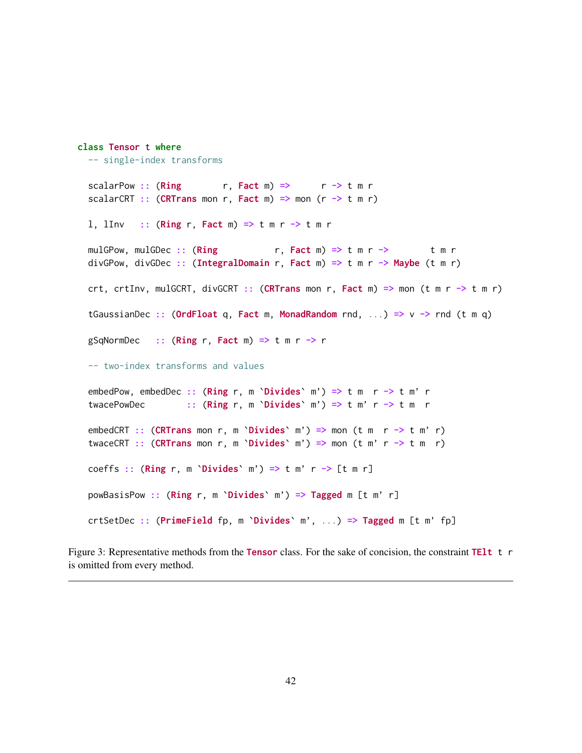```haskell
class Tensor t where
  -- single-index transforms

  scalarPow :: (Ring        r, Fact m) =>      r -> t m r
  scalarCRT :: (CRTrans mon r, Fact m) => mon (r -> t m r)

  l, lInv   :: (Ring r, Fact m) => t m r -> t m r

  mulGPow, mulGDec :: (Ring           r, Fact m) => t m r ->        t m r
  divGPow, divGDec :: (IntegralDomain r, Fact m) => t m r -> Maybe (t m r)

  crt, crtInv, mulGCRT, divGCRT :: (CRTrans mon r, Fact m) => mon (t m r -> t m r)

  tGaussianDec :: (OrdFloat q, Fact m, MonadRandom rnd, ...) => v -> rnd (t m q)

  gSqNormDec   :: (Ring r, Fact m) => t m r -> r

  -- two-index transforms and values

  embedPow, embedDec :: (Ring r, m `Divides` m') => t m  r -> t m' r
  twacePowDec        :: (Ring r, m `Divides` m') => t m' r -> t m  r

  embedCRT :: (CRTrans mon r, m `Divides` m') => mon (t m  r -> t m' r)
  twaceCRT :: (CRTrans mon r, m `Divides` m') => mon (t m' r -> t m  r)

  coeffs :: (Ring r, m `Divides` m') => t m' r -> [t m r]

  powBasisPow :: (Ring r, m `Divides` m') => Tagged m [t m' r]

  crtSetDec :: (PrimeField fp, m `Divides` m', ...) => Tagged m [t m' fp]
```

Figure 3: Representative methods from the `Tensor` class. For the sake of concision, the constraint `TElt t r` is omitted from every method.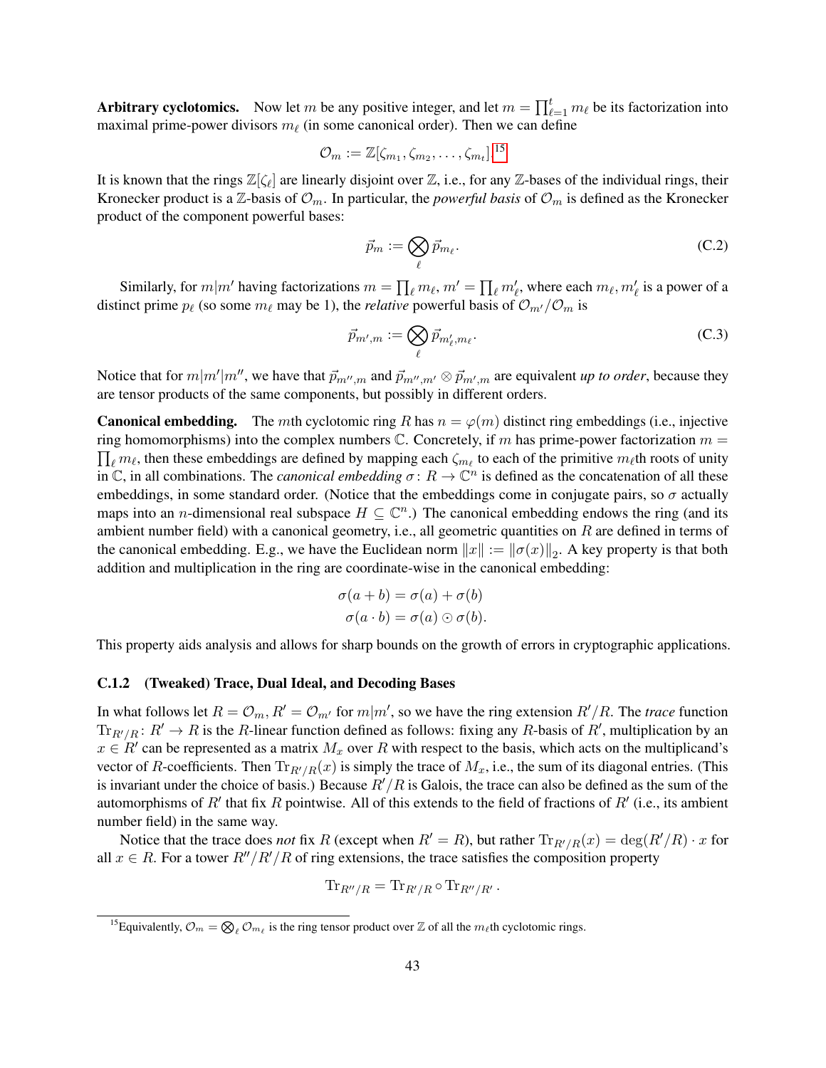**Arbitrary cyclotomics.** Now let $m$ be any positive integer, and let $m = \prod_{\ell=1}^{t} m_\ell$ be its factorization into maximal prime-power divisors $m_\ell$ (in some canonical order). Then we can define

$$\mathcal{O}_m := \mathbb{Z}[\zeta_{m_1}, \zeta_{m_2}, \ldots, \zeta_{m_t}].^{15}$$

It is known that the rings $\mathbb{Z}[\zeta_\ell]$ are linearly disjoint over $\mathbb{Z}$, i.e., for any $\mathbb{Z}$-bases of the individual rings, their Kronecker product is a $\mathbb{Z}$-basis of $\mathcal{O}_m$. In particular, the *powerful basis* of $\mathcal{O}_m$ is defined as the Kronecker product of the component powerful bases:

$$\vec{p}_m := \bigotimes_\ell \vec{p}_{m_\ell}. \tag{C.2}$$

Similarly, for $m|m'$ having factorizations $m = \prod_\ell m_\ell$, $m' = \prod_\ell m'_\ell$, where each $m_\ell, m'_\ell$ is a power of a distinct prime $p_\ell$ (so some $m_\ell$ may be 1), the *relative* powerful basis of $\mathcal{O}_{m'}/\mathcal{O}_m$ is

$$\vec{p}_{m',m} := \bigotimes_\ell \vec{p}_{m'_\ell, m_\ell}. \tag{C.3}$$

Notice that for $m|m'|m''$, we have that $\vec{p}_{m'',m}$ and $\vec{p}_{m'',m'} \otimes \vec{p}_{m',m}$ are equivalent *up to order*, because they are tensor products of the same components, but possibly in different orders.

**Canonical embedding.** The $m$th cyclotomic ring $R$ has $n = \varphi(m)$ distinct ring embeddings (i.e., injective ring homomorphisms) into the complex numbers $\mathbb{C}$. Concretely, if $m$ has prime-power factorization $m = \prod_\ell m_\ell$, then these embeddings are defined by mapping each $\zeta_{m_\ell}$ to each of the primitive $m_\ell$th roots of unity in $\mathbb{C}$, in all combinations. The *canonical embedding* $\sigma\colon R \to \mathbb{C}^n$ is defined as the concatenation of all these embeddings, in some standard order. (Notice that the embeddings come in conjugate pairs, so $\sigma$ actually maps into an $n$-dimensional real subspace $H \subseteq \mathbb{C}^n$.) The canonical embedding endows the ring (and its ambient number field) with a canonical geometry, i.e., all geometric quantities on $R$ are defined in terms of the canonical embedding. E.g., we have the Euclidean norm $\|x\| := \|\sigma(x)\|_2$. A key property is that both addition and multiplication in the ring are coordinate-wise in the canonical embedding:

$$\sigma(a + b) = \sigma(a) + \sigma(b)$$
$$\sigma(a \cdot b) = \sigma(a) \odot \sigma(b).$$

This property aids analysis and allows for sharp bounds on the growth of errors in cryptographic applications.

### C.1.2 (Tweaked) Trace, Dual Ideal, and Decoding Bases

In what follows let $R = \mathcal{O}_m$, $R' = \mathcal{O}_{m'}$ for $m|m'$, so we have the ring extension $R'/R$. The *trace* function $\mathrm{Tr}_{R'/R}\colon R' \to R$ is the $R$-linear function defined as follows: fixing any $R$-basis of $R'$, multiplication by an $x \in R'$ can be represented as a matrix $M_x$ over $R$ with respect to the basis, which acts on the multiplicand's vector of $R$-coefficients. Then $\mathrm{Tr}_{R'/R}(x)$ is simply the trace of $M_x$, i.e., the sum of its diagonal entries. (This is invariant under the choice of basis.) Because $R'/R$ is Galois, the trace can also be defined as the sum of the automorphisms of $R'$ that fix $R$ pointwise. All of this extends to the field of fractions of $R'$ (i.e., its ambient number field) in the same way.

Notice that the trace does *not* fix $R$ (except when $R' = R$), but rather $\mathrm{Tr}_{R'/R}(x) = \deg(R'/R) \cdot x$ for all $x \in R$. For a tower $R''/R'/R$ of ring extensions, the trace satisfies the composition property

$$\mathrm{Tr}_{R''/R} = \mathrm{Tr}_{R'/R} \circ \mathrm{Tr}_{R''/R'}.$$

[15] Equivalently, $\mathcal{O}_m = \bigotimes_\ell \mathcal{O}_{m_\ell}$ is the ring tensor product over $\mathbb{Z}$ of all the $m_\ell$th cyclotomic rings.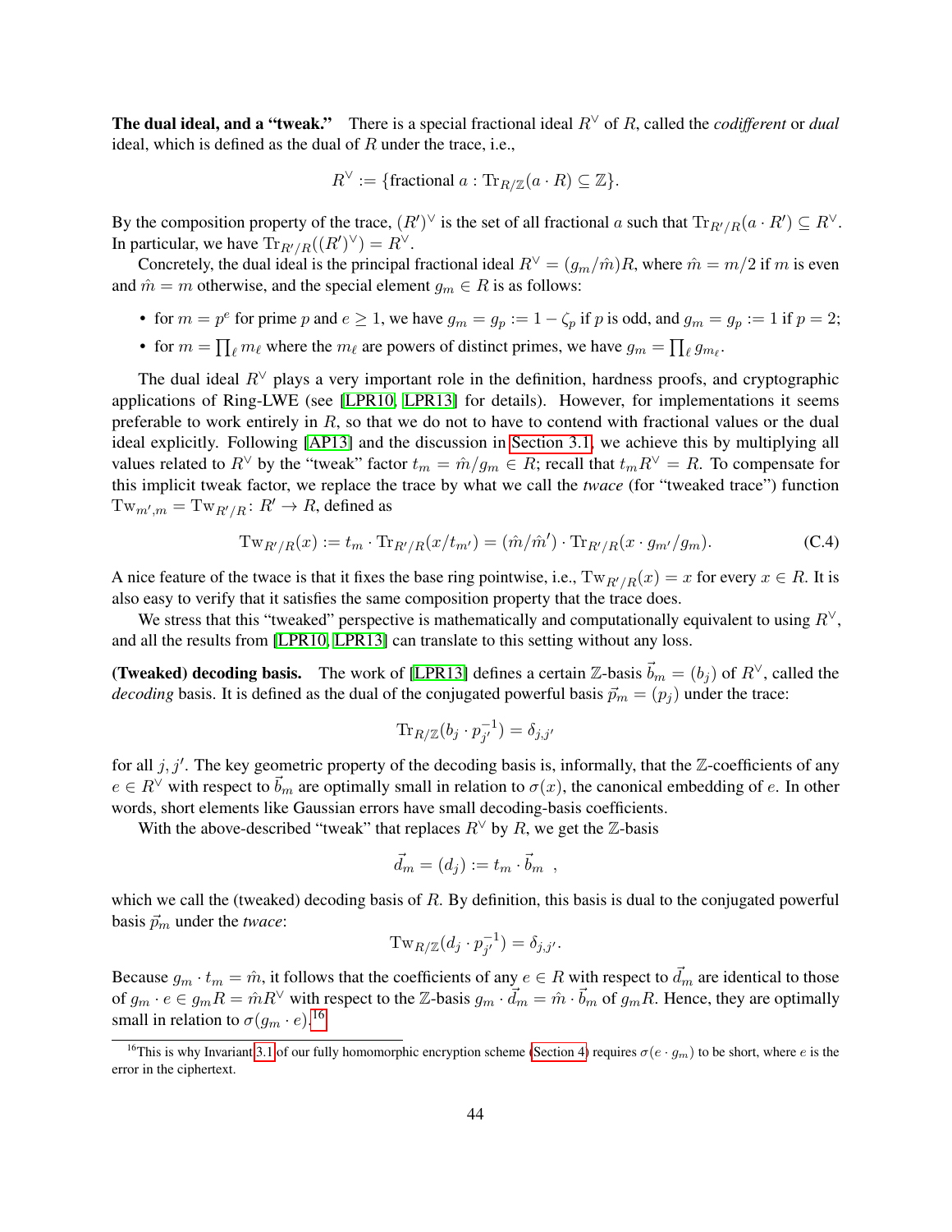**The dual ideal, and a "tweak."** There is a special fractional ideal $R^\vee$ of $R$, called the *codifferent* or *dual* ideal, which is defined as the dual of $R$ under the trace, i.e.,

$$R^\vee := \{\text{fractional } a : \mathrm{Tr}_{R/\mathbb{Z}}(a \cdot R) \subseteq \mathbb{Z}\}.$$

By the composition property of the trace, $(R')^\vee$ is the set of all fractional $a$ such that $\mathrm{Tr}_{R'/R}(a \cdot R') \subseteq R^\vee$. In particular, we have $\mathrm{Tr}_{R'/R}((R')^\vee) = R^\vee$.

Concretely, the dual ideal is the principal fractional ideal $R^\vee = (g_m/\hat{m})R$, where $\hat{m} = m/2$ if $m$ is even and $\hat{m} = m$ otherwise, and the special element $g_m \in R$ is as follows:

- for $m = p^e$ for prime $p$ and $e \geq 1$, we have $g_m = g_p := 1 - \zeta_p$ if $p$ is odd, and $g_m = g_p := 1$ if $p = 2$;
- for $m = \prod_\ell m_\ell$ where the $m_\ell$ are powers of distinct primes, we have $g_m = \prod_\ell g_{m_\ell}$.

The dual ideal $R^\vee$ plays a very important role in the definition, hardness proofs, and cryptographic applications of Ring-LWE (see [LPR10, LPR13] for details). However, for implementations it seems preferable to work entirely in $R$, so that we do not have to contend with fractional values or the dual ideal explicitly. Following [AP13] and the discussion in Section 3.1, we achieve this by multiplying all values related to $R^\vee$ by the "tweak" factor $t_m = \hat{m}/g_m \in R$; recall that $t_m R^\vee = R$. To compensate for this implicit tweak factor, we replace the trace by what we call the *twace* (for "tweaked trace") function $\mathrm{Tw}_{m',m} = \mathrm{Tw}_{R'/R} \colon R' \to R$, defined as

$$\mathrm{Tw}_{R'/R}(x) := t_m \cdot \mathrm{Tr}_{R'/R}(x/t_{m'}) = (\hat{m}/\hat{m}') \cdot \mathrm{Tr}_{R'/R}(x \cdot g_{m'}/g_m). \tag{C.4}$$

A nice feature of the twace is that it fixes the base ring pointwise, i.e., $\mathrm{Tw}_{R'/R}(x) = x$ for every $x \in R$. It is also easy to verify that it satisfies the same composition property that the trace does.

We stress that this "tweaked" perspective is mathematically and computationally equivalent to using $R^\vee$, and all the results from [LPR10, LPR13] can translate to this setting without any loss.

**(Tweaked) decoding basis.** The work of [LPR13] defines a certain $\mathbb{Z}$-basis $\vec{b}_m = (b_j)$ of $R^\vee$, called the *decoding* basis. It is defined as the dual of the conjugated powerful basis $\vec{p}_m = (p_j)$ under the trace:

$$\mathrm{Tr}_{R/\mathbb{Z}}(b_j \cdot p_{j'}^{-1}) = \delta_{j,j'}$$

for all $j, j'$. The key geometric property of the decoding basis is, informally, that the $\mathbb{Z}$-coefficients of any $e \in R^\vee$ with respect to $\vec{b}_m$ are optimally small in relation to $\sigma(x)$, the canonical embedding of $e$. In other words, short elements like Gaussian errors have small decoding-basis coefficients.

With the above-described "tweak" that replaces $R^\vee$ by $R$, we get the $\mathbb{Z}$-basis

$$\vec{d}_m = (d_j) := t_m \cdot \vec{b}_m \ ,$$

which we call the (tweaked) decoding basis of $R$. By definition, this basis is dual to the conjugated powerful basis $\vec{p}_m$ under the *twace*:

$$\mathrm{Tw}_{R/\mathbb{Z}}(d_j \cdot p_{j'}^{-1}) = \delta_{j,j'}.$$

Because $g_m \cdot t_m = \hat{m}$, it follows that the coefficients of any $e \in R$ with respect to $\vec{d}_m$ are identical to those of $g_m \cdot e \in g_m R = \hat{m} R^\vee$ with respect to the $\mathbb{Z}$-basis $g_m \cdot \vec{d}_m = \hat{m} \cdot \vec{b}_m$ of $g_m R$. Hence, they are optimally small in relation to $\sigma(g_m \cdot e)$.[16]

[16] This is why Invariant 3.1 of our fully homomorphic encryption scheme (Section 4) requires $\sigma(e \cdot g_m)$ to be short, where $e$ is the error in the ciphertext.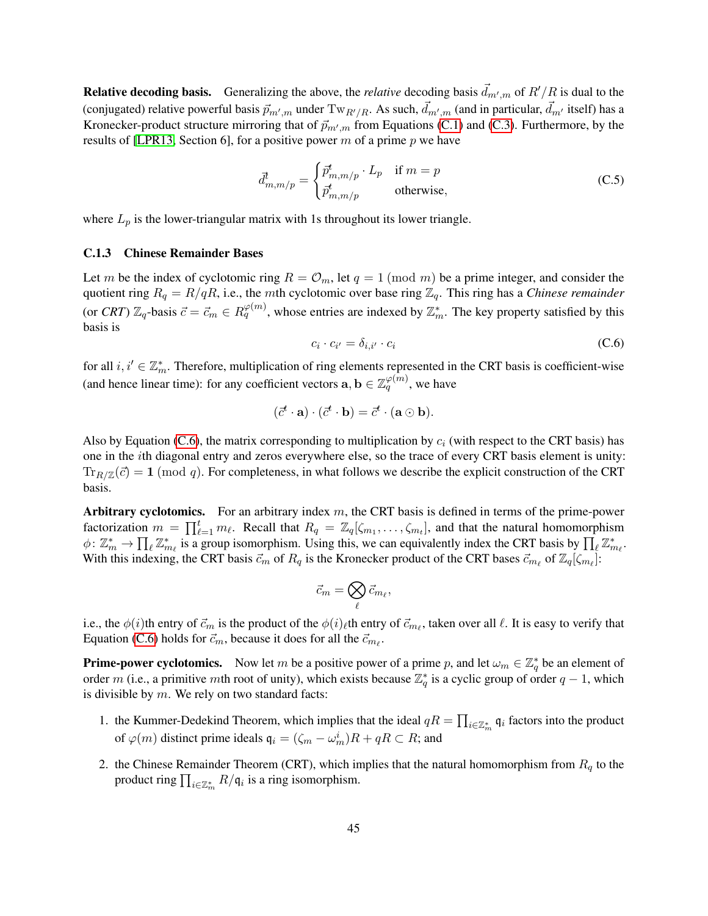**Relative decoding basis.** Generalizing the above, the *relative* decoding basis $\vec{d}_{m',m}$ of $R'/R$ is dual to the (conjugated) relative powerful basis $\vec{p}_{m',m}$ under $\mathrm{Tw}_{R'/R}$. As such, $\vec{d}_{m',m}$ (and in particular, $\vec{d}_{m'}$ itself) has a Kronecker-product structure mirroring that of $\vec{p}_{m',m}$ from Equations (C.1) and (C.3). Furthermore, by the results of [LPR13, Section 6], for a positive power $m$ of a prime $p$ we have

$$\vec{d}^{t}_{m,m/p} = \begin{cases} \vec{p}^{t}_{m,m/p} \cdot L_p & \text{if } m = p \\ \vec{p}^{t}_{m,m/p} & \text{otherwise,} \end{cases} \tag{C.5}$$

where $L_p$ is the lower-triangular matrix with 1s throughout its lower triangle.

### C.1.3 Chinese Remainder Bases

Let $m$ be the index of cyclotomic ring $R = \mathcal{O}_m$, let $q = 1 \pmod{m}$ be a prime integer, and consider the quotient ring $R_q = R/qR$, i.e., the $m$th cyclotomic over base ring $\mathbb{Z}_q$. This ring has a *Chinese remainder* (or *CRT*) $\mathbb{Z}_q$-basis $\vec{c} = \vec{c}_m \in R_q^{\varphi(m)}$, whose entries are indexed by $\mathbb{Z}_m^*$. The key property satisfied by this basis is

$$c_i \cdot c_{i'} = \delta_{i,i'} \cdot c_i \tag{C.6}$$

for all $i, i' \in \mathbb{Z}_m^*$. Therefore, multiplication of ring elements represented in the CRT basis is coefficient-wise (and hence linear time): for any coefficient vectors $\mathbf{a}, \mathbf{b} \in \mathbb{Z}_q^{\varphi(m)}$, we have

$$(\vec{c}^{t} \cdot \mathbf{a}) \cdot (\vec{c}^{t} \cdot \mathbf{b}) = \vec{c}^{t} \cdot (\mathbf{a} \odot \mathbf{b}).$$

Also by Equation (C.6), the matrix corresponding to multiplication by $c_i$ (with respect to the CRT basis) has one in the $i$th diagonal entry and zeros everywhere else, so the trace of every CRT basis element is unity: $\mathrm{Tr}_{R/\mathbb{Z}}(\vec{c}) = \mathbf{1} \pmod{q}$. For completeness, in what follows we describe the explicit construction of the CRT basis.

**Arbitrary cyclotomics.** For an arbitrary index $m$, the CRT basis is defined in terms of the prime-power factorization $m = \prod_{\ell=1}^{t} m_\ell$. Recall that $R_q = \mathbb{Z}_q[\zeta_{m_1}, \ldots, \zeta_{m_t}]$, and that the natural homomorphism $\phi \colon \mathbb{Z}_m^* \to \prod_\ell \mathbb{Z}_{m_\ell}^*$ is a group isomorphism. Using this, we can equivalently index the CRT basis by $\prod_\ell \mathbb{Z}_{m_\ell}^*$. With this indexing, the CRT basis $\vec{c}_m$ of $R_q$ is the Kronecker product of the CRT bases $\vec{c}_{m_\ell}$ of $\mathbb{Z}_q[\zeta_{m_\ell}]$:

$$\vec{c}_m = \bigotimes_\ell \vec{c}_{m_\ell},$$

i.e., the $\phi(i)$th entry of $\vec{c}_m$ is the product of the $\phi(i)_\ell$th entry of $\vec{c}_{m_\ell}$, taken over all $\ell$. It is easy to verify that Equation (C.6) holds for $\vec{c}_m$, because it does for all the $\vec{c}_{m_\ell}$.

**Prime-power cyclotomics.** Now let $m$ be a positive power of a prime $p$, and let $\omega_m \in \mathbb{Z}_q^*$ be an element of order $m$ (i.e., a primitive $m$th root of unity), which exists because $\mathbb{Z}_q^*$ is a cyclic group of order $q-1$, which is divisible by $m$. We rely on two standard facts:

1. the Kummer-Dedekind Theorem, which implies that the ideal $qR = \prod_{i \in \mathbb{Z}_m^*} \mathfrak{q}_i$ factors into the product of $\varphi(m)$ distinct prime ideals $\mathfrak{q}_i = (\zeta_m - \omega_m^i)R + qR \subset R$; and

2. the Chinese Remainder Theorem (CRT), which implies that the natural homomorphism from $R_q$ to the product ring $\prod_{i \in \mathbb{Z}_m^*} R/\mathfrak{q}_i$ is a ring isomorphism.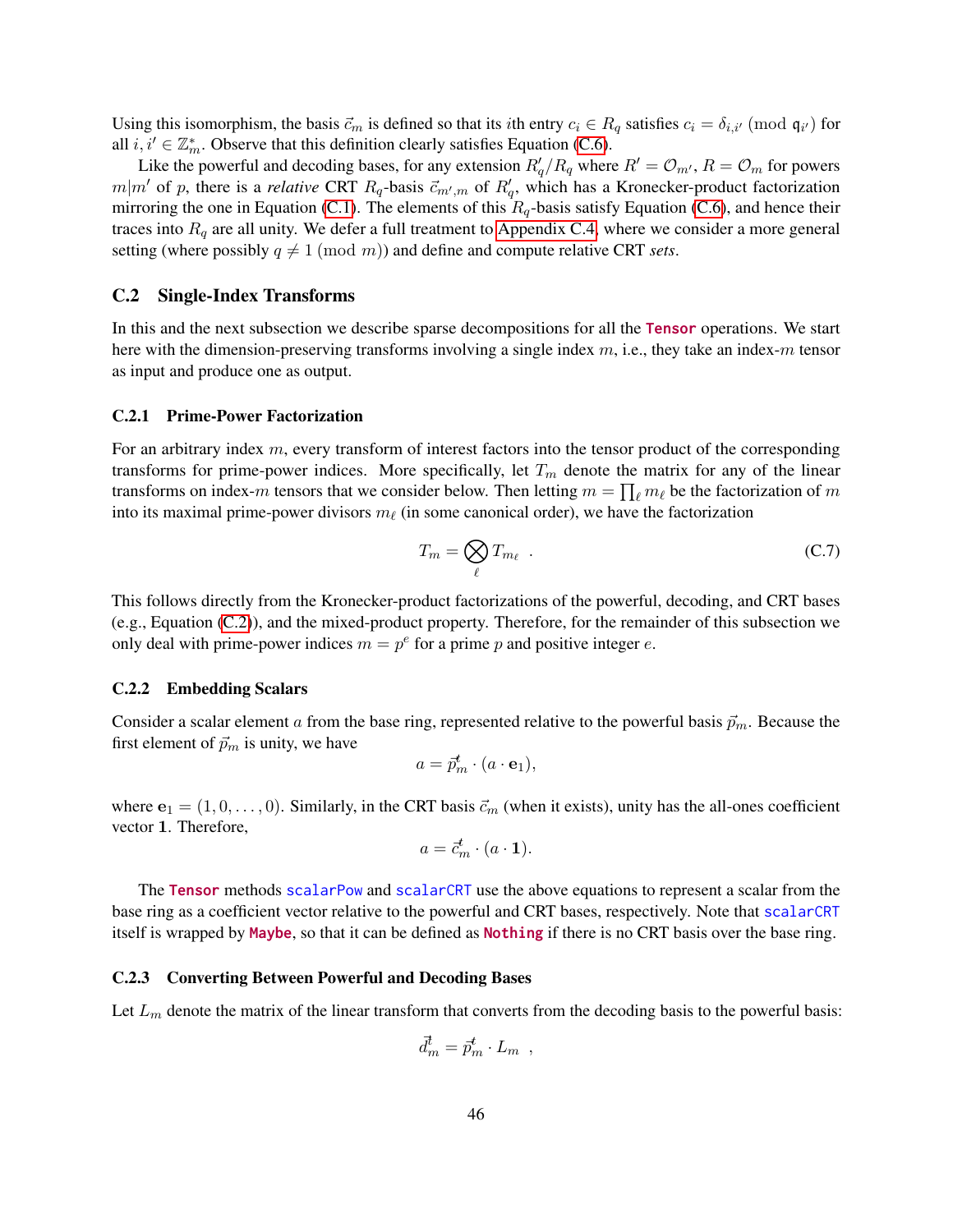Using this isomorphism, the basis $\vec{c}_m$ is defined so that its $i$th entry $c_i \in R_q$ satisfies $c_i = \delta_{i,i'} \pmod{\mathfrak{q}_{i'}}$ for all $i, i' \in \mathbb{Z}_m^*$. Observe that this definition clearly satisfies Equation (C.6).

Like the powerful and decoding bases, for any extension $R'_q/R_q$ where $R' = \mathcal{O}_{m'}$, $R = \mathcal{O}_m$ for powers $m|m'$ of $p$, there is a *relative* CRT $R_q$-basis $\vec{c}_{m',m}$ of $R'_q$, which has a Kronecker-product factorization mirroring the one in Equation (C.1). The elements of this $R_q$-basis satisfy Equation (C.6), and hence their traces into $R_q$ are all unity. We defer a full treatment to Appendix C.4, where we consider a more general setting (where possibly $q \neq 1 \pmod{m}$) and define and compute relative CRT *sets*.

## C.2 Single-Index Transforms

In this and the next subsection we describe sparse decompositions for all the `Tensor` operations. We start here with the dimension-preserving transforms involving a single index $m$, i.e., they take an index-$m$ tensor as input and produce one as output.

### C.2.1 Prime-Power Factorization

For an arbitrary index $m$, every transform of interest factors into the tensor product of the corresponding transforms for prime-power indices. More specifically, let $T_m$ denote the matrix for any of the linear transforms on index-$m$ tensors that we consider below. Then letting $m = \prod_\ell m_\ell$ be the factorization of $m$ into its maximal prime-power divisors $m_\ell$ (in some canonical order), we have the factorization

$$T_m = \bigotimes_\ell T_{m_\ell} \quad . \tag{C.7}$$

This follows directly from the Kronecker-product factorizations of the powerful, decoding, and CRT bases (e.g., Equation (C.2)), and the mixed-product property. Therefore, for the remainder of this subsection we only deal with prime-power indices $m = p^e$ for a prime $p$ and positive integer $e$.

### C.2.2 Embedding Scalars

Consider a scalar element $a$ from the base ring, represented relative to the powerful basis $\vec{p}_m$. Because the first element of $\vec{p}_m$ is unity, we have

$$a = \vec{p}_m^{\,t} \cdot (a \cdot \mathbf{e}_1),$$

where $\mathbf{e}_1 = (1, 0, \ldots, 0)$. Similarly, in the CRT basis $\vec{c}_m$ (when it exists), unity has the all-ones coefficient vector $\mathbf{1}$. Therefore,

$$a = \vec{c}_m^{\,t} \cdot (a \cdot \mathbf{1}).$$

The `Tensor` methods `scalarPow` and `scalarCRT` use the above equations to represent a scalar from the base ring as a coefficient vector relative to the powerful and CRT bases, respectively. Note that `scalarCRT` itself is wrapped by `Maybe`, so that it can be defined as `Nothing` if there is no CRT basis over the base ring.

### C.2.3 Converting Between Powerful and Decoding Bases

Let $L_m$ denote the matrix of the linear transform that converts from the decoding basis to the powerful basis:

$$\vec{d}_m^{\,t} = \vec{p}_m^{\,t} \cdot L_m \quad ,$$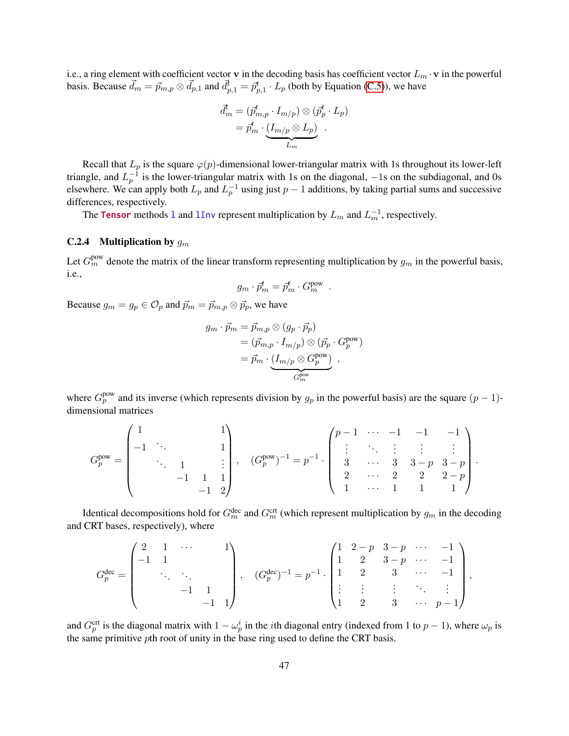i.e., a ring element with coefficient vector $\mathbf{v}$ in the decoding basis has coefficient vector $L_m \cdot \mathbf{v}$ in the powerful basis. Because $\vec{d}_m = \vec{p}_{m,p} \otimes \vec{d}_{p,1}$ and $\vec{d}^t_{p,1} = \vec{p}^t_{p,1} \cdot L_p$ (both by Equation (C.5)), we have

$$
\begin{aligned}
\vec{d}^t_m &= (\vec{p}^t_{m,p} \cdot I_{m/p}) \otimes (\vec{p}^t_p \cdot L_p) \\
&= \vec{p}^t_m \cdot \underbrace{(I_{m/p} \otimes L_p)}_{L_m} .
\end{aligned}
$$

Recall that $L_p$ is the square $\varphi(p)$-dimensional lower-triangular matrix with 1s throughout its lower-left triangle, and $L_p^{-1}$ is the lower-triangular matrix with 1s on the diagonal, $-1$s on the subdiagonal, and 0s elsewhere. We can apply both $L_p$ and $L_p^{-1}$ using just $p-1$ additions, by taking partial sums and successive differences, respectively.

The `Tensor` methods `l` and `lInv` represent multiplication by $L_m$ and $L_m^{-1}$, respectively.

### C.2.4 Multiplication by $g_m$

Let $G^{\text{pow}}_m$ denote the matrix of the linear transform representing multiplication by $g_m$ in the powerful basis, i.e.,

$$
g_m \cdot \vec{p}^t_m = \vec{p}^t_m \cdot G^{\text{pow}}_m .
$$

Because $g_m = g_p \in \mathcal{O}_p$ and $\vec{p}_m = \vec{p}_{m,p} \otimes \vec{p}_p$, we have

$$
\begin{aligned}
g_m \cdot \vec{p}_m &= \vec{p}_{m,p} \otimes (g_p \cdot \vec{p}_p) \\
&= (\vec{p}_{m,p} \cdot I_{m/p}) \otimes (\vec{p}_p \cdot G^{\text{pow}}_p) \\
&= \vec{p}_m \cdot \underbrace{(I_{m/p} \otimes G^{\text{pow}}_p)}_{G^{\text{pow}}_m} ,
\end{aligned}
$$

where $G^{\text{pow}}_p$ and its inverse (which represents division by $g_p$ in the powerful basis) are the square $(p-1)$-dimensional matrices

$$
G^{\text{pow}}_p = \begin{pmatrix} 1 & & & & 1 \\ -1 & \ddots & & & 1 \\ & \ddots & 1 & & \vdots \\ & & -1 & 1 & 1 \\ & & & -1 & 2 \end{pmatrix}, \quad (G^{\text{pow}}_p)^{-1} = p^{-1} \cdot \begin{pmatrix} p-1 & \cdots & -1 & -1 & -1 \\ \vdots & \ddots & \vdots & \vdots & \vdots \\ 3 & \cdots & 3 & 3-p & 3-p \\ 2 & \cdots & 2 & 2 & 2-p \\ 1 & \cdots & 1 & 1 & 1 \end{pmatrix}.
$$

Identical decompositions hold for $G^{\text{dec}}_m$ and $G^{\text{crt}}_m$ (which represent multiplication by $g_m$ in the decoding and CRT bases, respectively), where

$$
G^{\text{dec}}_p = \begin{pmatrix} 2 & 1 & \cdots & & 1 \\ -1 & 1 & & & \\ & \ddots & \ddots & & \\ & & -1 & 1 & \\ & & & -1 & 1 \end{pmatrix}, \quad (G^{\text{dec}}_p)^{-1} = p^{-1} \cdot \begin{pmatrix} 1 & 2-p & 3-p & \cdots & -1 \\ 1 & 2 & 3-p & \cdots & -1 \\ 1 & 2 & 3 & \cdots & -1 \\ \vdots & \vdots & \vdots & \ddots & \vdots \\ 1 & 2 & 3 & \cdots & p-1 \end{pmatrix},
$$

and $G^{\text{crt}}_p$ is the diagonal matrix with $1 - \omega_p^i$ in the $i$th diagonal entry (indexed from 1 to $p-1$), where $\omega_p$ is the same primitive $p$th root of unity in the base ring used to define the CRT basis.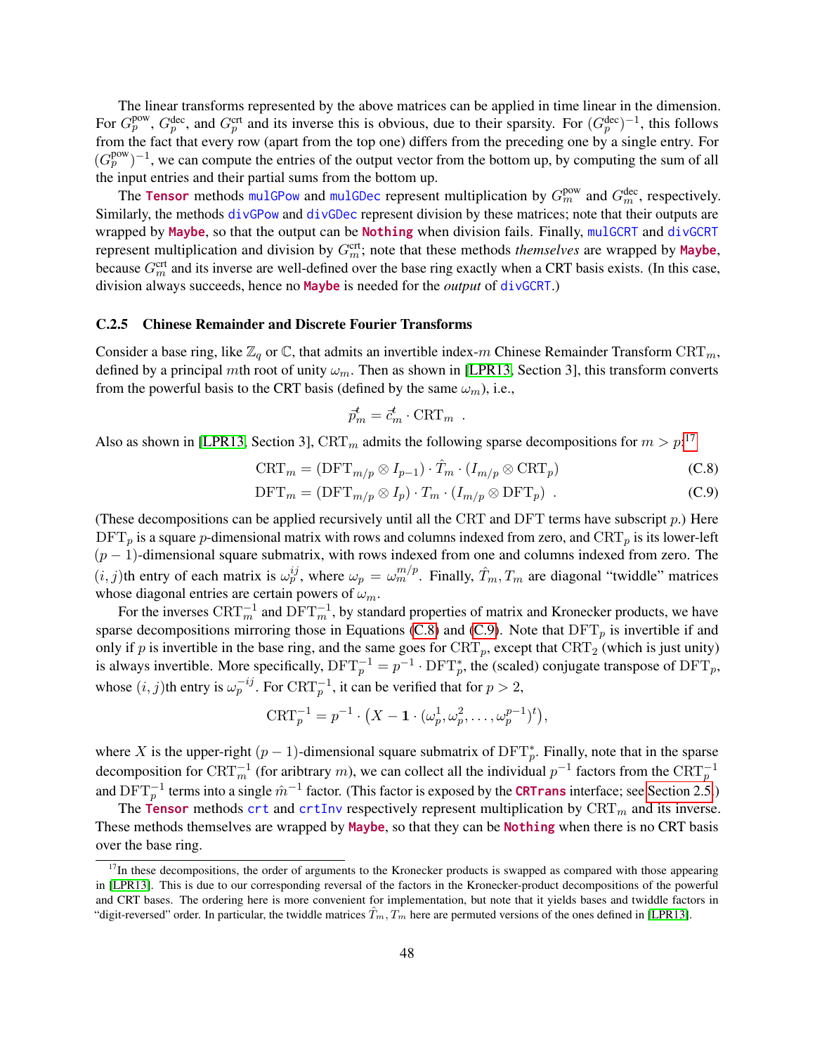The linear transforms represented by the above matrices can be applied in time linear in the dimension. For $G_p^{\text{pow}}$, $G_p^{\text{dec}}$, and $G_p^{\text{crt}}$ and its inverse this is obvious, due to their sparsity. For $(G_p^{\text{dec}})^{-1}$, this follows from the fact that every row (apart from the top one) differs from the preceding one by a single entry. For $(G_p^{\text{pow}})^{-1}$, we can compute the entries of the output vector from the bottom up, by computing the sum of all the input entries and their partial sums from the bottom up.

The `Tensor` methods `mulGPow` and `mulGDec` represent multiplication by $G_m^{\text{pow}}$ and $G_m^{\text{dec}}$, respectively. Similarly, the methods `divGPow` and `divGDec` represent division by these matrices; note that their outputs are wrapped by `Maybe`, so that the output can be `Nothing` when division fails. Finally, `mulGCRT` and `divGCRT` represent multiplication and division by $G_m^{\text{crt}}$; note that these methods *themselves* are wrapped by `Maybe`, because $G_m^{\text{crt}}$ and its inverse are well-defined over the base ring exactly when a CRT basis exists. (In this case, division always succeeds, hence no `Maybe` is needed for the *output* of `divGCRT`.)

### C.2.5 Chinese Remainder and Discrete Fourier Transforms

Consider a base ring, like $\mathbb{Z}_q$ or $\mathbb{C}$, that admits an invertible index-$m$ Chinese Remainder Transform $\text{CRT}_m$, defined by a principal $m$th root of unity $\omega_m$. Then as shown in [LPR13, Section 3], this transform converts from the powerful basis to the CRT basis (defined by the same $\omega_m$), i.e.,

$$\vec{p}_m^{\,t} = \vec{c}_m^{\,t} \cdot \text{CRT}_m \enspace .$$

Also as shown in [LPR13, Section 3], $\text{CRT}_m$ admits the following sparse decompositions for $m > p$:[17]

$$\text{CRT}_m = (\text{DFT}_{m/p} \otimes I_{p-1}) \cdot \hat{T}_m \cdot (I_{m/p} \otimes \text{CRT}_p) \tag{C.8}$$

$$\text{DFT}_m = (\text{DFT}_{m/p} \otimes I_p) \cdot T_m \cdot (I_{m/p} \otimes \text{DFT}_p) \enspace . \tag{C.9}$$

(These decompositions can be applied recursively until all the CRT and DFT terms have subscript $p$.) Here $\text{DFT}_p$ is a square $p$-dimensional matrix with rows and columns indexed from zero, and $\text{CRT}_p$ is its lower-left $(p-1)$-dimensional square submatrix, with rows indexed from one and columns indexed from zero. The $(i, j)$th entry of each matrix is $\omega_p^{ij}$, where $\omega_p = \omega_m^{m/p}$. Finally, $\hat{T}_m, T_m$ are diagonal "twiddle" matrices whose diagonal entries are certain powers of $\omega_m$.

For the inverses $\text{CRT}_m^{-1}$ and $\text{DFT}_m^{-1}$, by standard properties of matrix and Kronecker products, we have sparse decompositions mirroring those in Equations (C.8) and (C.9). Note that $\text{DFT}_p$ is invertible if and only if $p$ is invertible in the base ring, and the same goes for $\text{CRT}_p$, except that $\text{CRT}_2$ (which is just unity) is always invertible. More specifically, $\text{DFT}_p^{-1} = p^{-1} \cdot \text{DFT}_p^*$, the (scaled) conjugate transpose of $\text{DFT}_p$, whose $(i, j)$th entry is $\omega_p^{-ij}$. For $\text{CRT}_p^{-1}$, it can be verified that for $p > 2$,

$$\text{CRT}_p^{-1} = p^{-1} \cdot \left(X - \mathbf{1} \cdot (\omega_p^1, \omega_p^2, \ldots, \omega_p^{p-1})^t\right),$$

where $X$ is the upper-right $(p-1)$-dimensional square submatrix of $\text{DFT}_p^*$. Finally, note that in the sparse decomposition for $\text{CRT}_m^{-1}$ (for aribtrary $m$), we can collect all the individual $p^{-1}$ factors from the $\text{CRT}_p^{-1}$ and $\text{DFT}_p^{-1}$ terms into a single $\hat{m}^{-1}$ factor. (This factor is exposed by the `CRTrans` interface; see Section 2.5.)

The `Tensor` methods `crt` and `crtInv` respectively represent multiplication by $\text{CRT}_m$ and its inverse. These methods themselves are wrapped by `Maybe`, so that they can be `Nothing` when there is no CRT basis over the base ring.

[17] In these decompositions, the order of arguments to the Kronecker products is swapped as compared with those appearing in [LPR13]. This is due to our corresponding reversal of the factors in the Kronecker-product decompositions of the powerful and CRT bases. The ordering here is more convenient for implementation, but note that it yields bases and twiddle factors in "digit-reversed" order. In particular, the twiddle matrices $\hat{T}_m, T_m$ here are permuted versions of the ones defined in [LPR13].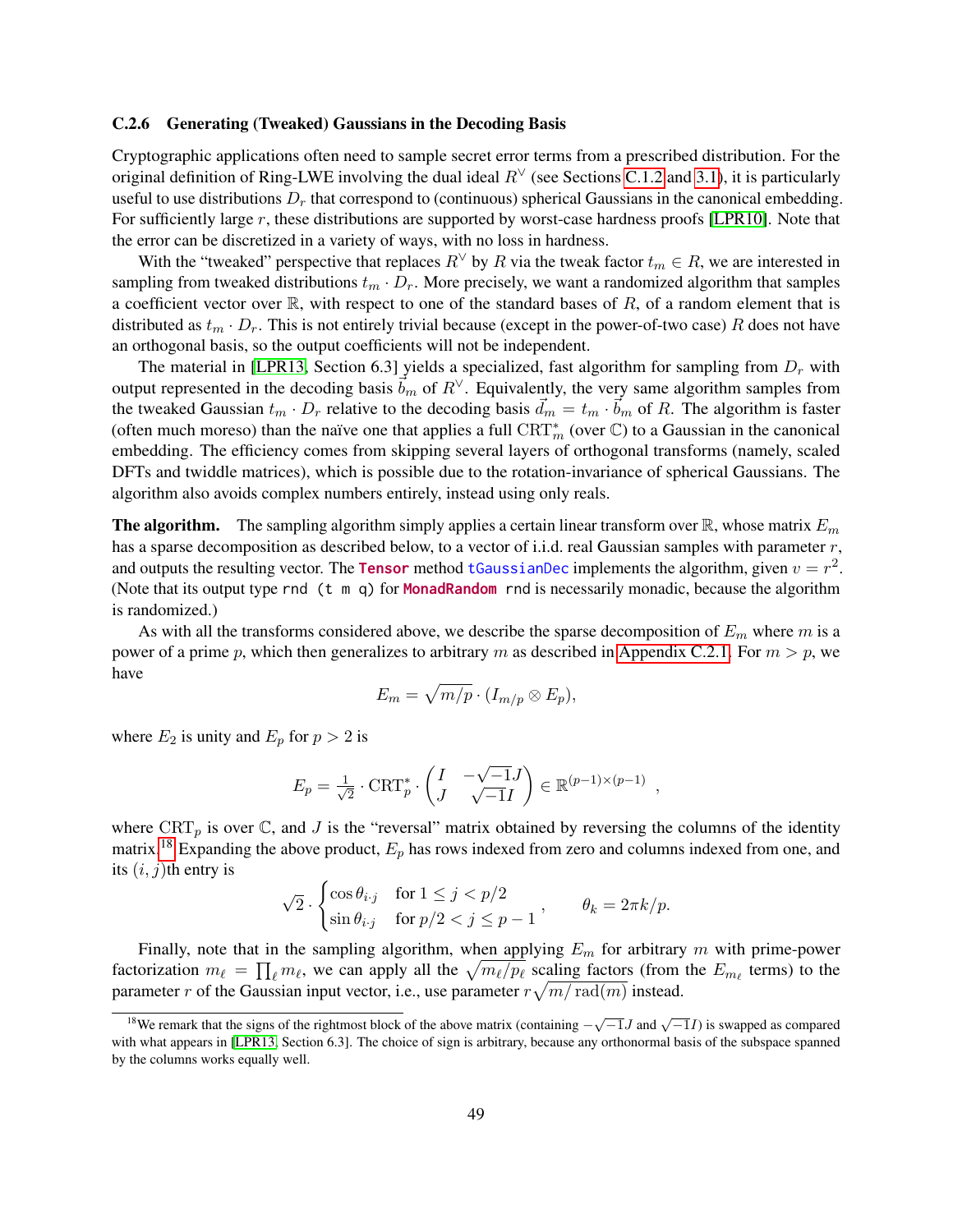### C.2.6 Generating (Tweaked) Gaussians in the Decoding Basis

Cryptographic applications often need to sample secret error terms from a prescribed distribution. For the original definition of Ring-LWE involving the dual ideal $R^\vee$ (see Sections C.1.2 and 3.1), it is particularly useful to use distributions $D_r$ that correspond to (continuous) spherical Gaussians in the canonical embedding. For sufficiently large $r$, these distributions are supported by worst-case hardness proofs [LPR10]. Note that the error can be discretized in a variety of ways, with no loss in hardness.

With the "tweaked" perspective that replaces $R^\vee$ by $R$ via the tweak factor $t_m \in R$, we are interested in sampling from tweaked distributions $t_m \cdot D_r$. More precisely, we want a randomized algorithm that samples a coefficient vector over $\mathbb{R}$, with respect to one of the standard bases of $R$, of a random element that is distributed as $t_m \cdot D_r$. This is not entirely trivial because (except in the power-of-two case) $R$ does not have an orthogonal basis, so the output coefficients will not be independent.

The material in [LPR13, Section 6.3] yields a specialized, fast algorithm for sampling from $D_r$ with output represented in the decoding basis $\vec{b}_m$ of $R^\vee$. Equivalently, the very same algorithm samples from the tweaked Gaussian $t_m \cdot D_r$ relative to the decoding basis $\vec{d}_m = t_m \cdot \vec{b}_m$ of $R$. The algorithm is faster (often much moreso) than the naïve one that applies a full $\mathrm{CRT}_m^*$ (over $\mathbb{C}$) to a Gaussian in the canonical embedding. The efficiency comes from skipping several layers of orthogonal transforms (namely, scaled DFTs and twiddle matrices), which is possible due to the rotation-invariance of spherical Gaussians. The algorithm also avoids complex numbers entirely, instead using only reals.

**The algorithm.** The sampling algorithm simply applies a certain linear transform over $\mathbb{R}$, whose matrix $E_m$ has a sparse decomposition as described below, to a vector of i.i.d. real Gaussian samples with parameter $r$, and outputs the resulting vector. The `Tensor` method `tGaussianDec` implements the algorithm, given $v = r^2$. (Note that its output type `rnd (t m q)` for `MonadRandom rnd` is necessarily monadic, because the algorithm is randomized.)

As with all the transforms considered above, we describe the sparse decomposition of $E_m$ where $m$ is a power of a prime $p$, which then generalizes to arbitrary $m$ as described in Appendix C.2.1. For $m > p$, we have

$$E_m = \sqrt{m/p} \cdot (I_{m/p} \otimes E_p),$$

where $E_2$ is unity and $E_p$ for $p > 2$ is

$$E_p = \tfrac{1}{\sqrt{2}} \cdot \mathrm{CRT}_p^* \cdot \begin{pmatrix} I & -\sqrt{-1}J \\ J & \sqrt{-1}I \end{pmatrix} \in \mathbb{R}^{(p-1)\times(p-1)} ,$$

where $\mathrm{CRT}_p$ is over $\mathbb{C}$, and $J$ is the "reversal" matrix obtained by reversing the columns of the identity matrix.[18] Expanding the above product, $E_p$ has rows indexed from zero and columns indexed from one, and its $(i, j)$th entry is

$$\sqrt{2} \cdot \begin{cases} \cos \theta_{i \cdot j} & \text{for } 1 \le j < p/2 \\ \sin \theta_{i \cdot j} & \text{for } p/2 < j \le p-1 \end{cases}, \qquad \theta_k = 2\pi k / p.$$

Finally, note that in the sampling algorithm, when applying $E_m$ for arbitrary $m$ with prime-power factorization $m_\ell = \prod_\ell m_\ell$, we can apply all the $\sqrt{m_\ell/p_\ell}$ scaling factors (from the $E_{m_\ell}$ terms) to the parameter $r$ of the Gaussian input vector, i.e., use parameter $r\sqrt{m/\mathrm{rad}(m)}$ instead.

[18] We remark that the signs of the rightmost block of the above matrix (containing $-\sqrt{-1}J$ and $\sqrt{-1}I$) is swapped as compared with what appears in [LPR13, Section 6.3]. The choice of sign is arbitrary, because any orthonormal basis of the subspace spanned by the columns works equally well.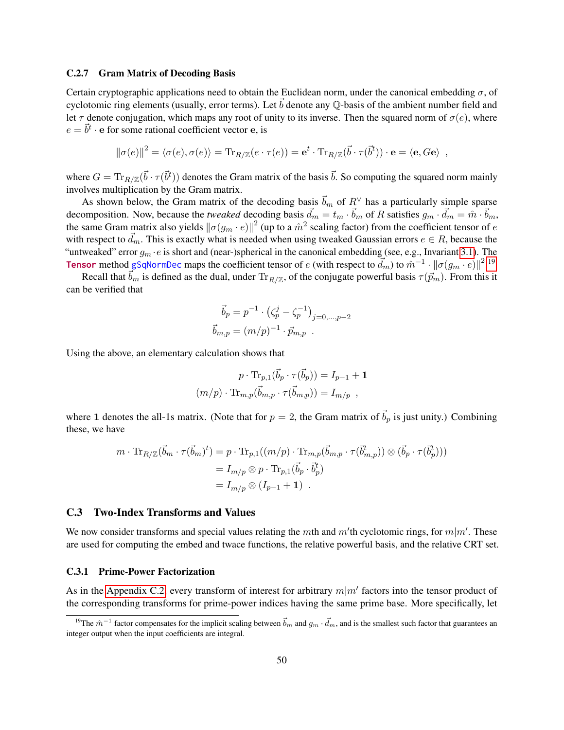### C.2.7 Gram Matrix of Decoding Basis

Certain cryptographic applications need to obtain the Euclidean norm, under the canonical embedding $\sigma$, of cyclotomic ring elements (usually, error terms). Let $\vec{b}$ denote any $\mathbb{Q}$-basis of the ambient number field and let $\tau$ denote conjugation, which maps any root of unity to its inverse. Then the squared norm of $\sigma(e)$, where $e = \vec{b}^t \cdot \mathbf{e}$ for some rational coefficient vector $\mathbf{e}$, is

$$\|\sigma(e)\|^2 = \langle \sigma(e), \sigma(e) \rangle = \mathrm{Tr}_{R/\mathbb{Z}}(e \cdot \tau(e)) = \mathbf{e}^t \cdot \mathrm{Tr}_{R/\mathbb{Z}}(\vec{b} \cdot \tau(\vec{b}^t)) \cdot \mathbf{e} = \langle \mathbf{e}, G\mathbf{e} \rangle \ ,$$

where $G = \mathrm{Tr}_{R/\mathbb{Z}}(\vec{b} \cdot \tau(\vec{b}^t))$ denotes the Gram matrix of the basis $\vec{b}$. So computing the squared norm mainly involves multiplication by the Gram matrix.

As shown below, the Gram matrix of the decoding basis $\vec{b}_m$ of $R^\vee$ has a particularly simple sparse decomposition. Now, because the *tweaked* decoding basis $\vec{d}_m = t_m \cdot \vec{b}_m$ of $R$ satisfies $g_m \cdot \vec{d}_m = \hat{m} \cdot \vec{b}_m$, the same Gram matrix also yields $\|\sigma(g_m \cdot e)\|^2$ (up to a $\hat{m}^2$ scaling factor) from the coefficient tensor of $e$ with respect to $\vec{d}_m$. This is exactly what is needed when using tweaked Gaussian errors $e \in R$, because the "untweaked" error $g_m \cdot e$ is short and (near-)spherical in the canonical embedding (see, e.g., Invariant 3.1). The `Tensor` method `gSqNormDec` maps the coefficient tensor of $e$ (with respect to $\vec{d}_m$) to $\hat{m}^{-1} \cdot \|\sigma(g_m \cdot e)\|^2$.[19]

Recall that $\vec{b}_m$ is defined as the dual, under $\mathrm{Tr}_{R/\mathbb{Z}}$, of the conjugate powerful basis $\tau(\vec{p}_m)$. From this it can be verified that

$$\vec{b}_p = p^{-1} \cdot \left(\zeta_p^j - \zeta_p^{-1}\right)_{j=0,\ldots,p-2}$$
$$\vec{b}_{m,p} = (m/p)^{-1} \cdot \vec{p}_{m,p} \ .$$

Using the above, an elementary calculation shows that

$$p \cdot \mathrm{Tr}_{p,1}(\vec{b}_p \cdot \tau(\vec{b}_p)) = I_{p-1} + \mathbf{1}$$
$$(m/p) \cdot \mathrm{Tr}_{m,p}(\vec{b}_{m,p} \cdot \tau(\vec{b}_{m,p})) = I_{m/p} \ ,$$

where $\mathbf{1}$ denotes the all-1s matrix. (Note that for $p = 2$, the Gram matrix of $\vec{b}_p$ is just unity.) Combining these, we have

$$\begin{aligned}
m \cdot \mathrm{Tr}_{R/\mathbb{Z}}(\vec{b}_m \cdot \tau(\vec{b}_m)^t) &= p \cdot \mathrm{Tr}_{p,1}((m/p) \cdot \mathrm{Tr}_{m,p}(\vec{b}_{m,p} \cdot \tau(\vec{b}^t_{m,p})) \otimes (\vec{b}_p \cdot \tau(\vec{b}^t_p))) \\
&= I_{m/p} \otimes p \cdot \mathrm{Tr}_{p,1}(\vec{b}_p \cdot \vec{b}^t_p) \\
&= I_{m/p} \otimes (I_{p-1} + \mathbf{1}) \ .
\end{aligned}$$

## C.3 Two-Index Transforms and Values

We now consider transforms and special values relating the $m$th and $m'$th cyclotomic rings, for $m|m'$. These are used for computing the embed and twace functions, the relative powerful basis, and the relative CRT set.

### C.3.1 Prime-Power Factorization

As in the Appendix C.2, every transform of interest for arbitrary $m|m'$ factors into the tensor product of the corresponding transforms for prime-power indices having the same prime base. More specifically, let

[19] The $\hat{m}^{-1}$ factor compensates for the implicit scaling between $\vec{b}_m$ and $g_m \cdot \vec{d}_m$, and is the smallest such factor that guarantees an integer output when the input coefficients are integral.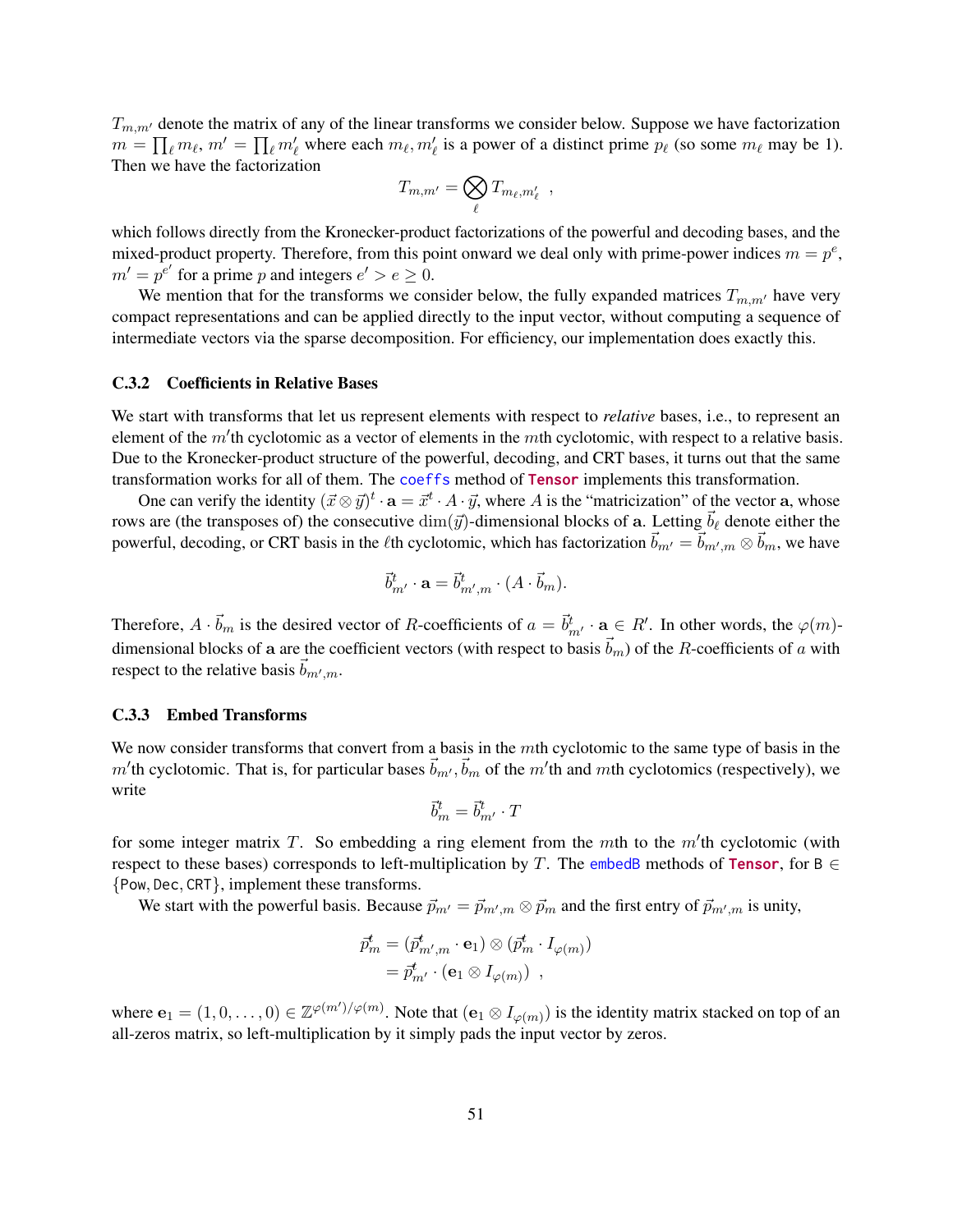$T_{m,m'}$ denote the matrix of any of the linear transforms we consider below. Suppose we have factorization $m = \prod_\ell m_\ell$, $m' = \prod_\ell m'_\ell$ where each $m_\ell, m'_\ell$ is a power of a distinct prime $p_\ell$ (so some $m_\ell$ may be 1). Then we have the factorization

$$T_{m,m'} = \bigotimes_\ell T_{m_\ell, m'_\ell} \ ,$$

which follows directly from the Kronecker-product factorizations of the powerful and decoding bases, and the mixed-product property. Therefore, from this point onward we deal only with prime-power indices $m = p^e$, $m' = p^{e'}$ for a prime $p$ and integers $e' > e \geq 0$.

We mention that for the transforms we consider below, the fully expanded matrices $T_{m,m'}$ have very compact representations and can be applied directly to the input vector, without computing a sequence of intermediate vectors via the sparse decomposition. For efficiency, our implementation does exactly this.

### C.3.2 Coefficients in Relative Bases

We start with transforms that let us represent elements with respect to *relative* bases, i.e., to represent an element of the $m'$th cyclotomic as a vector of elements in the $m$th cyclotomic, with respect to a relative basis. Due to the Kronecker-product structure of the powerful, decoding, and CRT bases, it turns out that the same transformation works for all of them. The `coeffs` method of `Tensor` implements this transformation.

One can verify the identity $(\vec{x} \otimes \vec{y})^t \cdot \mathbf{a} = \vec{x}^t \cdot A \cdot \vec{y}$, where $A$ is the "matricization" of the vector $\mathbf{a}$, whose rows are (the transposes of) the consecutive $\dim(\vec{y})$-dimensional blocks of $\mathbf{a}$. Letting $\vec{b}_\ell$ denote either the powerful, decoding, or CRT basis in the $\ell$th cyclotomic, which has factorization $\vec{b}_{m'} = \vec{b}_{m',m} \otimes \vec{b}_m$, we have

$$\vec{b}^t_{m'} \cdot \mathbf{a} = \vec{b}^t_{m',m} \cdot (A \cdot \vec{b}_m).$$

Therefore, $A \cdot \vec{b}_m$ is the desired vector of $R$-coefficients of $a = \vec{b}^t_{m'} \cdot \mathbf{a} \in R'$. In other words, the $\varphi(m)$-dimensional blocks of $\mathbf{a}$ are the coefficient vectors (with respect to basis $\vec{b}_m$) of the $R$-coefficients of $a$ with respect to the relative basis $\vec{b}_{m',m}$.

### C.3.3 Embed Transforms

We now consider transforms that convert from a basis in the $m$th cyclotomic to the same type of basis in the $m'$th cyclotomic. That is, for particular bases $\vec{b}_{m'}, \vec{b}_m$ of the $m'$th and $m$th cyclotomics (respectively), we write

$$\vec{b}^t_m = \vec{b}^t_{m'} \cdot T$$

for some integer matrix $T$. So embedding a ring element from the $m$th to the $m'$th cyclotomic (with respect to these bases) corresponds to left-multiplication by $T$. The `embedB` methods of `Tensor`, for $\mathsf{B} \in \{\mathsf{Pow}, \mathsf{Dec}, \mathsf{CRT}\}$, implement these transforms.

We start with the powerful basis. Because $\vec{p}_{m'} = \vec{p}_{m',m} \otimes \vec{p}_m$ and the first entry of $\vec{p}_{m',m}$ is unity,

$$\begin{aligned}
\vec{p}^t_m &= (\vec{p}^t_{m',m} \cdot \mathbf{e}_1) \otimes (\vec{p}^t_m \cdot I_{\varphi(m)}) \\
&= \vec{p}^t_{m'} \cdot (\mathbf{e}_1 \otimes I_{\varphi(m)}) \ ,
\end{aligned}$$

where $\mathbf{e}_1 = (1, 0, \ldots, 0) \in \mathbb{Z}^{\varphi(m')/\varphi(m)}$. Note that $(\mathbf{e}_1 \otimes I_{\varphi(m)})$ is the identity matrix stacked on top of an all-zeros matrix, so left-multiplication by it simply pads the input vector by zeros.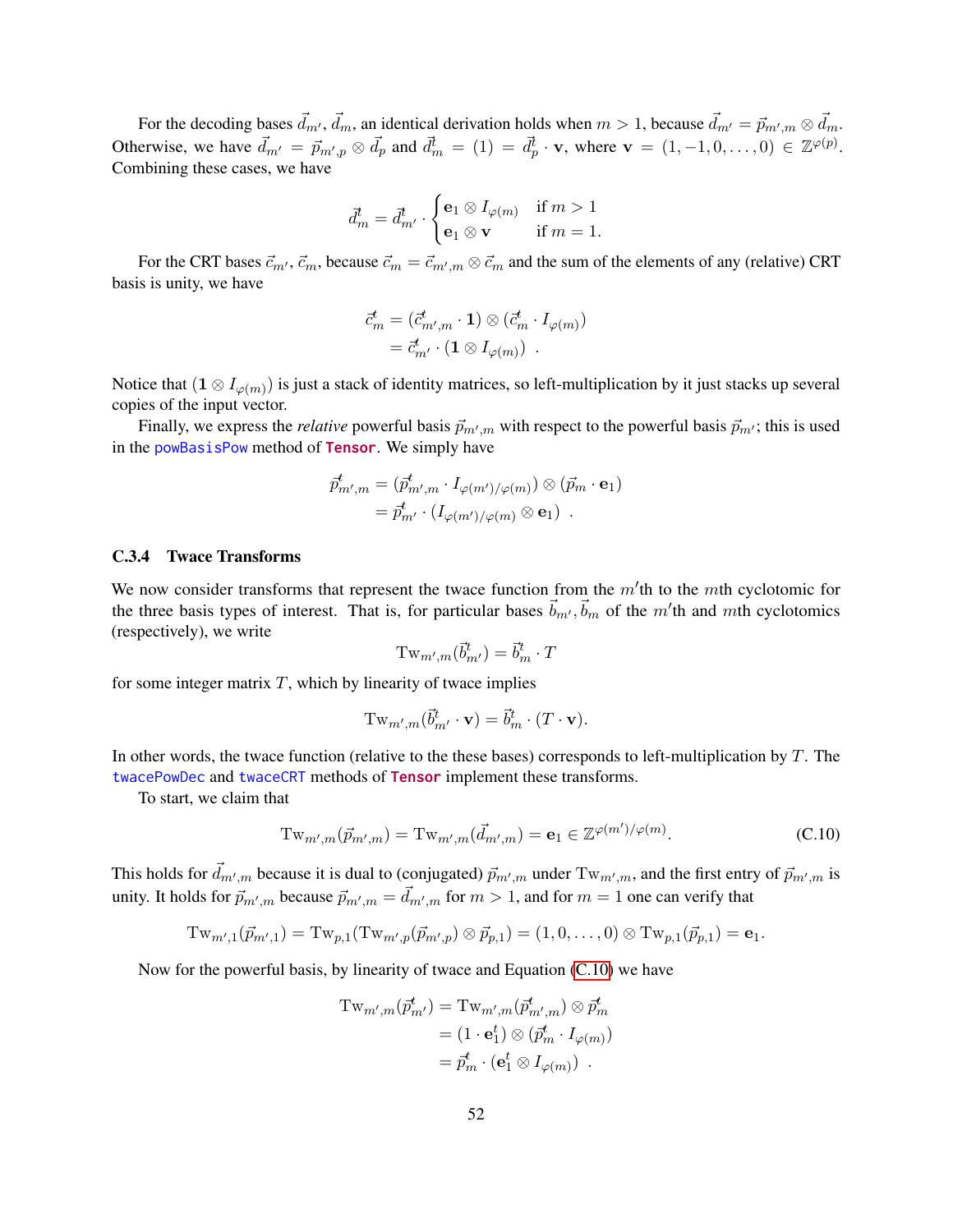For the decoding bases $\vec{d}_{m'}$, $\vec{d}_m$, an identical derivation holds when $m > 1$, because $\vec{d}_{m'} = \vec{p}_{m',m} \otimes \vec{d}_m$. Otherwise, we have $\vec{d}_{m'} = \vec{p}_{m',p} \otimes \vec{d}_p$ and $\vec{d}^t_m = (1) = \vec{d}^t_p \cdot \mathbf{v}$, where $\mathbf{v} = (1, -1, 0, \ldots, 0) \in \mathbb{Z}^{\varphi(p)}$. Combining these cases, we have

$$\vec{d}^t_m = \vec{d}^t_{m'} \cdot \begin{cases} \mathbf{e}_1 \otimes I_{\varphi(m)} & \text{if } m > 1 \\ \mathbf{e}_1 \otimes \mathbf{v} & \text{if } m = 1. \end{cases}$$

For the CRT bases $\vec{c}_{m'}$, $\vec{c}_m$, because $\vec{c}_m = \vec{c}_{m',m} \otimes \vec{c}_m$ and the sum of the elements of any (relative) CRT basis is unity, we have

$$\begin{aligned} \vec{c}^t_m &= (\vec{c}^t_{m',m} \cdot \mathbf{1}) \otimes (\vec{c}^t_m \cdot I_{\varphi(m)}) \\ &= \vec{c}^t_{m'} \cdot (\mathbf{1} \otimes I_{\varphi(m)}) \ . \end{aligned}$$

Notice that $(\mathbf{1} \otimes I_{\varphi(m)})$ is just a stack of identity matrices, so left-multiplication by it just stacks up several copies of the input vector.

Finally, we express the *relative* powerful basis $\vec{p}_{m',m}$ with respect to the powerful basis $\vec{p}_{m'}$; this is used in the `powBasisPow` method of **Tensor**. We simply have

$$\begin{aligned} \vec{p}^t_{m',m} &= (\vec{p}^t_{m',m} \cdot I_{\varphi(m')/\varphi(m)}) \otimes (\vec{p}_m \cdot \mathbf{e}_1) \\ &= \vec{p}^t_{m'} \cdot (I_{\varphi(m')/\varphi(m)} \otimes \mathbf{e}_1) \ . \end{aligned}$$

### C.3.4 Twace Transforms

We now consider transforms that represent the twace function from the $m'$th to the $m$th cyclotomic for the three basis types of interest. That is, for particular bases $\vec{b}_{m'}$, $\vec{b}_m$ of the $m'$th and $m$th cyclotomics (respectively), we write

$$\mathrm{Tw}_{m',m}(\vec{b}^t_{m'}) = \vec{b}^t_m \cdot T$$

for some integer matrix $T$, which by linearity of twace implies

$$\mathrm{Tw}_{m',m}(\vec{b}^t_{m'} \cdot \mathbf{v}) = \vec{b}^t_m \cdot (T \cdot \mathbf{v}).$$

In other words, the twace function (relative to the these bases) corresponds to left-multiplication by $T$. The `twacePowDec` and `twaceCRT` methods of **Tensor** implement these transforms.

To start, we claim that

$$\mathrm{Tw}_{m',m}(\vec{p}_{m',m}) = \mathrm{Tw}_{m',m}(\vec{d}_{m',m}) = \mathbf{e}_1 \in \mathbb{Z}^{\varphi(m')/\varphi(m)}. \tag{C.10}$$

This holds for $\vec{d}_{m',m}$ because it is dual to (conjugated) $\vec{p}_{m',m}$ under $\mathrm{Tw}_{m',m}$, and the first entry of $\vec{p}_{m',m}$ is unity. It holds for $\vec{p}_{m',m}$ because $\vec{p}_{m',m} = \vec{d}_{m',m}$ for $m > 1$, and for $m = 1$ one can verify that

$$\mathrm{Tw}_{m',1}(\vec{p}_{m',1}) = \mathrm{Tw}_{p,1}(\mathrm{Tw}_{m',p}(\vec{p}_{m',p}) \otimes \vec{p}_{p,1}) = (1, 0, \ldots, 0) \otimes \mathrm{Tw}_{p,1}(\vec{p}_{p,1}) = \mathbf{e}_1.$$

Now for the powerful basis, by linearity of twace and Equation (C.10) we have

$$\begin{aligned} \mathrm{Tw}_{m',m}(\vec{p}^t_{m'}) &= \mathrm{Tw}_{m',m}(\vec{p}^t_{m',m}) \otimes \vec{p}^t_m \\ &= (1 \cdot \mathbf{e}^t_1) \otimes (\vec{p}^t_m \cdot I_{\varphi(m)}) \\ &= \vec{p}^t_m \cdot (\mathbf{e}^t_1 \otimes I_{\varphi(m)}) \ . \end{aligned}$$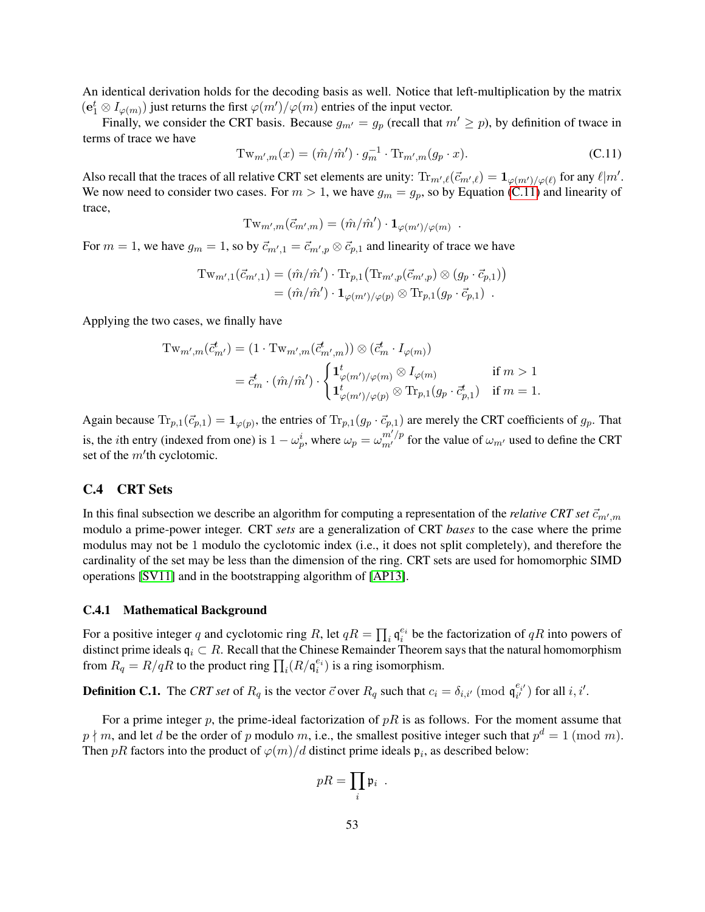An identical derivation holds for the decoding basis as well. Notice that left-multiplication by the matrix $(\mathbf{e}_1^t \otimes I_{\varphi(m)})$ just returns the first $\varphi(m')/\varphi(m)$ entries of the input vector.

Finally, we consider the CRT basis. Because $g_{m'} = g_p$ (recall that $m' \geq p$), by definition of twace in terms of trace we have

$$\mathrm{Tw}_{m',m}(x) = (\hat{m}/\hat{m}') \cdot g_m^{-1} \cdot \mathrm{Tr}_{m',m}(g_p \cdot x). \tag{C.11}$$

Also recall that the traces of all relative CRT set elements are unity: $\mathrm{Tr}_{m',\ell}(\vec{c}_{m',\ell}) = \mathbf{1}_{\varphi(m')/\varphi(\ell)}$ for any $\ell | m'$. We now need to consider two cases. For $m > 1$, we have $g_m = g_p$, so by Equation (C.11) and linearity of trace,

$$\mathrm{Tw}_{m',m}(\vec{c}_{m',m}) = (\hat{m}/\hat{m}') \cdot \mathbf{1}_{\varphi(m')/\varphi(m)} \ .$$

For $m = 1$, we have $g_m = 1$, so by $\vec{c}_{m',1} = \vec{c}_{m',p} \otimes \vec{c}_{p,1}$ and linearity of trace we have

$$\begin{aligned}
\mathrm{Tw}_{m',1}(\vec{c}_{m',1}) &= (\hat{m}/\hat{m}') \cdot \mathrm{Tr}_{p,1}\big(\mathrm{Tr}_{m',p}(\vec{c}_{m',p}) \otimes (g_p \cdot \vec{c}_{p,1})\big) \\
&= (\hat{m}/\hat{m}') \cdot \mathbf{1}_{\varphi(m')/\varphi(p)} \otimes \mathrm{Tr}_{p,1}(g_p \cdot \vec{c}_{p,1}) \ .
\end{aligned}$$

Applying the two cases, we finally have

$$\begin{aligned}
\mathrm{Tw}_{m',m}(\vec{c}^{\,t}_{m'}) &= (1 \cdot \mathrm{Tw}_{m',m}(\vec{c}^{\,t}_{m',m})) \otimes (\vec{c}^{\,t}_m \cdot I_{\varphi(m)}) \\
&= \vec{c}^{\,t}_m \cdot (\hat{m}/\hat{m}') \cdot \begin{cases} \mathbf{1}^t_{\varphi(m')/\varphi(m)} \otimes I_{\varphi(m)} & \text{if } m > 1 \\ \mathbf{1}^t_{\varphi(m')/\varphi(p)} \otimes \mathrm{Tr}_{p,1}(g_p \cdot \vec{c}^{\,t}_{p,1}) & \text{if } m = 1. \end{cases}
\end{aligned}$$

Again because $\mathrm{Tr}_{p,1}(\vec{c}_{p,1}) = \mathbf{1}_{\varphi(p)}$, the entries of $\mathrm{Tr}_{p,1}(g_p \cdot \vec{c}_{p,1})$ are merely the CRT coefficients of $g_p$. That is, the $i$th entry (indexed from one) is $1 - \omega_p^i$, where $\omega_p = \omega_{m'}^{m'/p}$ for the value of $\omega_{m'}$ used to define the CRT set of the $m'$th cyclotomic.

### C.4 CRT Sets

In this final subsection we describe an algorithm for computing a representation of the *relative CRT set* $\vec{c}_{m',m}$ modulo a prime-power integer. CRT *sets* are a generalization of CRT *bases* to the case where the prime modulus may not be 1 modulo the cyclotomic index (i.e., it does not split completely), and therefore the cardinality of the set may be less than the dimension of the ring. CRT sets are used for homomorphic SIMD operations [SV11] and in the bootstrapping algorithm of [AP13].

#### C.4.1 Mathematical Background

For a positive integer $q$ and cyclotomic ring $R$, let $qR = \prod_i \mathfrak{q}_i^{e_i}$ be the factorization of $qR$ into powers of distinct prime ideals $\mathfrak{q}_i \subset R$. Recall that the Chinese Remainder Theorem says that the natural homomorphism from $R_q = R/qR$ to the product ring $\prod_i (R/\mathfrak{q}_i^{e_i})$ is a ring isomorphism.

**Definition C.1.** The *CRT set* of $R_q$ is the vector $\vec{c}$ over $R_q$ such that $c_i = \delta_{i,i'} \pmod{\mathfrak{q}_{i'}^{e_{i'}}}$ for all $i, i'$.

For a prime integer $p$, the prime-ideal factorization of $pR$ is as follows. For the moment assume that $p \nmid m$, and let $d$ be the order of $p$ modulo $m$, i.e., the smallest positive integer such that $p^d = 1 \pmod{m}$. Then $pR$ factors into the product of $\varphi(m)/d$ distinct prime ideals $\mathfrak{p}_i$, as described below:

$$pR = \prod_i \mathfrak{p}_i \ .$$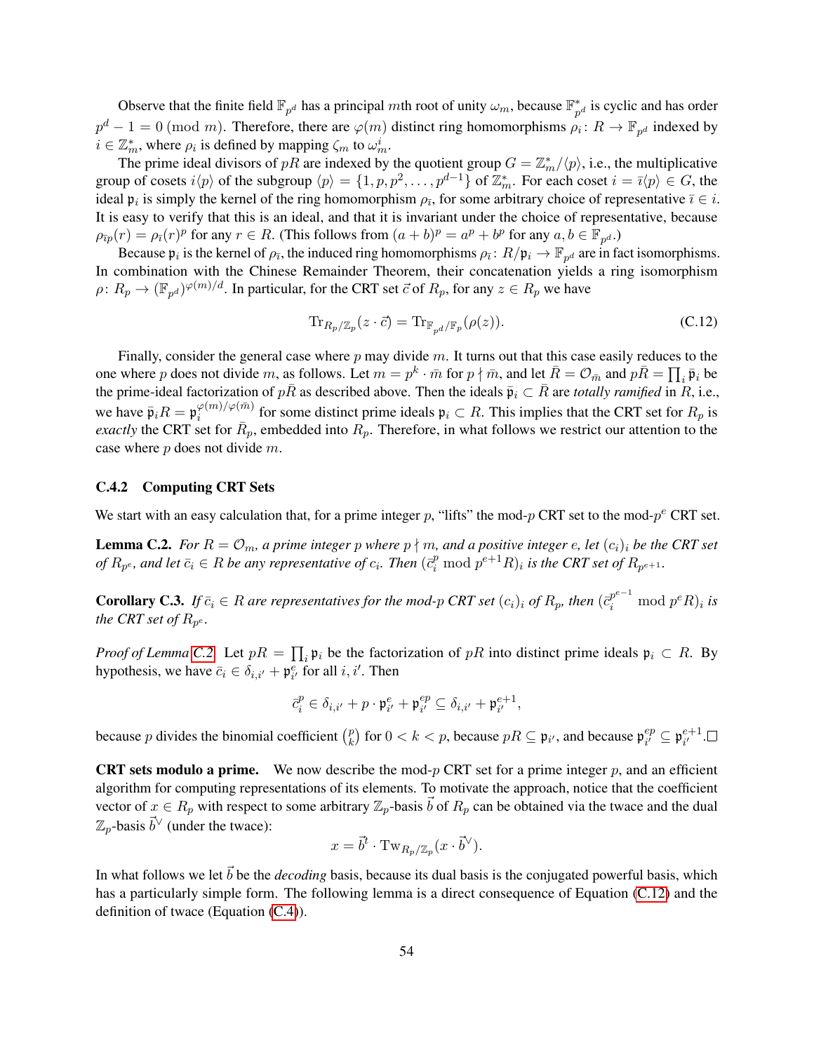Observe that the finite field $\mathbb{F}_{p^d}$ has a principal $m$th root of unity $\omega_m$, because $\mathbb{F}_{p^d}^*$ is cyclic and has order $p^d - 1 = 0 \pmod{m}$. Therefore, there are $\varphi(m)$ distinct ring homomorphisms $\rho_i \colon R \to \mathbb{F}_{p^d}$ indexed by $i \in \mathbb{Z}_m^*$, where $\rho_i$ is defined by mapping $\zeta_m$ to $\omega_m^i$.

The prime ideal divisors of $pR$ are indexed by the quotient group $G = \mathbb{Z}_m^*/\langle p \rangle$, i.e., the multiplicative group of cosets $i\langle p \rangle$ of the subgroup $\langle p \rangle = \{1, p, p^2, \ldots, p^{d-1}\}$ of $\mathbb{Z}_m^*$. For each coset $i = \bar{\imath}\langle p \rangle \in G$, the ideal $\mathfrak{p}_i$ is simply the kernel of the ring homomorphism $\rho_{\bar{\imath}}$, for some arbitrary choice of representative $\bar{\imath} \in i$. It is easy to verify that this is an ideal, and that it is invariant under the choice of representative, because $\rho_{\bar{\imath}p}(r) = \rho_{\bar{\imath}}(r)^p$ for any $r \in R$. (This follows from $(a+b)^p = a^p + b^p$ for any $a, b \in \mathbb{F}_{p^d}$.)

Because $\mathfrak{p}_i$ is the kernel of $\rho_{\bar{\imath}}$, the induced ring homomorphisms $\rho_{\bar{\imath}} \colon R/\mathfrak{p}_i \to \mathbb{F}_{p^d}$ are in fact isomorphisms. In combination with the Chinese Remainder Theorem, their concatenation yields a ring isomorphism $\rho \colon R_p \to (\mathbb{F}_{p^d})^{\varphi(m)/d}$. In particular, for the CRT set $\vec{c}$ of $R_p$, for any $z \in R_p$ we have

$$\mathrm{Tr}_{R_p/\mathbb{Z}_p}(z \cdot \vec{c}) = \mathrm{Tr}_{\mathbb{F}_{p^d}/\mathbb{F}_p}(\rho(z)). \tag{C.12}$$

Finally, consider the general case where $p$ may divide $m$. It turns out that this case easily reduces to the one where $p$ does not divide $m$, as follows. Let $m = p^k \cdot \bar{m}$ for $p \nmid \bar{m}$, and let $\bar{R} = \mathcal{O}_{\bar{m}}$ and $p\bar{R} = \prod_i \bar{\mathfrak{p}}_i$ be the prime-ideal factorization of $p\bar{R}$ as described above. Then the ideals $\bar{\mathfrak{p}}_i \subset \bar{R}$ are *totally ramified* in $R$, i.e., we have $\bar{\mathfrak{p}}_i R = \mathfrak{p}_i^{\varphi(m)/\varphi(\bar{m})}$ for some distinct prime ideals $\mathfrak{p}_i \subset R$. This implies that the CRT set for $R_p$ is *exactly* the CRT set for $\bar{R}_p$, embedded into $R_p$. Therefore, in what follows we restrict our attention to the case where $p$ does not divide $m$.

### C.4.2 Computing CRT Sets

We start with an easy calculation that, for a prime integer $p$, "lifts" the mod-$p$ CRT set to the mod-$p^e$ CRT set.

**Lemma C.2.** *For $R = \mathcal{O}_m$, a prime integer $p$ where $p \nmid m$, and a positive integer $e$, let $(c_i)_i$ be the CRT set of $R_{p^e}$, and let $\bar{c}_i \in R$ be any representative of $c_i$. Then $(\bar{c}_i^p \bmod p^{e+1}R)_i$ is the CRT set of $R_{p^{e+1}}$.*

**Corollary C.3.** *If $\bar{c}_i \in R$ are representatives for the mod-$p$ CRT set $(c_i)_i$ of $R_p$, then $(\bar{c}_i^{p^{e-1}} \bmod p^e R)_i$ is the CRT set of $R_{p^e}$.*

*Proof of Lemma C.2.* Let $pR = \prod_i \mathfrak{p}_i$ be the factorization of $pR$ into distinct prime ideals $\mathfrak{p}_i \subset R$. By hypothesis, we have $\bar{c}_i \in \delta_{i,i'} + \mathfrak{p}_{i'}^e$ for all $i, i'$. Then

$$\bar{c}_i^p \in \delta_{i,i'} + p \cdot \mathfrak{p}_{i'}^e + \mathfrak{p}_{i'}^{ep} \subseteq \delta_{i,i'} + \mathfrak{p}_{i'}^{e+1},$$

because $p$ divides the binomial coefficient $\binom{p}{k}$ for $0 < k < p$, because $pR \subseteq \mathfrak{p}_{i'}$, and because $\mathfrak{p}_{i'}^{ep} \subseteq \mathfrak{p}_{i'}^{e+1}$. □

**CRT sets modulo a prime.** We now describe the mod-$p$ CRT set for a prime integer $p$, and an efficient algorithm for computing representations of its elements. To motivate the approach, notice that the coefficient vector of $x \in R_p$ with respect to some arbitrary $\mathbb{Z}_p$-basis $\vec{b}$ of $R_p$ can be obtained via the twace and the dual $\mathbb{Z}_p$-basis $\vec{b}^\vee$ (under the twace):

$$x = \vec{b}^t \cdot \mathrm{Tw}_{R_p/\mathbb{Z}_p}(x \cdot \vec{b}^\vee).$$

In what follows we let $\vec{b}$ be the *decoding* basis, because its dual basis is the conjugated powerful basis, which has a particularly simple form. The following lemma is a direct consequence of Equation (C.12) and the definition of twace (Equation (C.4)).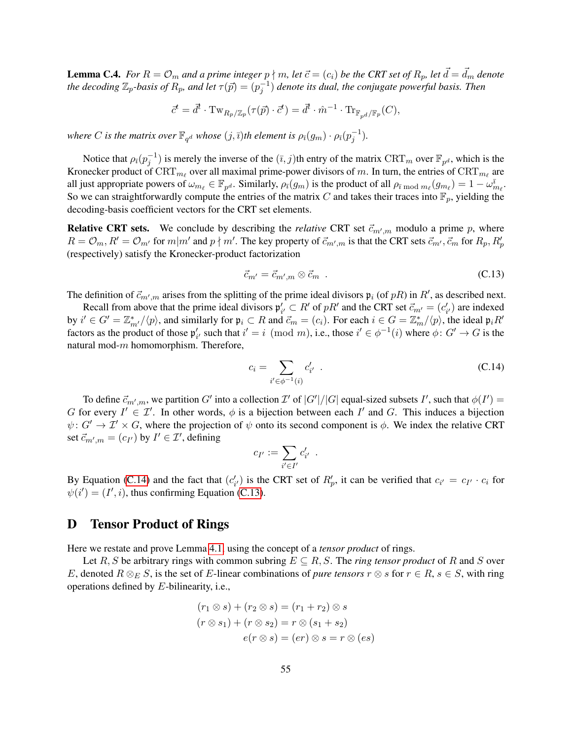**Lemma C.4.** *For $R = \mathcal{O}_m$ and a prime integer $p \nmid m$, let $\vec{c} = (c_i)$ be the CRT set of $R_p$, let $\vec{d} = \vec{d}_m$ denote the decoding $\mathbb{Z}_p$-basis of $R_p$, and let $\tau(\vec{p}) = (p_j^{-1})$ denote its dual, the conjugate powerful basis. Then*

$$\vec{c}^t = \vec{d}^t \cdot \mathrm{Tw}_{R_p/\mathbb{Z}_p}(\tau(\vec{p}) \cdot \vec{c}^t) = \vec{d}^t \cdot \hat{m}^{-1} \cdot \mathrm{Tr}_{\mathbb{F}_{p^d}/\mathbb{F}_p}(C),$$

*where $C$ is the matrix over $\mathbb{F}_{q^d}$ whose $(j, \bar{\imath})$th element is $\rho_{\bar{\imath}}(g_m) \cdot \rho_{\bar{\imath}}(p_j^{-1})$.*

Notice that $\rho_{\bar{\imath}}(p_j^{-1})$ is merely the inverse of the $(\bar{\imath}, j)$th entry of the matrix $\mathrm{CRT}_m$ over $\mathbb{F}_{p^d}$, which is the Kronecker product of $\mathrm{CRT}_{m_\ell}$ over all maximal prime-power divisors of $m$. In turn, the entries of $\mathrm{CRT}_{m_\ell}$ are all just appropriate powers of $\omega_{m_\ell} \in \mathbb{F}_{p^d}$. Similarly, $\rho_{\bar{\imath}}(g_m)$ is the product of all $\rho_{\bar{\imath} \bmod m_\ell}(g_{m_\ell}) = 1 - \omega_{m_\ell}^{\bar{\imath}}$. So we can straightforwardly compute the entries of the matrix $C$ and takes their traces into $\mathbb{F}_p$, yielding the decoding-basis coefficient vectors for the CRT set elements.

**Relative CRT sets.** We conclude by describing the *relative* CRT set $\vec{c}_{m',m}$ modulo a prime $p$, where $R = \mathcal{O}_m, R' = \mathcal{O}_{m'}$ for $m|m'$ and $p \nmid m'$. The key property of $\vec{c}_{m',m}$ is that the CRT sets $\vec{c}_{m'}, \vec{c}_m$ for $R_p, R'_p$ (respectively) satisfy the Kronecker-product factorization

$$\vec{c}_{m'} = \vec{c}_{m',m} \otimes \vec{c}_m \ . \tag{C.13}$$

The definition of $\vec{c}_{m',m}$ arises from the splitting of the prime ideal divisors $\mathfrak{p}_i$ (of $pR$) in $R'$, as described next.

Recall from above that the prime ideal divisors $\mathfrak{p}'_{i'} \subset R'$ of $pR'$ and the CRT set $\vec{c}_{m'} = (c'_{i'})$ are indexed by $i' \in G' = \mathbb{Z}^*_{m'}/\langle p \rangle$, and similarly for $\mathfrak{p}_i \subset R$ and $\vec{c}_m = (c_i)$. For each $i \in G = \mathbb{Z}^*_m/\langle p \rangle$, the ideal $\mathfrak{p}_i R'$ factors as the product of those $\mathfrak{p}'_{i'}$ such that $i' = i \pmod{m}$, i.e., those $i' \in \phi^{-1}(i)$ where $\phi \colon G' \to G$ is the natural mod-$m$ homomorphism. Therefore,

$$c_i = \sum_{i' \in \phi^{-1}(i)} c'_{i'} \ . \tag{C.14}$$

To define $\vec{c}_{m',m}$, we partition $G'$ into a collection $\mathcal{I}'$ of $|G'|/|G|$ equal-sized subsets $I'$, such that $\phi(I') = G$ for every $I' \in \mathcal{I}'$. In other words, $\phi$ is a bijection between each $I'$ and $G$. This induces a bijection $\psi \colon G' \to \mathcal{I}' \times G$, where the projection of $\psi$ onto its second component is $\phi$. We index the relative CRT set $\vec{c}_{m',m} = (c_{I'})$ by $I' \in \mathcal{I}'$, defining

$$c_{I'} := \sum_{i' \in I'} c'_{i'} \ .$$

By Equation (C.14) and the fact that $(c'_{i'})$ is the CRT set of $R'_p$, it can be verified that $c_{i'} = c_{I'} \cdot c_i$ for $\psi(i') = (I', i)$, thus confirming Equation (C.13).

# D Tensor Product of Rings

Here we restate and prove Lemma 4.1, using the concept of a *tensor product* of rings.

Let $R, S$ be arbitrary rings with common subring $E \subseteq R, S$. The *ring tensor product* of $R$ and $S$ over $E$, denoted $R \otimes_E S$, is the set of $E$-linear combinations of *pure tensors* $r \otimes s$ for $r \in R$, $s \in S$, with ring operations defined by $E$-bilinearity, i.e.,

$$\begin{aligned}
(r_1 \otimes s) + (r_2 \otimes s) &= (r_1 + r_2) \otimes s \\
(r \otimes s_1) + (r \otimes s_2) &= r \otimes (s_1 + s_2) \\
e(r \otimes s) &= (er) \otimes s = r \otimes (es)
\end{aligned}$$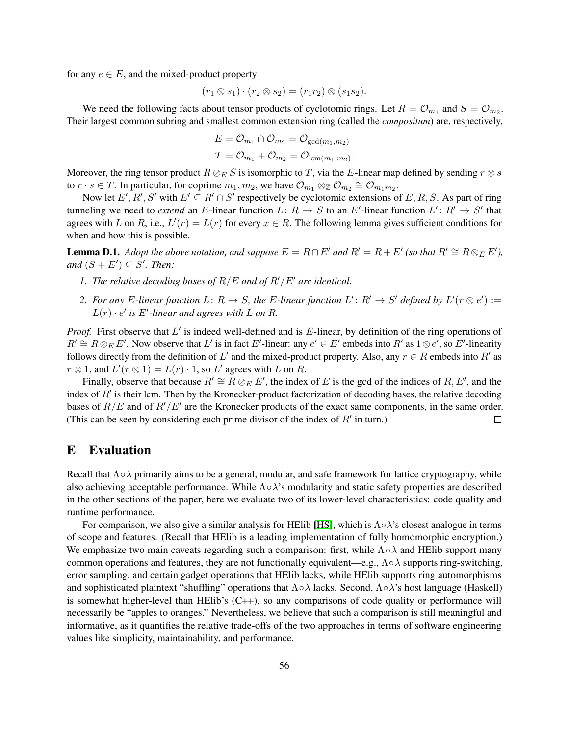for any $e \in E$, and the mixed-product property

$$(r_1 \otimes s_1) \cdot (r_2 \otimes s_2) = (r_1 r_2) \otimes (s_1 s_2).$$

We need the following facts about tensor products of cyclotomic rings. Let $R = \mathcal{O}_{m_1}$ and $S = \mathcal{O}_{m_2}$. Their largest common subring and smallest common extension ring (called the *compositum*) are, respectively,

$$E = \mathcal{O}_{m_1} \cap \mathcal{O}_{m_2} = \mathcal{O}_{\gcd(m_1, m_2)}$$
$$T = \mathcal{O}_{m_1} + \mathcal{O}_{m_2} = \mathcal{O}_{\mathrm{lcm}(m_1, m_2)}.$$

Moreover, the ring tensor product $R \otimes_E S$ is isomorphic to $T$, via the $E$-linear map defined by sending $r \otimes s$ to $r \cdot s \in T$. In particular, for coprime $m_1, m_2$, we have $\mathcal{O}_{m_1} \otimes_{\mathbb{Z}} \mathcal{O}_{m_2} \cong \mathcal{O}_{m_1 m_2}$.

Now let $E', R', S'$ with $E' \subseteq R' \cap S'$ respectively be cyclotomic extensions of $E, R, S$. As part of ring tunneling we need to *extend* an $E$-linear function $L \colon R \to S$ to an $E'$-linear function $L' \colon R' \to S'$ that agrees with $L$ on $R$, i.e., $L'(r) = L(r)$ for every $x \in R$. The following lemma gives sufficient conditions for when and how this is possible.

**Lemma D.1.** *Adopt the above notation, and suppose $E = R \cap E'$ and $R' = R + E'$ (so that $R' \cong R \otimes_E E'$), and $(S + E') \subseteq S'$. Then:*

1. *The relative decoding bases of $R/E$ and of $R'/E'$ are identical.*
2. *For any $E$-linear function $L \colon R \to S$, the $E$-linear function $L' \colon R' \to S'$ defined by $L'(r \otimes e') := L(r) \cdot e'$ is $E'$-linear and agrees with $L$ on $R$.*

*Proof.* First observe that $L'$ is indeed well-defined and is $E$-linear, by definition of the ring operations of $R' \cong R \otimes_E E'$. Now observe that $L'$ is in fact $E'$-linear: any $e' \in E'$ embeds into $R'$ as $1 \otimes e'$, so $E'$-linearity follows directly from the definition of $L'$ and the mixed-product property. Also, any $r \in R$ embeds into $R'$ as $r \otimes 1$, and $L'(r \otimes 1) = L(r) \cdot 1$, so $L'$ agrees with $L$ on $R$.

Finally, observe that because $R' \cong R \otimes_E E'$, the index of $E$ is the gcd of the indices of $R, E'$, and the index of $R'$ is their lcm. Then by the Kronecker-product factorization of decoding bases, the relative decoding bases of $R/E$ and of $R'/E'$ are the Kronecker products of the exact same components, in the same order. (This can be seen by considering each prime divisor of the index of $R'$ in turn.) $\square$

# E Evaluation

Recall that $\Lambda \circ \lambda$ primarily aims to be a general, modular, and safe framework for lattice cryptography, while also achieving acceptable performance. While $\Lambda \circ \lambda$'s modularity and static safety properties are described in the other sections of the paper, here we evaluate two of its lower-level characteristics: code quality and runtime performance.

For comparison, we also give a similar analysis for HElib [HS], which is $\Lambda \circ \lambda$'s closest analogue in terms of scope and features. (Recall that HElib is a leading implementation of fully homomorphic encryption.) We emphasize two main caveats regarding such a comparison: first, while $\Lambda \circ \lambda$ and HElib support many common operations and features, they are not functionally equivalent—e.g., $\Lambda \circ \lambda$ supports ring-switching, error sampling, and certain gadget operations that HElib lacks, while HElib supports ring automorphisms and sophisticated plaintext "shuffling" operations that $\Lambda \circ \lambda$ lacks. Second, $\Lambda \circ \lambda$'s host language (Haskell) is somewhat higher-level than HElib's (C++), so any comparisons of code quality or performance will necessarily be "apples to oranges." Nevertheless, we believe that such a comparison is still meaningful and informative, as it quantifies the relative trade-offs of the two approaches in terms of software engineering values like simplicity, maintainability, and performance.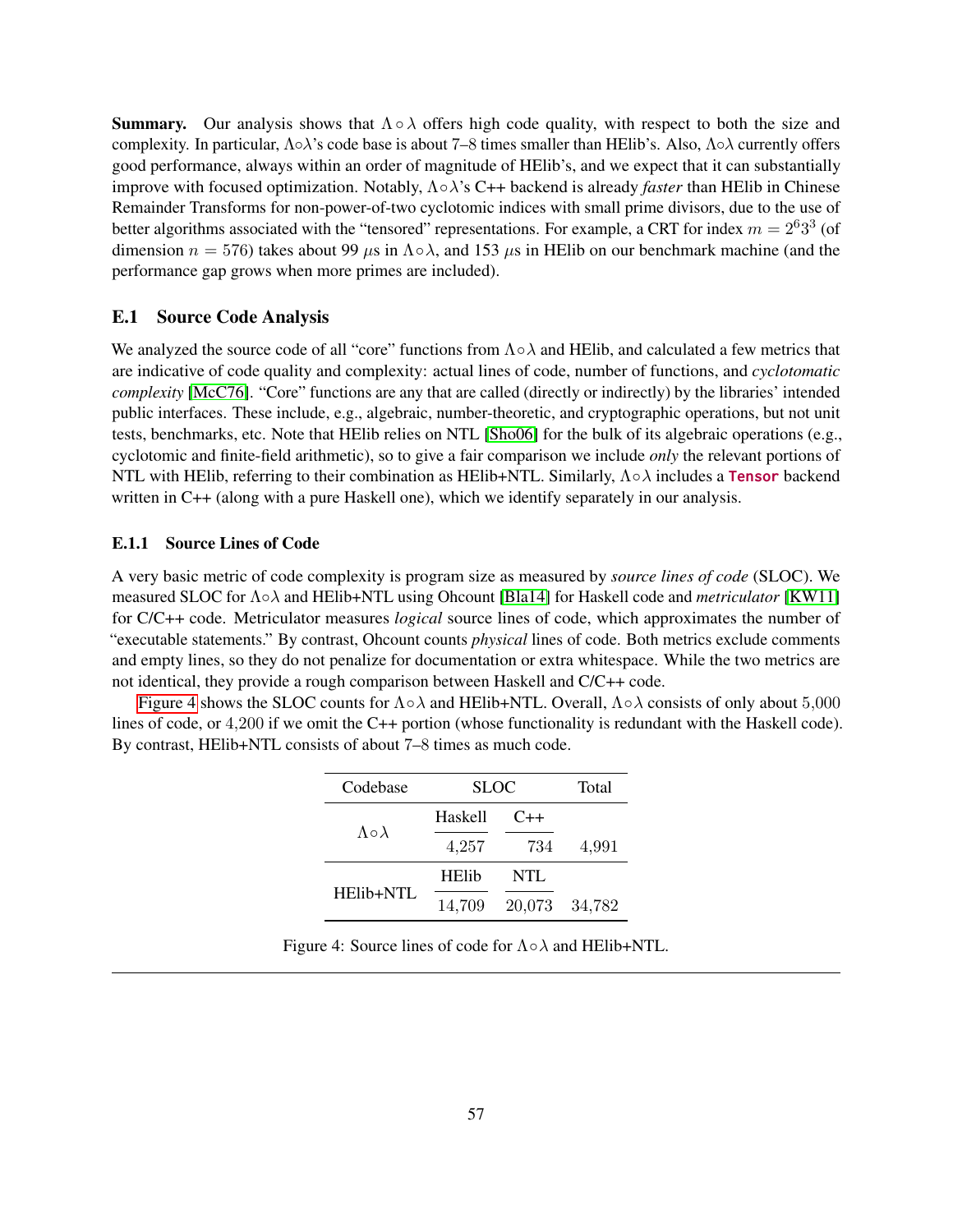**Summary.** Our analysis shows that $\Lambda \circ \lambda$ offers high code quality, with respect to both the size and complexity. In particular, $\Lambda \circ \lambda$'s code base is about 7–8 times smaller than HElib's. Also, $\Lambda \circ \lambda$ currently offers good performance, always within an order of magnitude of HElib's, and we expect that it can substantially improve with focused optimization. Notably, $\Lambda \circ \lambda$'s C++ backend is already *faster* than HElib in Chinese Remainder Transforms for non-power-of-two cyclotomic indices with small prime divisors, due to the use of better algorithms associated with the "tensored" representations. For example, a CRT for index $m = 2^6 3^3$ (of dimension $n = 576$) takes about 99 $\mu$s in $\Lambda \circ \lambda$, and 153 $\mu$s in HElib on our benchmark machine (and the performance gap grows when more primes are included).

## E.1 Source Code Analysis

We analyzed the source code of all "core" functions from $\Lambda \circ \lambda$ and HElib, and calculated a few metrics that are indicative of code quality and complexity: actual lines of code, number of functions, and *cyclotomatic complexity* [McC76]. "Core" functions are any that are called (directly or indirectly) by the libraries' intended public interfaces. These include, e.g., algebraic, number-theoretic, and cryptographic operations, but not unit tests, benchmarks, etc. Note that HElib relies on NTL [Sho06] for the bulk of its algebraic operations (e.g., cyclotomic and finite-field arithmetic), so to give a fair comparison we include *only* the relevant portions of NTL with HElib, referring to their combination as HElib+NTL. Similarly, $\Lambda \circ \lambda$ includes a `Tensor` backend written in C++ (along with a pure Haskell one), which we identify separately in our analysis.

### E.1.1 Source Lines of Code

A very basic metric of code complexity is program size as measured by *source lines of code* (SLOC). We measured SLOC for $\Lambda \circ \lambda$ and HElib+NTL using Ohcount [Bla14] for Haskell code and *metriculator* [KW11] for C/C++ code. Metriculator measures *logical* source lines of code, which approximates the number of "executable statements." By contrast, Ohcount counts *physical* lines of code. Both metrics exclude comments and empty lines, so they do not penalize for documentation or extra whitespace. While the two metrics are not identical, they provide a rough comparison between Haskell and C/C++ code.

Figure 4 shows the SLOC counts for $\Lambda \circ \lambda$ and HElib+NTL. Overall, $\Lambda \circ \lambda$ consists of only about 5,000 lines of code, or 4,200 if we omit the C++ portion (whose functionality is redundant with the Haskell code). By contrast, HElib+NTL consists of about 7–8 times as much code.

| Codebase | SLOC | | Total |
|---|---|---|---|
| $\Lambda \circ \lambda$ | Haskell | C++ | |
| | 4,257 | 734 | 4,991 |
| HElib+NTL | HElib | NTL | |
| | 14,709 | 20,073 | 34,782 |

Figure 4: Source lines of code for $\Lambda \circ \lambda$ and HElib+NTL.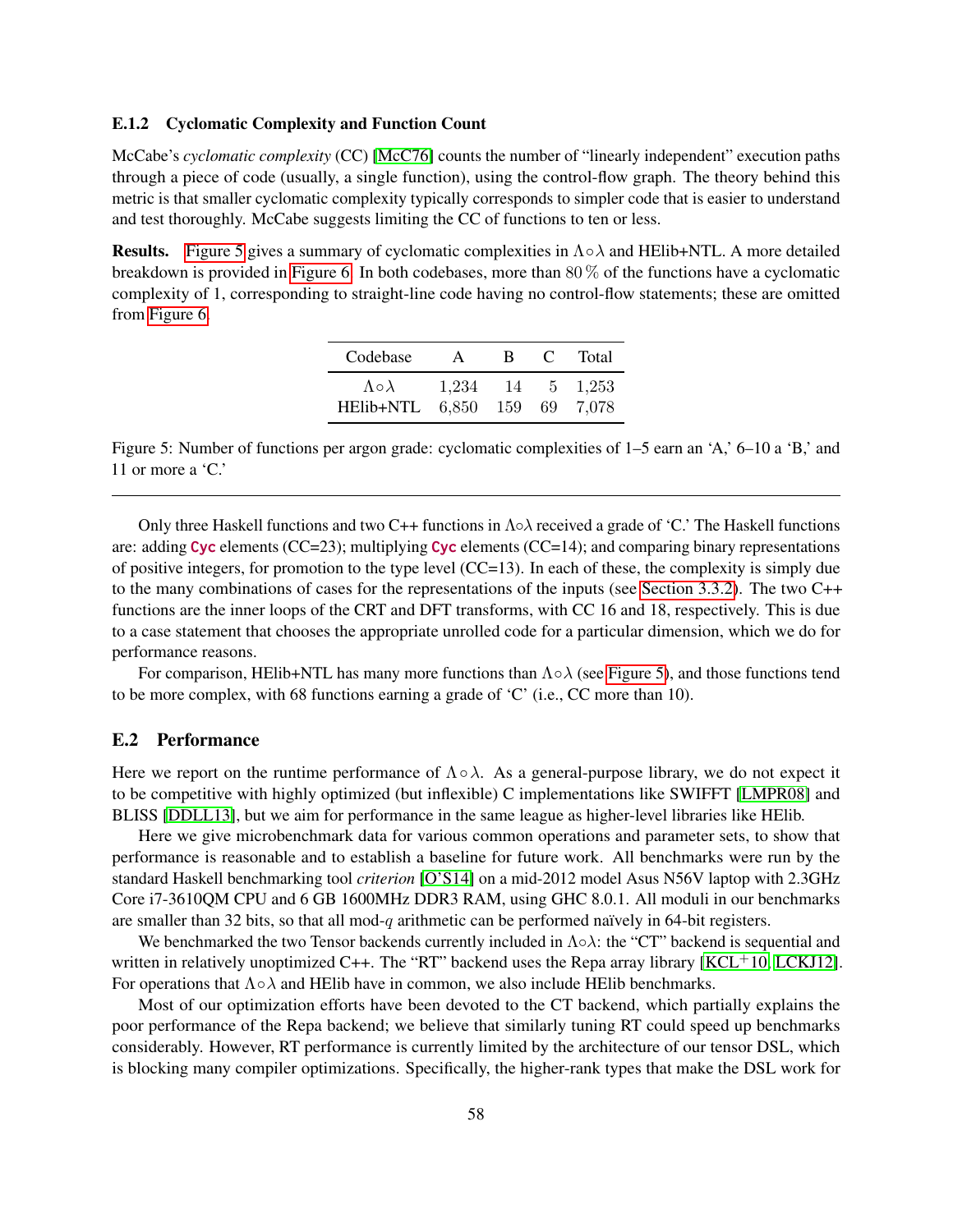### E.1.2 Cyclomatic Complexity and Function Count

McCabe's *cyclomatic complexity* (CC) [McC76] counts the number of "linearly independent" execution paths through a piece of code (usually, a single function), using the control-flow graph. The theory behind this metric is that smaller cyclomatic complexity typically corresponds to simpler code that is easier to understand and test thoroughly. McCabe suggests limiting the CC of functions to ten or less.

**Results.** Figure 5 gives a summary of cyclomatic complexities in $\Lambda \circ \lambda$ and HElib+NTL. A more detailed breakdown is provided in Figure 6. In both codebases, more than $80\,\%$ of the functions have a cyclomatic complexity of 1, corresponding to straight-line code having no control-flow statements; these are omitted from Figure 6.

| Codebase | A | B | C | Total |
|---|---|---|---|---|
| $\Lambda \circ \lambda$ | 1,234 | 14 | 5 | 1,253 |
| HElib+NTL | 6,850 | 159 | 69 | 7,078 |

Figure 5: Number of functions per argon grade: cyclomatic complexities of 1–5 earn an 'A,' 6–10 a 'B,' and 11 or more a 'C.'

---

Only three Haskell functions and two C++ functions in $\Lambda \circ \lambda$ received a grade of 'C.' The Haskell functions are: adding `Cyc` elements (CC=23); multiplying `Cyc` elements (CC=14); and comparing binary representations of positive integers, for promotion to the type level (CC=13). In each of these, the complexity is simply due to the many combinations of cases for the representations of the inputs (see Section 3.3.2). The two C++ functions are the inner loops of the CRT and DFT transforms, with CC 16 and 18, respectively. This is due to a case statement that chooses the appropriate unrolled code for a particular dimension, which we do for performance reasons.

For comparison, HElib+NTL has many more functions than $\Lambda \circ \lambda$ (see Figure 5), and those functions tend to be more complex, with 68 functions earning a grade of 'C' (i.e., CC more than 10).

## E.2 Performance

Here we report on the runtime performance of $\Lambda \circ \lambda$. As a general-purpose library, we do not expect it to be competitive with highly optimized (but inflexible) C implementations like SWIFFT [LMPR08] and BLISS [DDLL13], but we aim for performance in the same league as higher-level libraries like HElib.

Here we give microbenchmark data for various common operations and parameter sets, to show that performance is reasonable and to establish a baseline for future work. All benchmarks were run by the standard Haskell benchmarking tool *criterion* [O'S14] on a mid-2012 model Asus N56V laptop with 2.3GHz Core i7-3610QM CPU and 6 GB 1600MHz DDR3 RAM, using GHC 8.0.1. All moduli in our benchmarks are smaller than 32 bits, so that all mod-$q$ arithmetic can be performed naïvely in 64-bit registers.

We benchmarked the two Tensor backends currently included in $\Lambda \circ \lambda$: the "CT" backend is sequential and written in relatively unoptimized C++. The "RT" backend uses the Repa array library [KCL+10, LCKJ12]. For operations that $\Lambda \circ \lambda$ and HElib have in common, we also include HElib benchmarks.

Most of our optimization efforts have been devoted to the CT backend, which partially explains the poor performance of the Repa backend; we believe that similarly tuning RT could speed up benchmarks considerably. However, RT performance is currently limited by the architecture of our tensor DSL, which is blocking many compiler optimizations. Specifically, the higher-rank types that make the DSL work for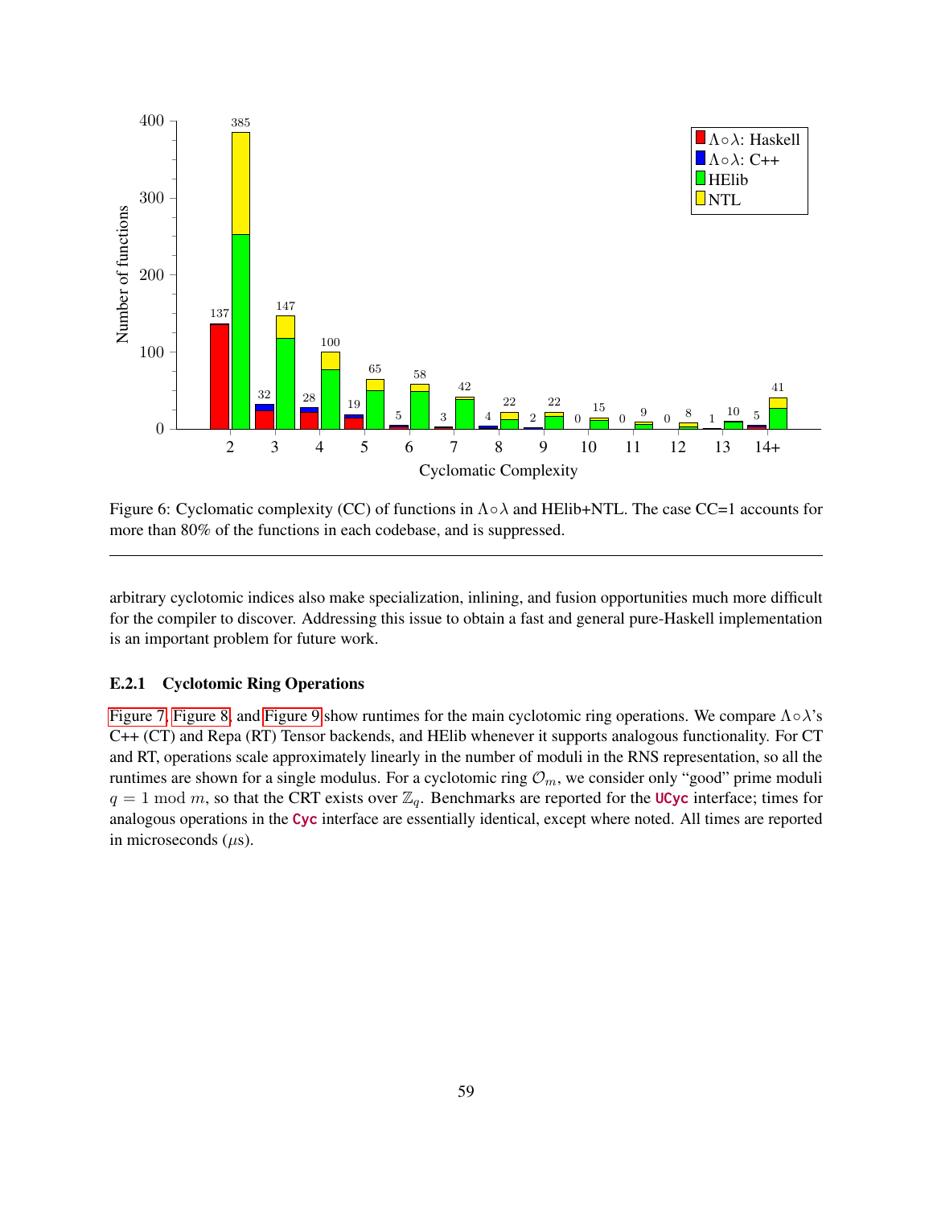Figure 6: Cyclomatic complexity (CC) of functions in $\Lambda \circ \lambda$ and HElib+NTL. The case CC=1 accounts for more than 80% of the functions in each codebase, and is suppressed.

---

arbitrary cyclotomic indices also make specialization, inlining, and fusion opportunities much more difficult for the compiler to discover. Addressing this issue to obtain a fast and general pure-Haskell implementation is an important problem for future work.

### E.2.1 Cyclotomic Ring Operations

Figure 7, Figure 8, and Figure 9 show runtimes for the main cyclotomic ring operations. We compare $\Lambda \circ \lambda$'s C++ (CT) and Repa (RT) Tensor backends, and HElib whenever it supports analogous functionality. For CT and RT, operations scale approximately linearly in the number of moduli in the RNS representation, so all the runtimes are shown for a single modulus. For a cyclotomic ring $\mathcal{O}_m$, we consider only "good" prime moduli $q = 1 \bmod m$, so that the CRT exists over $\mathbb{Z}_q$. Benchmarks are reported for the `UCyc` interface; times for analogous operations in the `Cyc` interface are essentially identical, except where noted. All times are reported in microseconds ($\mu$s).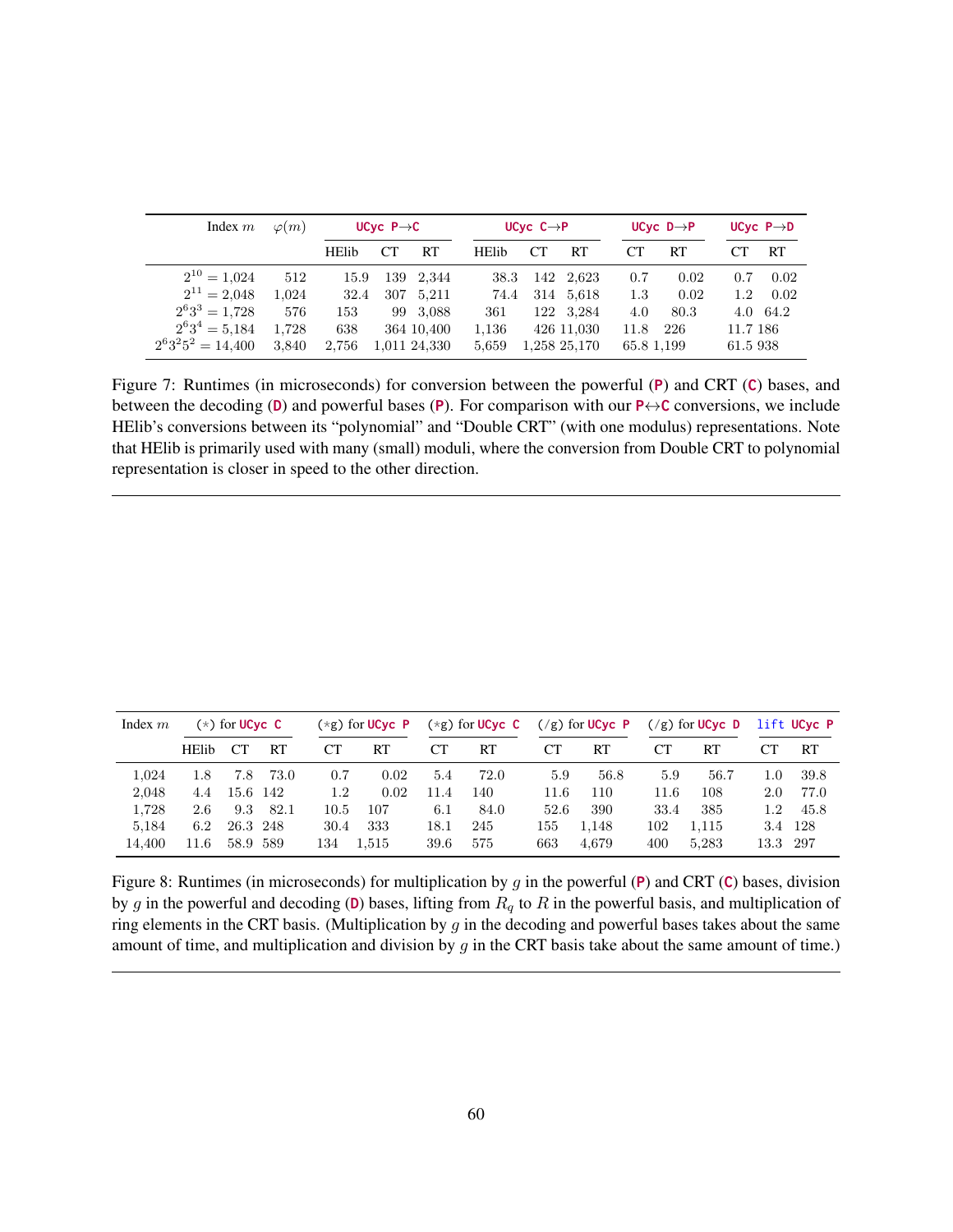| Index $m$ | $\varphi(m)$ | `UCyc P→C` | | | `UCyc C→P` | | | `UCyc D→P` | | `UCyc P→D` | |
|---|---|---|---|---|---|---|---|---|---|---|---|
| | | HElib | CT | RT | HElib | CT | RT | CT | RT | CT | RT |
| $2^{10} = 1{,}024$ | 512 | 15.9 | 139 | 2,344 | 38.3 | 142 | 2,623 | 0.7 | 0.02 | 0.7 | 0.02 |
| $2^{11} = 2{,}048$ | 1,024 | 32.4 | 307 | 5,211 | 74.4 | 314 | 5,618 | 1.3 | 0.02 | 1.2 | 0.02 |
| $2^6 3^3 = 1{,}728$ | 576 | 153 | 99 | 3,088 | 361 | 122 | 3,284 | 4.0 | 80.3 | 4.0 | 64.2 |
| $2^6 3^4 = 5{,}184$ | 1,728 | 638 | 364 | 10,400 | 1,136 | 426 | 11,030 | 11.8 | 226 | 11.7 | 186 |
| $2^6 3^2 5^2 = 14{,}400$ | 3,840 | 2,756 | 1,011 | 24,330 | 5,659 | 1,258 | 25,170 | 65.8 | 1,199 | 61.5 | 938 |

Figure 7: Runtimes (in microseconds) for conversion between the powerful (`P`) and CRT (`C`) bases, and between the decoding (`D`) and powerful bases (`P`). For comparison with our `P`↔`C` conversions, we include HElib's conversions between its "polynomial" and "Double CRT" (with one modulus) representations. Note that HElib is primarily used with many (small) moduli, where the conversion from Double CRT to polynomial representation is closer in speed to the other direction.

| Index $m$ | (\*) for `UCyc C` | | | (\*g) for `UCyc P` | | (\*g) for `UCyc C` | | (/g) for `UCyc P` | | (/g) for `UCyc D` | | `lift UCyc P` | |
|---|---|---|---|---|---|---|---|---|---|---|---|---|---|
| | HElib | CT | RT | CT | RT | CT | RT | CT | RT | CT | RT | CT | RT |
| 1,024 | 1.8 | 7.8 | 73.0 | 0.7 | 0.02 | 5.4 | 72.0 | 5.9 | 56.8 | 5.9 | 56.7 | 1.0 | 39.8 |
| 2,048 | 4.4 | 15.6 | 142 | 1.2 | 0.02 | 11.4 | 140 | 11.6 | 110 | 11.6 | 108 | 2.0 | 77.0 |
| 1,728 | 2.6 | 9.3 | 82.1 | 10.5 | 107 | 6.1 | 84.0 | 52.6 | 390 | 33.4 | 385 | 1.2 | 45.8 |
| 5,184 | 6.2 | 26.3 | 248 | 30.4 | 333 | 18.1 | 245 | 155 | 1,148 | 102 | 1,115 | 3.4 | 128 |
| 14,400 | 11.6 | 58.9 | 589 | 134 | 1,515 | 39.6 | 575 | 663 | 4,679 | 400 | 5,283 | 13.3 | 297 |

Figure 8: Runtimes (in microseconds) for multiplication by $g$ in the powerful (`P`) and CRT (`C`) bases, division by $g$ in the powerful and decoding (`D`) bases, lifting from $R_q$ to $R$ in the powerful basis, and multiplication of ring elements in the CRT basis. (Multiplication by $g$ in the decoding and powerful bases takes about the same amount of time, and multiplication and division by $g$ in the CRT basis take about the same amount of time.)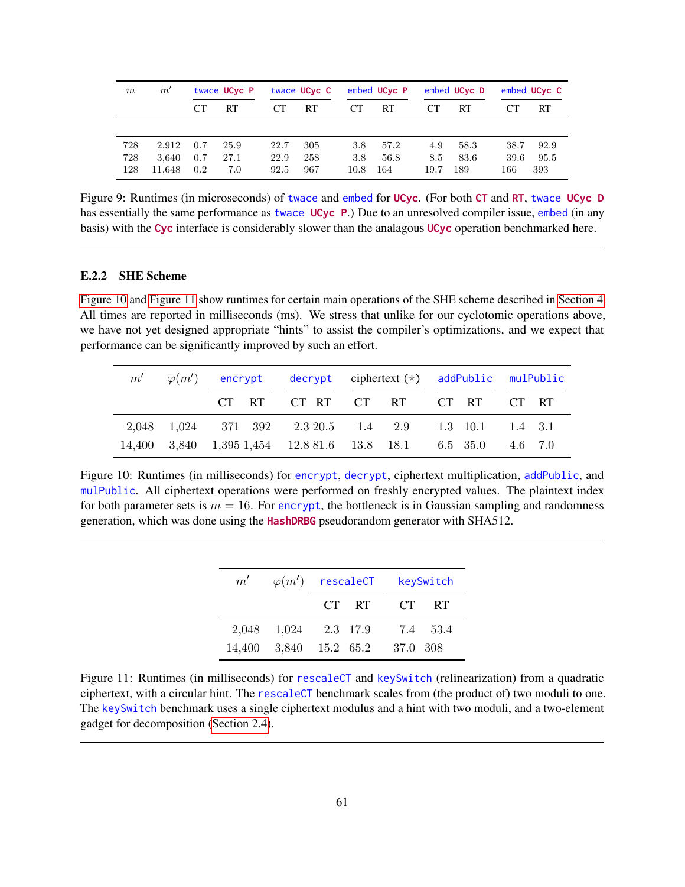| $m$ | $m'$ | `twace` `UCyc P` | | `twace` `UCyc C` | | `embed` `UCyc P` | | `embed` `UCyc D` | | `embed` `UCyc C` | |
|---|---|---|---|---|---|---|---|---|---|---|---|
| | | CT | RT | CT | RT | CT | RT | CT | RT | CT | RT |
| 728 | 2,912 | 0.7 | 25.9 | 22.7 | 305 | 3.8 | 57.2 | 4.9 | 58.3 | 38.7 | 92.9 |
| 728 | 3,640 | 0.7 | 27.1 | 22.9 | 258 | 3.8 | 56.8 | 8.5 | 83.6 | 39.6 | 95.5 |
| 128 | 11,648 | 0.2 | 7.0 | 92.5 | 967 | 10.8 | 164 | 19.7 | 189 | 166 | 393 |

Figure 9: Runtimes (in microseconds) of `twace` and `embed` for `UCyc`. (For both `CT` and `RT`, `twace` `UCyc D` has essentially the same performance as `twace` `UCyc P`.) Due to an unresolved compiler issue, `embed` (in any basis) with the `Cyc` interface is considerably slower than the analagous `UCyc` operation benchmarked here.

### E.2.2 SHE Scheme

Figure 10 and Figure 11 show runtimes for certain main operations of the SHE scheme described in Section 4. All times are reported in milliseconds (ms). We stress that unlike for our cyclotomic operations above, we have not yet designed appropriate "hints" to assist the compiler's optimizations, and we expect that performance can be significantly improved by such an effort.

| $m'$ | $\varphi(m')$ | `encrypt` | | `decrypt` | | ciphertext $(*)$ | | `addPublic` | | `mulPublic` | |
|---|---|---|---|---|---|---|---|---|---|---|---|
| | | CT | RT | CT | RT | CT | RT | CT | RT | CT | RT |
| 2,048 | 1,024 | 371 | 392 | 2.3 | 20.5 | 1.4 | 2.9 | 1.3 | 10.1 | 1.4 | 3.1 |
| 14,400 | 3,840 | 1,395 | 1,454 | 12.8 | 81.6 | 13.8 | 18.1 | 6.5 | 35.0 | 4.6 | 7.0 |

Figure 10: Runtimes (in milliseconds) for `encrypt`, `decrypt`, ciphertext multiplication, `addPublic`, and `mulPublic`. All ciphertext operations were performed on freshly encrypted values. The plaintext index for both parameter sets is $m = 16$. For `encrypt`, the bottleneck is in Gaussian sampling and randomness generation, which was done using the `HashDRBG` pseudorandom generator with SHA512.

| $m'$ | $\varphi(m')$ | `rescaleCT` | | `keySwitch` | |
|---|---|---|---|---|---|
| | | CT | RT | CT | RT |
| 2,048 | 1,024 | 2.3 | 17.9 | 7.4 | 53.4 |
| 14,400 | 3,840 | 15.2 | 65.2 | 37.0 | 308 |

Figure 11: Runtimes (in milliseconds) for `rescaleCT` and `keySwitch` (relinearization) from a quadratic ciphertext, with a circular hint. The `rescaleCT` benchmark scales from (the product of) two moduli to one. The `keySwitch` benchmark uses a single ciphertext modulus and a hint with two moduli, and a two-element gadget for decomposition (Section 2.4).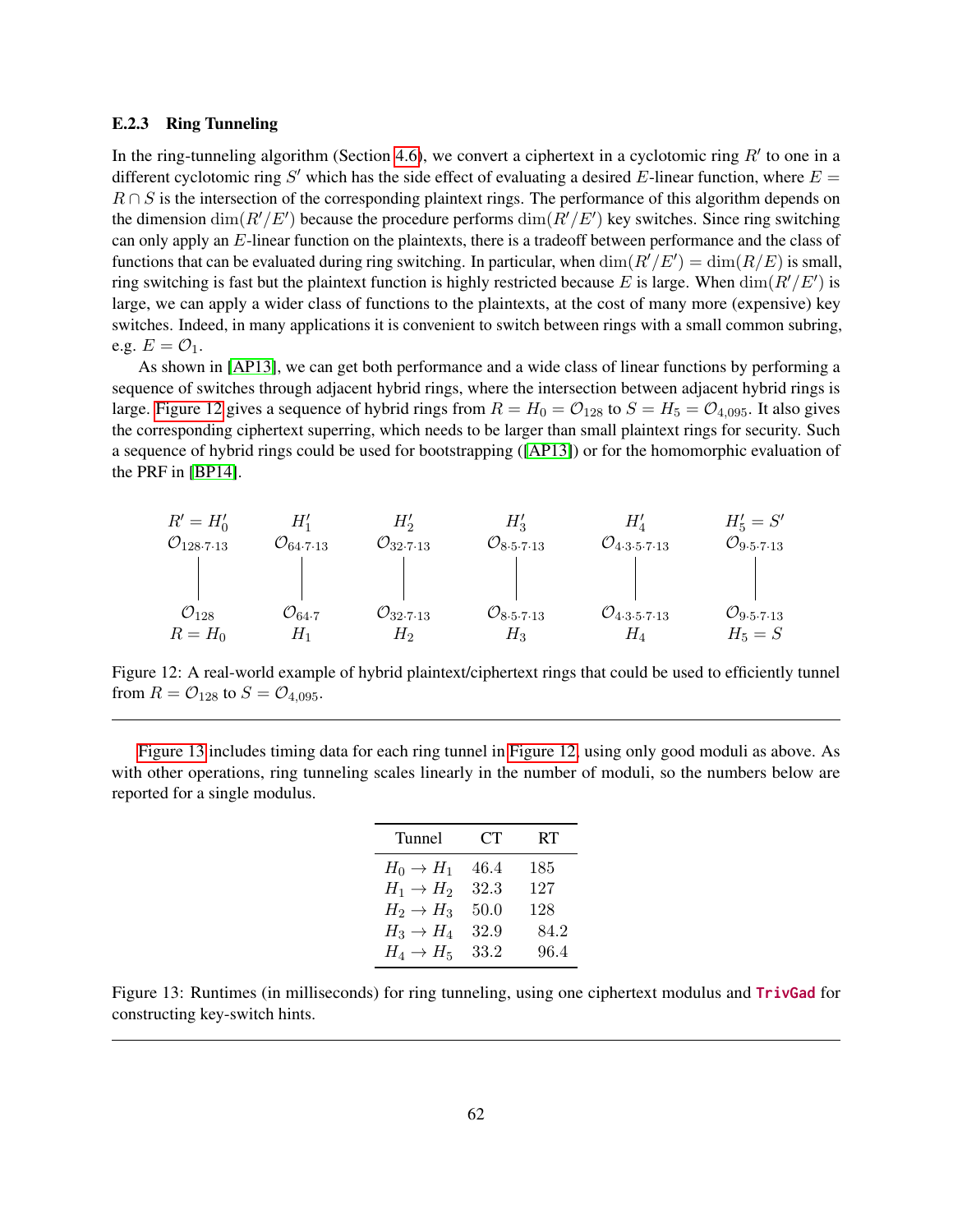### E.2.3 Ring Tunneling

In the ring-tunneling algorithm (Section 4.6), we convert a ciphertext in a cyclotomic ring $R'$ to one in a different cyclotomic ring $S'$ which has the side effect of evaluating a desired $E$-linear function, where $E = R \cap S$ is the intersection of the corresponding plaintext rings. The performance of this algorithm depends on the dimension $\dim(R'/E')$ because the procedure performs $\dim(R'/E')$ key switches. Since ring switching can only apply an $E$-linear function on the plaintexts, there is a tradeoff between performance and the class of functions that can be evaluated during ring switching. In particular, when $\dim(R'/E') = \dim(R/E)$ is small, ring switching is fast but the plaintext function is highly restricted because $E$ is large. When $\dim(R'/E')$ is large, we can apply a wider class of functions to the plaintexts, at the cost of many more (expensive) key switches. Indeed, in many applications it is convenient to switch between rings with a small common subring, e.g. $E = \mathcal{O}_1$.

As shown in [AP13], we can get both performance and a wide class of linear functions by performing a sequence of switches through adjacent hybrid rings, where the intersection between adjacent hybrid rings is large. Figure 12 gives a sequence of hybrid rings from $R = H_0 = \mathcal{O}_{128}$ to $S = H_5 = \mathcal{O}_{4,095}$. It also gives the corresponding ciphertext superring, which needs to be larger than small plaintext rings for security. Such a sequence of hybrid rings could be used for bootstrapping ([AP13]) or for the homomorphic evaluation of the PRF in [BP14].

| $R' = H'_0$ | $H'_1$ | $H'_2$ | $H'_3$ | $H'_4$ | $H'_5 = S'$ |
|---|---|---|---|---|---|
| $\mathcal{O}_{128\cdot 7\cdot 13}$ | $\mathcal{O}_{64\cdot 7\cdot 13}$ | $\mathcal{O}_{32\cdot 7\cdot 13}$ | $\mathcal{O}_{8\cdot 5\cdot 7\cdot 13}$ | $\mathcal{O}_{4\cdot 3\cdot 5\cdot 7\cdot 13}$ | $\mathcal{O}_{9\cdot 5\cdot 7\cdot 13}$ |
| $\vert$ | $\vert$ | $\vert$ | $\vert$ | $\vert$ | $\vert$ |
| $\mathcal{O}_{128}$ | $\mathcal{O}_{64\cdot 7}$ | $\mathcal{O}_{32\cdot 7\cdot 13}$ | $\mathcal{O}_{8\cdot 5\cdot 7\cdot 13}$ | $\mathcal{O}_{4\cdot 3\cdot 5\cdot 7\cdot 13}$ | $\mathcal{O}_{9\cdot 5\cdot 7\cdot 13}$ |
| $R = H_0$ | $H_1$ | $H_2$ | $H_3$ | $H_4$ | $H_5 = S$ |

Figure 12: A real-world example of hybrid plaintext/ciphertext rings that could be used to efficiently tunnel from $R = \mathcal{O}_{128}$ to $S = \mathcal{O}_{4,095}$.

Figure 13 includes timing data for each ring tunnel in Figure 12, using only good moduli as above. As with other operations, ring tunneling scales linearly in the number of moduli, so the numbers below are reported for a single modulus.

| Tunnel | CT | RT |
|---|---|---|
| $H_0 \to H_1$ | 46.4 | 185 |
| $H_1 \to H_2$ | 32.3 | 127 |
| $H_2 \to H_3$ | 50.0 | 128 |
| $H_3 \to H_4$ | 32.9 | 84.2 |
| $H_4 \to H_5$ | 33.2 | 96.4 |

Figure 13: Runtimes (in milliseconds) for ring tunneling, using one ciphertext modulus and **TrivGad** for constructing key-switch hints.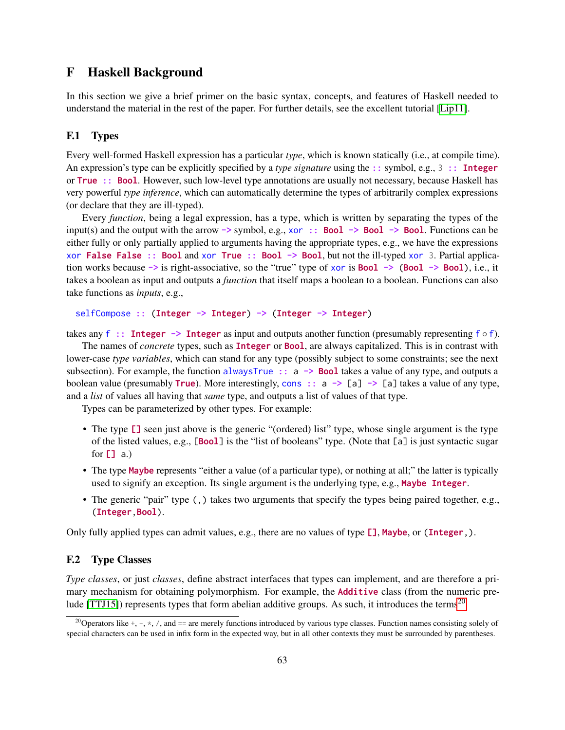# F Haskell Background

In this section we give a brief primer on the basic syntax, concepts, and features of Haskell needed to understand the material in the rest of the paper. For further details, see the excellent tutorial [Lip11].

## F.1 Types

Every well-formed Haskell expression has a particular *type*, which is known statically (i.e., at compile time). An expression's type can be explicitly specified by a *type signature* using the `::` symbol, e.g., `3 :: Integer` or `True :: Bool`. However, such low-level type annotations are usually not necessary, because Haskell has very powerful *type inference*, which can automatically determine the types of arbitrarily complex expressions (or declare that they are ill-typed).

Every *function*, being a legal expression, has a type, which is written by separating the types of the input(s) and the output with the arrow `->` symbol, e.g., `xor :: Bool -> Bool -> Bool`. Functions can be either fully or only partially applied to arguments having the appropriate types, e.g., we have the expressions `xor False False :: Bool` and `xor True :: Bool -> Bool`, but not the ill-typed `xor 3`. Partial application works because `->` is right-associative, so the "true" type of `xor` is `Bool -> (Bool -> Bool)`, i.e., it takes a boolean as input and outputs a *function* that itself maps a boolean to a boolean. Functions can also take functions as *inputs*, e.g.,

```
selfCompose :: (Integer -> Integer) -> (Integer -> Integer)
```

takes any `f :: Integer -> Integer` as input and outputs another function (presumably representing $f \circ f$).

The names of *concrete* types, such as `Integer` or `Bool`, are always capitalized. This is in contrast with lower-case *type variables*, which can stand for any type (possibly subject to some constraints; see the next subsection). For example, the function `alwaysTrue :: a -> Bool` takes a value of any type, and outputs a boolean value (presumably `True`). More interestingly, `cons :: a -> [a] -> [a]` takes a value of any type, and a *list* of values all having that *same* type, and outputs a list of values of that type.

Types can be parameterized by other types. For example:

- The type `[]` seen just above is the generic "(ordered) list" type, whose single argument is the type of the listed values, e.g., `[Bool]` is the "list of booleans" type. (Note that `[a]` is just syntactic sugar for `[] a`.)
- The type `Maybe` represents "either a value (of a particular type), or nothing at all;" the latter is typically used to signify an exception. Its single argument is the underlying type, e.g., `Maybe Integer`.
- The generic "pair" type `(,)` takes two arguments that specify the types being paired together, e.g., `(Integer,Bool)`.

Only fully applied types can admit values, e.g., there are no values of type `[]`, `Maybe`, or `(Integer,)`.

## F.2 Type Classes

*Type classes*, or just *classes*, define abstract interfaces that types can implement, and are therefore a primary mechanism for obtaining polymorphism. For example, the `Additive` class (from the numeric prelude [TTJ15]) represents types that form abelian additive groups. As such, it introduces the terms[20]

[20] Operators like +, -, *, /, and == are merely functions introduced by various type classes. Function names consisting solely of special characters can be used in infix form in the expected way, but in all other contexts they must be surrounded by parentheses.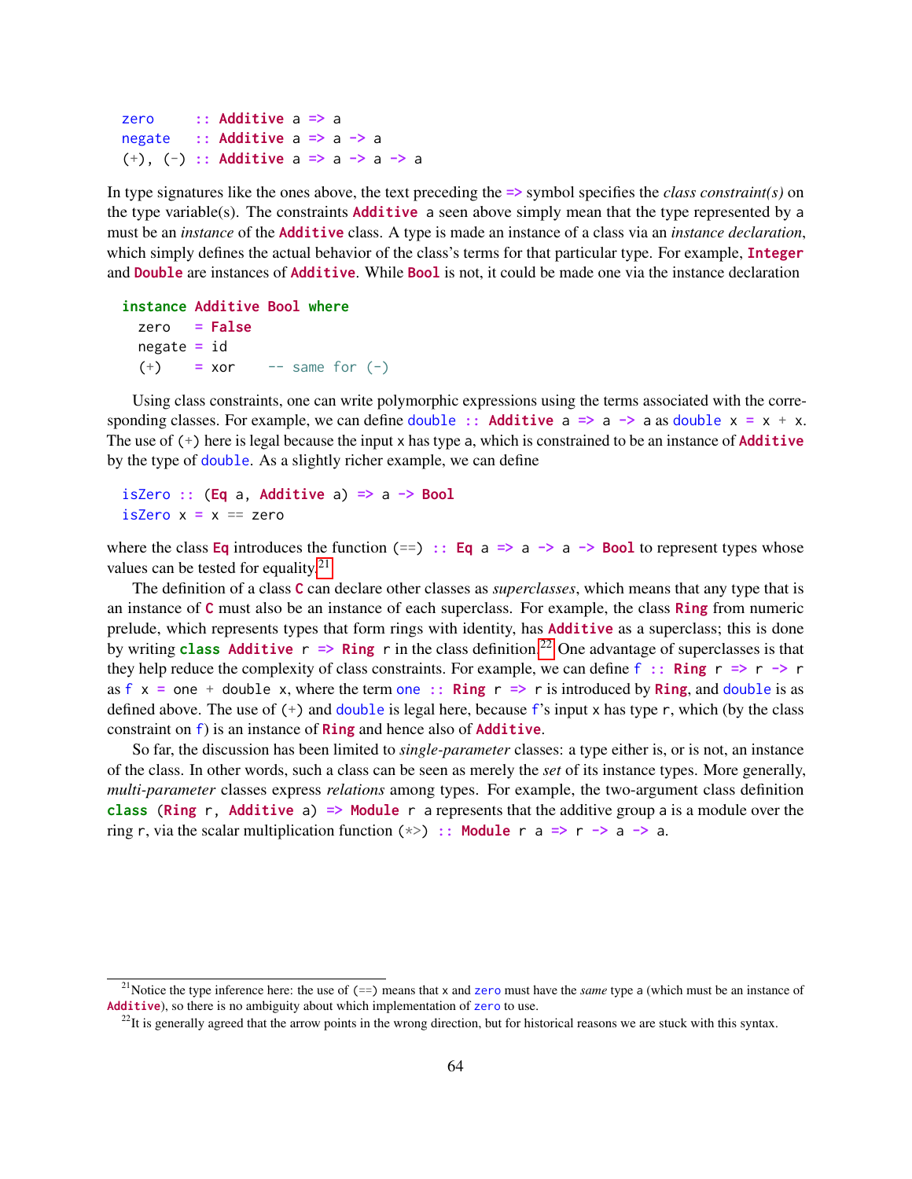```
zero      :: Additive a => a
negate    :: Additive a => a -> a
(+), (-) :: Additive a => a -> a -> a
```

In type signatures like the ones above, the text preceding the `=>` symbol specifies the *class constraint(s)* on the type variable(s). The constraints `Additive a` seen above simply mean that the type represented by `a` must be an *instance* of the `Additive` class. A type is made an instance of a class via an *instance declaration*, which simply defines the actual behavior of the class's terms for that particular type. For example, `Integer` and `Double` are instances of `Additive`. While `Bool` is not, it could be made one via the instance declaration

```
instance Additive Bool where
  zero   = False
  negate = id
  (+)    = xor    -- same for (-)
```

Using class constraints, one can write polymorphic expressions using the terms associated with the corresponding classes. For example, we can define `double :: Additive a => a -> a` as `double x = x + x`. The use of `(+)` here is legal because the input `x` has type `a`, which is constrained to be an instance of `Additive` by the type of `double`. As a slightly richer example, we can define

```
isZero :: (Eq a, Additive a) => a -> Bool
isZero x = x == zero
```

where the class `Eq` introduces the function `(==) :: Eq a => a -> a -> Bool` to represent types whose values can be tested for equality.[21]

The definition of a class `C` can declare other classes as *superclasses*, which means that any type that is an instance of `C` must also be an instance of each superclass. For example, the class `Ring` from numeric prelude, which represents types that form rings with identity, has `Additive` as a superclass; this is done by writing `class Additive r => Ring r` in the class definition.[22] One advantage of superclasses is that they help reduce the complexity of class constraints. For example, we can define `f :: Ring r => r -> r` as `f x = one + double x`, where the term `one :: Ring r => r` is introduced by `Ring`, and `double` is as defined above. The use of `(+)` and `double` is legal here, because `f`'s input `x` has type `r`, which (by the class constraint on `f`) is an instance of `Ring` and hence also of `Additive`.

So far, the discussion has been limited to *single-parameter* classes: a type either is, or is not, an instance of the class. In other words, such a class can be seen as merely the *set* of its instance types. More generally, *multi-parameter* classes express *relations* among types. For example, the two-argument class definition `class (Ring r, Additive a) => Module r a` represents that the additive group `a` is a module over the ring `r`, via the scalar multiplication function `(*>) :: Module r a => r -> a -> a`.

---

[21] Notice the type inference here: the use of `(==)` means that `x` and `zero` must have the *same* type `a` (which must be an instance of `Additive`), so there is no ambiguity about which implementation of `zero` to use.

[22] It is generally agreed that the arrow points in the wrong direction, but for historical reasons we are stuck with this syntax.